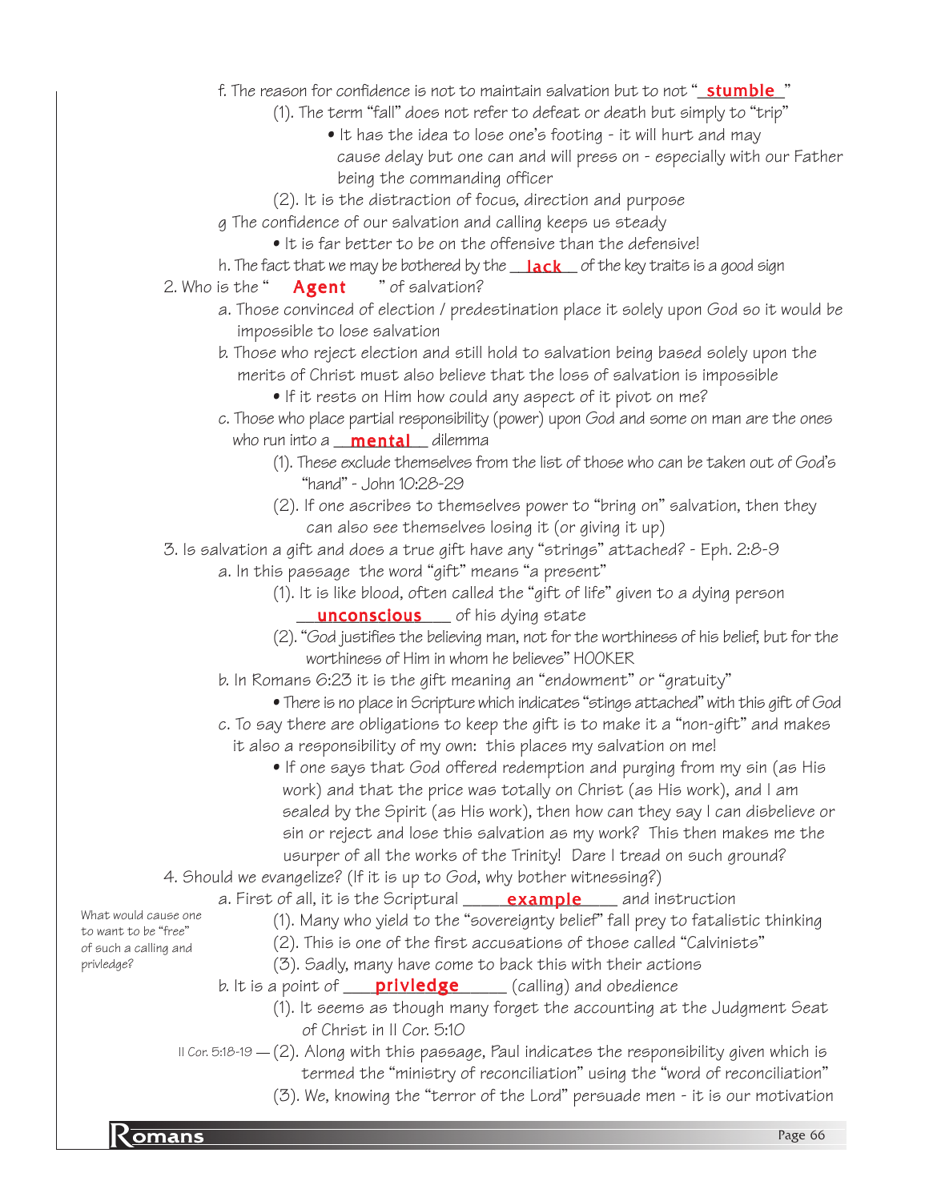f. The reason for confidence is not to maintain salvation but to not "**stumble**"

(1). The term "fall" does not refer to defeat or death but simply to "trip"

- It has the idea to lose one's footing - it will hurt and may cause delay but one can and will press on - especially with our Father being the commanding officer

(2). It is the distraction of focus, direction and purpose

g The confidence of our salvation and calling keeps us steady

- It is far better to be on the offensive than the defensive!

h. The fact that we may be bothered by the **lack** of the key traits is a good sign

2. Who is the "**Agent**" of salvation?

a. Those convinced of election / predestination place it solely upon God so it would be impossible to lose salvation

b. Those who reject election and still hold to salvation being based solely upon the merits of Christ must also believe that the loss of salvation is impossible

- If it rests on Him how could any aspect of it pivot on me?

c. Those who place partial responsibility (power) upon God and some on man are the ones who run into a **mental** dilemma

(1). These exclude themselves from the list of those who can be taken out of God's "hand" - John 10:28-29

(2). If one ascribes to themselves power to "bring on" salvation, then they can also see themselves losing it (or giving it up)

3. Is salvation a gift and does a true gift have any "strings" attached? - Eph. 2:8-9

a. In this passage the word "gift" means "a present"

(1). It is like blood, often called the "gift of life" given to a dying person **unconscious** of his dying state

(2). "God justifies the believing man, not for the worthiness of his belief, but for the worthiness of Him in whom he believes" HOOKER

b. In Romans 6:23 it is the gift meaning an "endowment" or "gratuity"

- There is no place in Scripture which indicates "stings attached" with this gift of God

c. To say there are obligations to keep the gift is to make it a "non-gift" and makes it also a responsibility of my own: this places my salvation on me!

- If one says that God offered redemption and purging from my sin (as His work) and that the price was totally on Christ (as His work), and I am sealed by the Spirit (as His work), then how can they say I can disbelieve or sin or reject and lose this salvation as my work? This then makes me the usurper of all the works of the Trinity! Dare I tread on such ground?

4. Should we evangelize? (If it is up to God, why bother witnessing?)

a. First of all, it is the Scriptural **example** and instruction

(1). Many who yield to the "sovereignty belief" fall prey to fatalistic thinking

(2). This is one of the first accusations of those called "Calvinists"

(3). Sadly, many have come to back this with their actions

*What would cause one to want to be "free" of such a calling and privledge?*

b. It is a point of **privledge** (calling) and obedience

(1). It seems as though many forget the accounting at the Judgment Seat of Christ in II Cor. 5:10

II Cor. 5:18-19 — (2). Along with this passage, Paul indicates the responsibility given which is termed the "ministry of reconciliation" using the "word of reconciliation"

(3). We, knowing the "terror of the Lord" persuade men - it is our motivation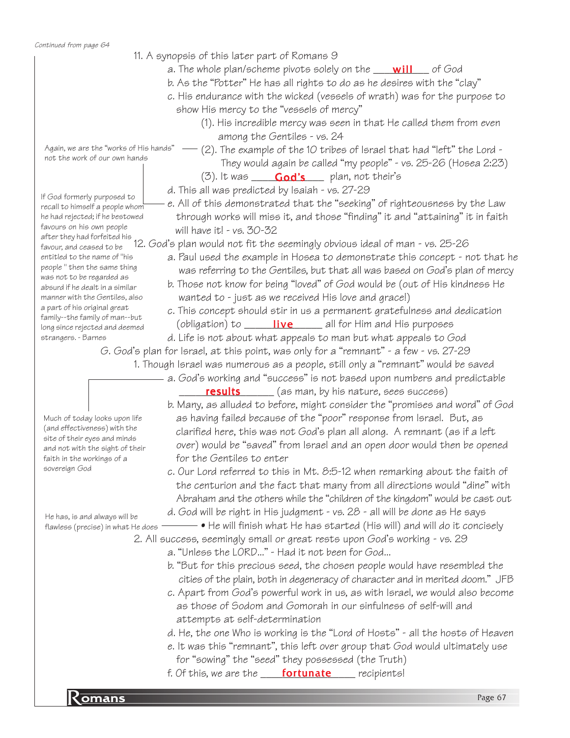*Continued from page 64*

11. A synopsis of this later part of Romans 9
    a. The whole plan/scheme pivots solely on the ___**will**___ of God
    b. As the "Potter" He has all rights to do as he desires with the "clay"
    c. His endurance with the wicked (vessels of wrath) was for the purpose to show His mercy to the "vessels of mercy"
        (1). His incredible mercy was seen in that He called them from even among the Gentiles - vs. 24
        (2). The example of the 10 tribes of Israel that had "left" the Lord - They would again be called "my people" - vs. 25-26 (Hosea 2:23)
        (3). It was ___**God's**___ plan, not their's
    d. This all was predicted by Isaiah - vs. 27-29
    e. All of this demonstrated that the "seeking" of righteousness by the Law through works will miss it, and those "finding" it and "attaining" it in faith will have it! - vs. 30-32

> Again, we are the "works of His hands" not the work of our own hands

> If God formerly purposed to recall to himself a people whom he had rejected; if he bestowed favours on his own people after they had forfeited his favour, and ceased to be entitled to the name of "his people " then the same thing was not to be regarded as absurd if he dealt in a similar manner with the Gentiles, also a part of his original great family--the family of man--but long since rejected and deemed strangers. - Barnes

12. God's plan would not fit the seemingly obvious ideal of man - vs. 25-26
    a. Paul used the example in Hosea to demonstrate this concept - not that he was referring to the Gentiles, but that all was based on God's plan of mercy
    b. Those not know for being "loved" of God would be (out of His kindness He wanted to - just as we received His love and grace!)
    c. This concept should stir in us a permanent gratefulness and dedication (obligation) to ___**live**___ all for Him and His purposes
    d. Life is not about what appeals to man but what appeals to God

G. God's plan for Israel, at this point, was only for a "remnant" - a few - vs. 27-29

1. Though Israel was numerous as a people, still only a "remnant" would be saved
    a. God's working and "success" is not based upon numbers and predictable ___**results**___ (as man, by his nature, sees success)
    b. Many, as alluded to before, might consider the "promises and word" of God as having failed because of the "poor" response from Israel. But, as clarified here, this was not God's plan all along. A remnant (as if a left over) would be "saved" from Israel and an open door would then be opened for the Gentiles to enter
    c. Our Lord referred to this in Mt. 8:5-12 when remarking about the faith of the centurion and the fact that many from all directions would "dine" with Abraham and the others while the "children of the kingdom" would be cast out
    d. God will be right in His judgment - vs. 28 - all will be done as He says
        • He will finish what He has started (His will) and will do it concisely

> Much of today looks upon life (and effectiveness) with the site of their eyes and minds and not with the sight of their faith in the workings of a sovereign God

> He has, is and always will be flawless (precise) in what He does

2. All success, seemingly small or great rests upon God's working - vs. 29
    a. "Unless the LORD..." - Had it not been for God...
    b. "But for this precious seed, the chosen people would have resembled the cities of the plain, both in degeneracy of character and in merited doom." JFB
    c. Apart from God's powerful work in us, as with Israel, we would also become as those of Sodom and Gomorah in our sinfulness of self-will and attempts at self-determination
    d. He, the one Who is working is the "Lord of Hosts" - all the hosts of Heaven
    e. It was this "remnant", this left over group that God would ultimately use for "sowing" the "seed" they possessed (the Truth)
    f. Of this, we are the ___**fortunate**___ recipients!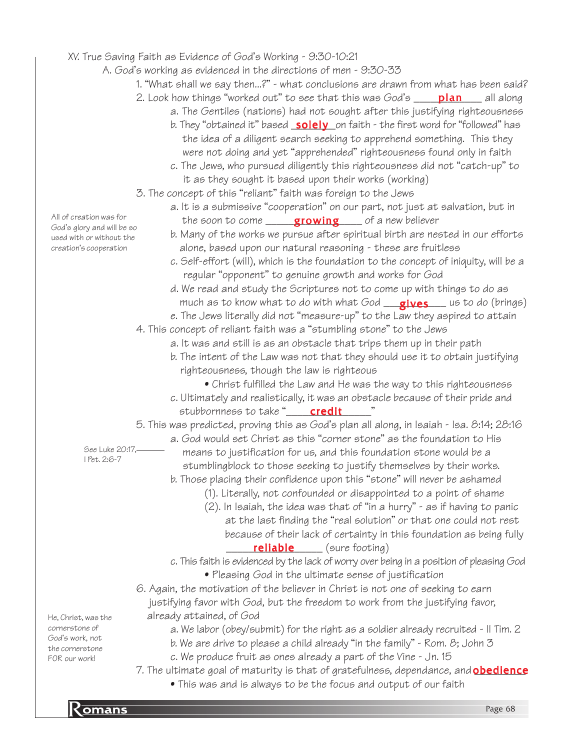## XV. True Saving Faith as Evidence of God's Working - 9:30-10:21

### A. God's working as evidenced in the directions of men - 9:30-33

1. "What shall we say then...?" - what conclusions are drawn from what has been said?
2. Look how things "worked out" to see that this was God's **plan** all along
   - a. The Gentiles (nations) had not sought after this justifying righteousness
   - b. They "obtained it" based **solely** on faith - the first word for "followed" has the idea of a diligent search seeking to apprehend something. This they were not doing and yet "apprehended" righteousness found only in faith
   - c. The Jews, who pursued diligently this righteousness did not "catch-up" to it as they sought it based upon their works (working)
3. The concept of this "reliant" faith was foreign to the Jews
   - a. It is a submissive "cooperation" on our part, not just at salvation, but in the soon to come **growing** of a new believer
   - b. Many of the works we pursue after spiritual birth are nested in our efforts alone, based upon our natural reasoning - these are fruitless
   - c. Self-effort (will), which is the foundation to the concept of iniquity, will be a regular "opponent" to genuine growth and works for God
   - d. We read and study the Scriptures not to come up with things to do as much as to know what to do with what God **gives** us to do (brings)
   - e. The Jews literally did not "measure-up" to the Law they aspired to attain

*All of creation was for God's glory and will be so used with or without the creation's cooperation*

4. This concept of reliant faith was a "stumbling stone" to the Jews
   - a. It was and still is as an obstacle that trips them up in their path
   - b. The intent of the Law was not that they should use it to obtain justifying righteousness, though the law is righteous
     - Christ fulfilled the Law and He was the way to this righteousness
   - c. Ultimately and realistically, it was an obstacle because of their pride and stubbornness to take "**credit**"
5. This was predicted, proving this as God's plan all along, in Isaiah - Isa. 8:14; 28:16
   - a. God would set Christ as this "corner stone" as the foundation to His means to justification for us, and this foundation stone would be a stumblingblock to those seeking to justify themselves by their works.
   - b. Those placing their confidence upon this "stone" will never be ashamed
     - (1). Literally, not confounded or disappointed to a point of shame
     - (2). In Isaiah, the idea was that of "in a hurry" - as if having to panic at the last finding the "real solution" or that one could not rest because of their lack of certainty in this foundation as being fully **reliable** (sure footing)
   - c. This faith is evidenced by the lack of worry over being in a position of pleasing God
     - Pleasing God in the ultimate sense of justification

*See Luke 20:17, I Pet. 2:6-7*

6. Again, the motivation of the believer in Christ is not one of seeking to earn justifying favor with God, but the freedom to work from the justifying favor, already attained, of God
   - a. We labor (obey/submit) for the right as a soldier already recruited - II Tim. 2
   - b. We are drive to please a child already "in the family" - Rom. 8; John 3
   - c. We produce fruit as ones already a part of the Vine - Jn. 15
7. The ultimate goal of maturity is that of gratefulness, dependance, and **obedience**
   - This was and is always to be the focus and output of our faith

*He, Christ, was the cornerstone of God's work, not the cornerstone FOR our work!*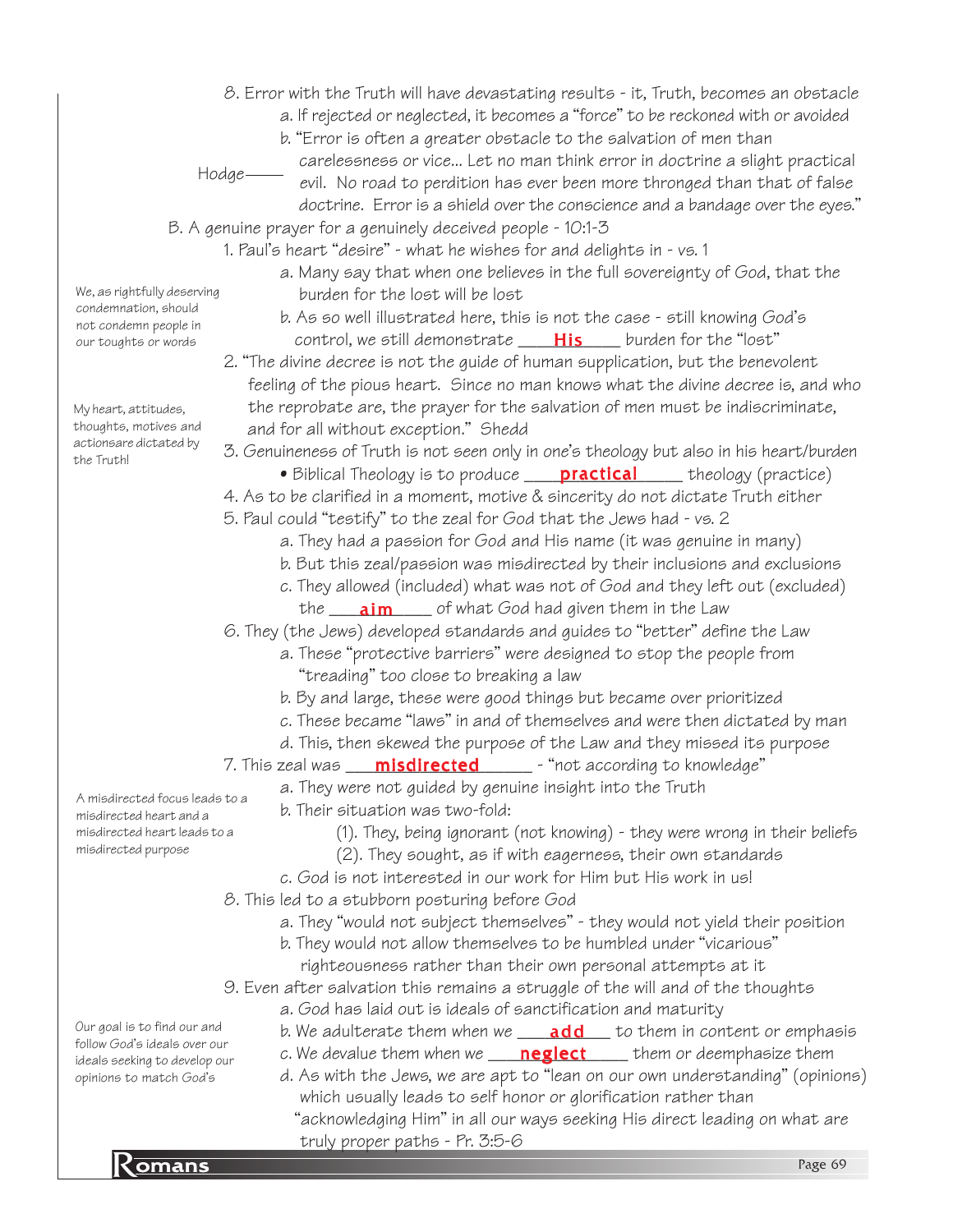8. Error with the Truth will have devastating results - it, Truth, becomes an obstacle
    a. If rejected or neglected, it becomes a "force" to be reckoned with or avoided
    b. "Error is often a greater obstacle to the salvation of men than carelessness or vice... Let no man think error in doctrine a slight practical evil. No road to perdition has ever been more thronged than that of false doctrine. Error is a shield over the conscience and a bandage over the eyes." — Hodge

B. A genuine prayer for a genuinely deceived people - 10:1-3

1. Paul's heart "desire" - what he wishes for and delights in - vs. 1
    a. Many say that when one believes in the full sovereignty of God, that the burden for the lost will be lost
    b. As so well illustrated here, this is not the case - still knowing God's control, we still demonstrate ____**His**____ burden for the "lost"

*We, as rightfully deserving condemnation, should not condemn people in our toughts or words*

2. "The divine decree is not the guide of human supplication, but the benevolent feeling of the pious heart. Since no man knows what the divine decree is, and who the reprobate are, the prayer for the salvation of men must be indiscriminate, and for all without exception." Shedd

*My heart, attitudes, thoughts, motives and actionsare dictated by the Truth!*

3. Genuineness of Truth is not seen only in one's theology but also in his heart/burden
    - Biblical Theology is to produce ____**practical**____ theology (practice)
4. As to be clarified in a moment, motive & sincerity do not dictate Truth either
5. Paul could "testify" to the zeal for God that the Jews had - vs. 2
    a. They had a passion for God and His name (it was genuine in many)
    b. But this zeal/passion was misdirected by their inclusions and exclusions
    c. They allowed (included) what was not of God and they left out (excluded) the ____**aim**____ of what God had given them in the Law
6. They (the Jews) developed standards and guides to "better" define the Law
    a. These "protective barriers" were designed to stop the people from "treading" too close to breaking a law
    b. By and large, these were good things but became over prioritized
    c. These became "laws" in and of themselves and were then dictated by man
    d. This, then skewed the purpose of the Law and they missed its purpose
7. This zeal was ____**misdirected**____ - "not according to knowledge"
    a. They were not guided by genuine insight into the Truth
    b. Their situation was two-fold:
        (1). They, being ignorant (not knowing) - they were wrong in their beliefs
        (2). They sought, as if with eagerness, their own standards
    c. God is not interested in our work for Him but His work in us!

*A misdirected focus leads to a misdirected heart and a misdirected heart leads to a misdirected purpose*

8. This led to a stubborn posturing before God
    a. They "would not subject themselves" - they would not yield their position
    b. They would not allow themselves to be humbled under "vicarious" righteousness rather than their own personal attempts at it
9. Even after salvation this remains a struggle of the will and of the thoughts
    a. God has laid out is ideals of sanctification and maturity
    b. We adulterate them when we ____**add**____ to them in content or emphasis
    c. We devalue them when we ____**neglect**____ them or deemphasize them
    d. As with the Jews, we are apt to "lean on our own understanding" (opinions) which usually leads to self honor or glorification rather than "acknowledging Him" in all our ways seeking His direct leading on what are truly proper paths - Pr. 3:5-6

*Our goal is to find our and follow God's ideals over our ideals seeking to develop our opinions to match God's*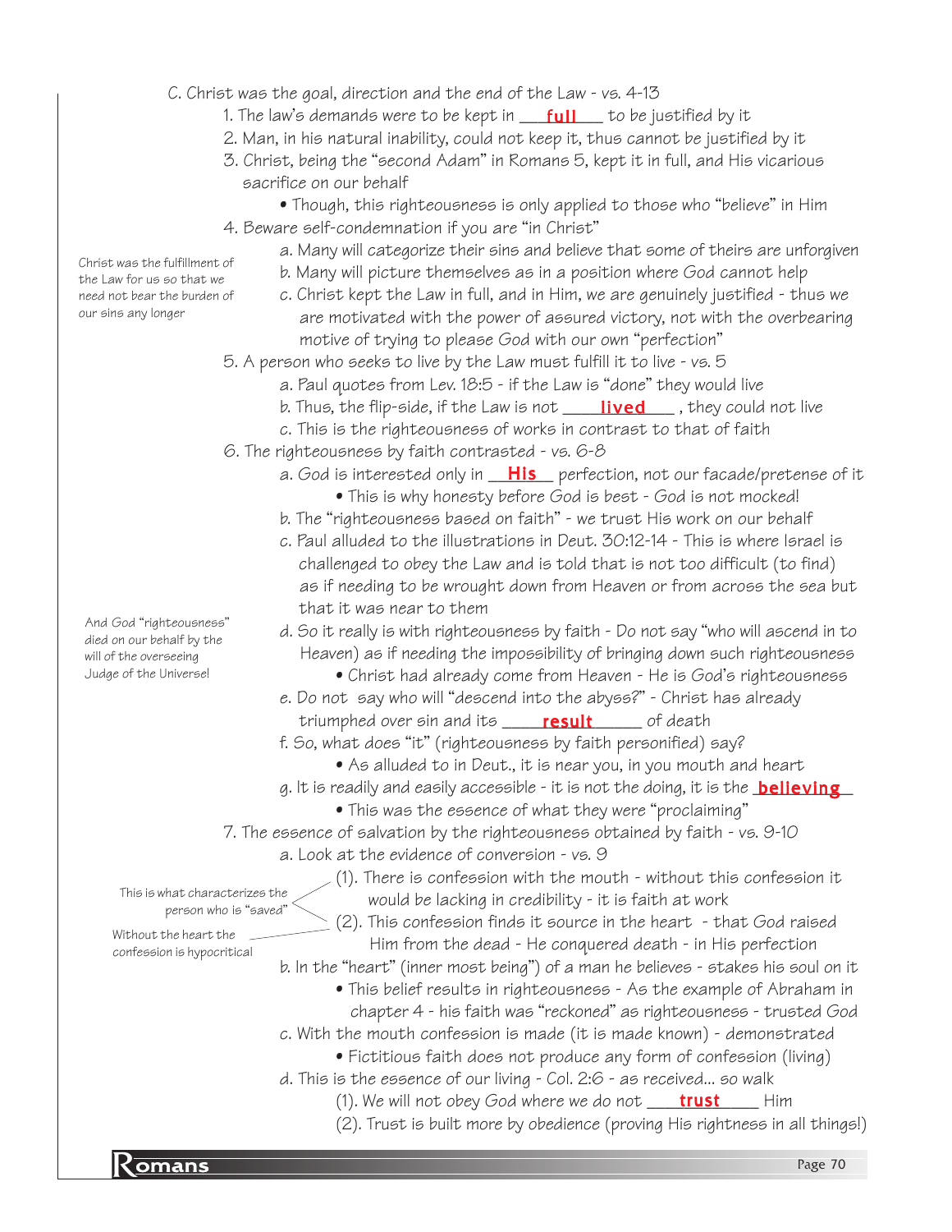C. Christ was the goal, direction and the end of the Law - vs. 4-13

1. The law's demands were to be kept in **full** to be justified by it
2. Man, in his natural inability, could not keep it, thus cannot be justified by it
3. Christ, being the "second Adam" in Romans 5, kept it in full, and His vicarious sacrifice on our behalf
   - Though, this righteousness is only applied to those who "believe" in Him
4. Beware self-condemnation if you are "in Christ"
   a. Many will categorize their sins and believe that some of theirs are unforgiven
   b. Many will picture themselves as in a position where God cannot help
   c. Christ kept the Law in full, and in Him, we are genuinely justified - thus we are motivated with the power of assured victory, not with the overbearing motive of trying to please God with our own "perfection"

*Christ was the fulfillment of the Law for us so that we need not bear the burden of our sins any longer*

5. A person who seeks to live by the Law must fulfill it to live - vs. 5
   a. Paul quotes from Lev. 18:5 - if the Law is "done" they would live
   b. Thus, the flip-side, if the Law is not **lived**, they could not live
   c. This is the righteousness of works in contrast to that of faith
6. The righteousness by faith contrasted - vs. 6-8
   a. God is interested only in **His** perfection, not our facade/pretense of it
      - This is why honesty before God is best - God is not mocked!
   b. The "righteousness based on faith" - we trust His work on our behalf
   c. Paul alluded to the illustrations in Deut. 30:12-14 - This is where Israel is challenged to obey the Law and is told that is not too difficult (to find) as if needing to be wrought down from Heaven or from across the sea but that it was near to them
   d. So it really is with righteousness by faith - Do not say "who will ascend in to Heaven) as if needing the impossibility of bringing down such righteousness
      - Christ had already come from Heaven - He is God's righteousness
   e. Do not say who will "descend into the abyss?" - Christ has already triumphed over sin and its **result** of death
   f. So, what does "it" (righteousness by faith personified) say?
      - As alluded to in Deut., it is near you, in you mouth and heart
   g. It is readily and easily accessible - it is not the doing, it is the **believing**
      - This was the essence of what they were "proclaiming"

*And God "righteousness" died on our behalf by the will of the overseeing Judge of the Universe!*

7. The essence of salvation by the righteousness obtained by faith - vs. 9-10
   a. Look at the evidence of conversion - vs. 9
      (1). There is confession with the mouth - without this confession it would be lacking in credibility - it is faith at work
      (2). This confession finds it source in the heart - that God raised Him from the dead - He conquered death - in His perfection

   *This is what characterizes the person who is "saved"*

   *Without the heart the confession is hypocritical*

   b. In the "heart" (inner most being") of a man he believes - stakes his soul on it
      - This belief results in righteousness - As the example of Abraham in chapter 4 - his faith was "reckoned" as righteousness - trusted God
   c. With the mouth confession is made (it is made known) - demonstrated
      - Fictitious faith does not produce any form of confession (living)
   d. This is the essence of our living - Col. 2:6 - as received... so walk
      (1). We will not obey God where we do not **trust** Him
      (2). Trust is built more by obedience (proving His rightness in all things!)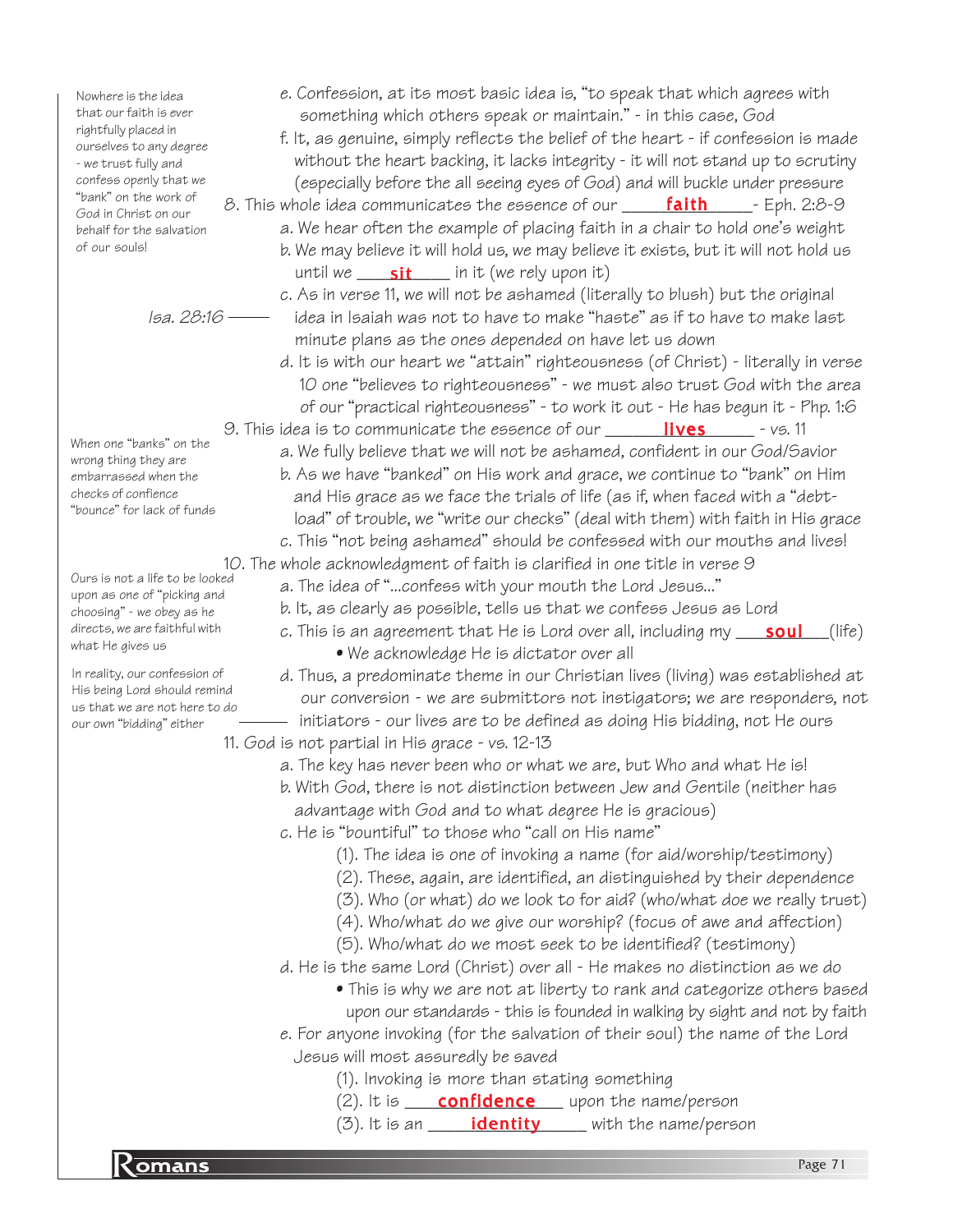> Nowhere is the idea that our faith is ever rightfully placed in ourselves to any degree - we trust fully and confess openly that we "bank" on the work of God in Christ on our behalf for the salvation of our souls!

e. Confession, at its most basic idea is, "to speak that which agrees with something which others speak or maintain." - in this case, God

f. It, as genuine, simply reflects the belief of the heart - if confession is made without the heart backing, it lacks integrity - it will not stand up to scrutiny (especially before the all seeing eyes of God) and will buckle under pressure

8. This whole idea communicates the essence of our ____**faith**____- Eph. 2:8-9

a. We hear often the example of placing faith in a chair to hold one's weight

b. We may believe it will hold us, we may believe it exists, but it will not hold us until we ___**sit**___ in it (we rely upon it)

c. As in verse 11, we will not be ashamed (literally to blush) but the original idea in Isaiah was not to have to make "haste" as if to have to make last minute plans as the ones depended on have let us down — Isa. 28:16

d. It is with our heart we "attain" righteousness (of Christ) - literally in verse 10 one "believes to righteousness" - we must also trust God with the area of our "practical righteousness" - to work it out - He has begun it - Php. 1:6

9. This idea is to communicate the essence of our _____**lives**_____ - vs. 11

> When one "banks" on the wrong thing they are embarrassed when the checks of confience "bounce" for lack of funds

a. We fully believe that we will not be ashamed, confident in our God/Savior

b. As we have "banked" on His work and grace, we continue to "bank" on Him and His grace as we face the trials of life (as if, when faced with a "debt-load" of trouble, we "write our checks" (deal with them) with faith in His grace

c. This "not being ashamed" should be confessed with our mouths and lives!

10. The whole acknowledgment of faith is clarified in one title in verse 9

> Ours is not a life to be looked upon as one of "picking and choosing" - we obey as he directs, we are faithful with what He gives us

a. The idea of "...confess with your mouth the Lord Jesus..."

b. It, as clearly as possible, tells us that we confess Jesus as Lord

c. This is an agreement that He is Lord over all, including my ___**soul**___(life)

- We acknowledge He is dictator over all

> In reality, our confession of His being Lord should remind us that we are not here to do our own "bidding" either

d. Thus, a predominate theme in our Christian lives (living) was established at our conversion - we are submittors not instigators; we are responders, not initiators - our lives are to be defined as doing His bidding, not He ours

11. God is not partial in His grace - vs. 12-13

a. The key has never been who or what we are, but Who and what He is!

b. With God, there is not distinction between Jew and Gentile (neither has advantage with God and to what degree He is gracious)

c. He is "bountiful" to those who "call on His name"

(1). The idea is one of invoking a name (for aid/worship/testimony)

(2). These, again, are identified, an distinguished by their dependence

(3). Who (or what) do we look to for aid? (who/what doe we really trust)

(4). Who/what do we give our worship? (focus of awe and affection)

(5). Who/what do we most seek to be identified? (testimony)

d. He is the same Lord (Christ) over all - He makes no distinction as we do

- This is why we are not at liberty to rank and categorize others based upon our standards - this is founded in walking by sight and not by faith

e. For anyone invoking (for the salvation of their soul) the name of the Lord Jesus will most assuredly be saved

(1). Invoking is more than stating something

(2). It is ___**confidence**___ upon the name/person

(3). It is an ____**identity**____ with the name/person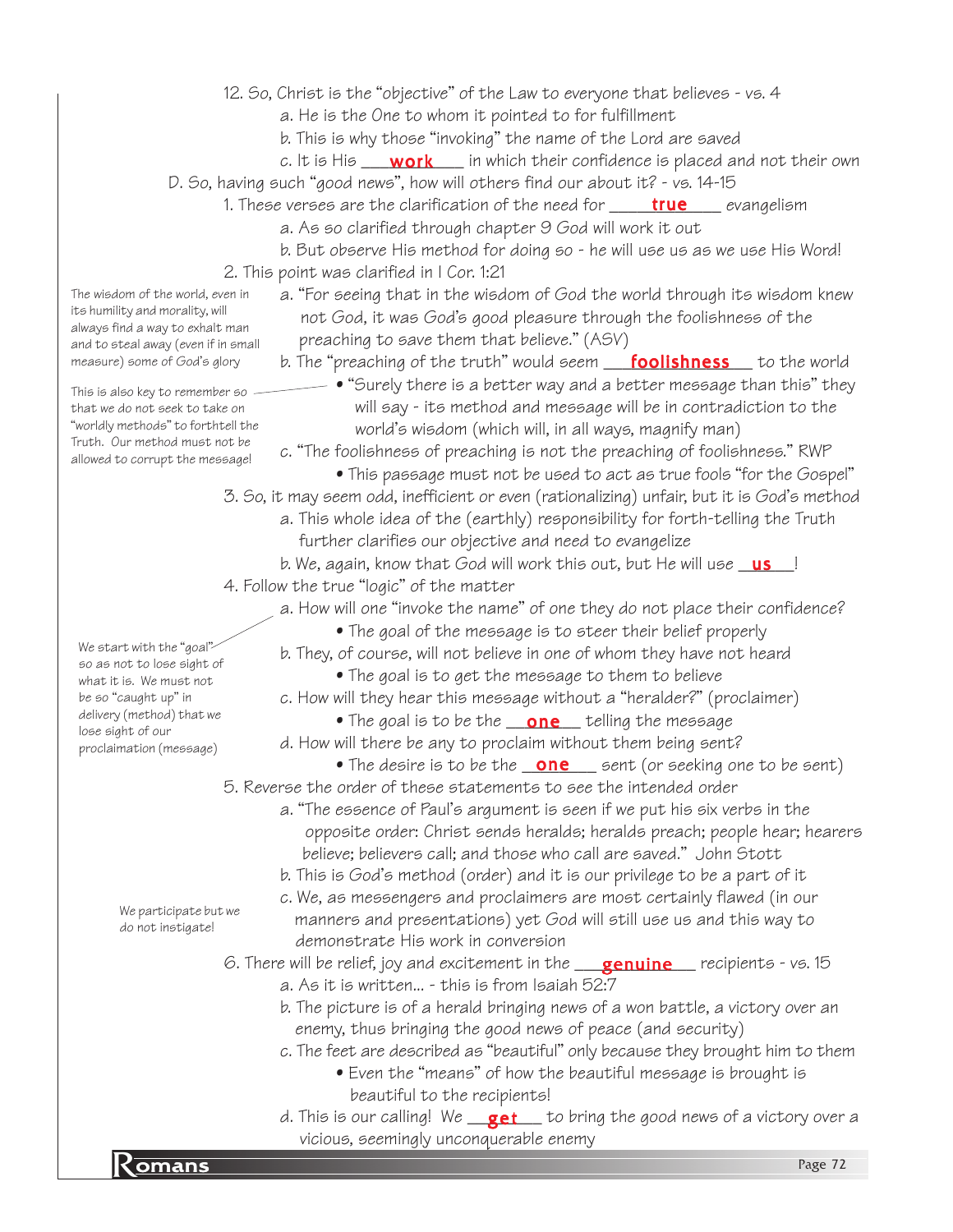12. So, Christ is the "objective" of the Law to everyone that believes - vs. 4
    a. He is the One to whom it pointed to for fulfillment
    b. This is why those "invoking" the name of the Lord are saved
    c. It is His **work** in which their confidence is placed and not their own

D. So, having such "good news", how will others find our about it? - vs. 14-15

1. These verses are the clarification of the need for **true** evangelism
    a. As so clarified through chapter 9 God will work it out
    b. But observe His method for doing so - he will use us as we use His Word!
2. This point was clarified in I Cor. 1:21
    a. "For seeing that in the wisdom of God the world through its wisdom knew not God, it was God's good pleasure through the foolishness of the preaching to save them that believe." (ASV)
    b. The "preaching of the truth" would seem **foolishness** to the world
        - "Surely there is a better way and a better message than this" they will say - its method and message will be in contradiction to the world's wisdom (which will, in all ways, magnify man)
    c. "The foolishness of preaching is not the preaching of foolishness." RWP
        - This passage must not be used to act as true fools "for the Gospel"

*The wisdom of the world, even in its humility and morality, will always find a way to exhalt man and to steal away (even if in small measure) some of God's glory*

*This is also key to remember so that we do not seek to take on "worldly methods" to forthtell the Truth. Our method must not be allowed to corrupt the message!*

3. So, it may seem odd, inefficient or even (rationalizing) unfair, but it is God's method
    a. This whole idea of the (earthly) responsibility for forth-telling the Truth further clarifies our objective and need to evangelize
    b. We, again, know that God will work this out, but He will use **us**!
4. Follow the true "logic" of the matter
    a. How will one "invoke the name" of one they do not place their confidence?
        - The goal of the message is to steer their belief properly
    b. They, of course, will not believe in one of whom they have not heard
        - The goal is to get the message to them to believe
    c. How will they hear this message without a "heralder?" (proclaimer)
        - The goal is to be the **one** telling the message
    d. How will there be any to proclaim without them being sent?
        - The desire is to be the **one** sent (or seeking one to be sent)

*We start with the "goal" so as not to lose sight of what it is. We must not be so "caught up" in delivery (method) that we lose sight of our proclaimation (message)*

5. Reverse the order of these statements to see the intended order
    a. "The essence of Paul's argument is seen if we put his six verbs in the opposite order: Christ sends heralds; heralds preach; people hear; hearers believe; believers call; and those who call are saved." John Stott
    b. This is God's method (order) and it is our privilege to be a part of it
    c. We, as messengers and proclaimers are most certainly flawed (in our manners and presentations) yet God will still use us and this way to demonstrate His work in conversion

*We participate but we do not instigate!*

6. There will be relief, joy and excitement in the **genuine** recipients - vs. 15
    a. As it is written... - this is from Isaiah 52:7
    b. The picture is of a herald bringing news of a won battle, a victory over an enemy, thus bringing the good news of peace (and security)
    c. The feet are described as "beautiful" only because they brought him to them
        - Even the "means" of how the beautiful message is brought is beautiful to the recipients!
    d. This is our calling! We **get** to bring the good news of a victory over a vicious, seemingly unconquerable enemy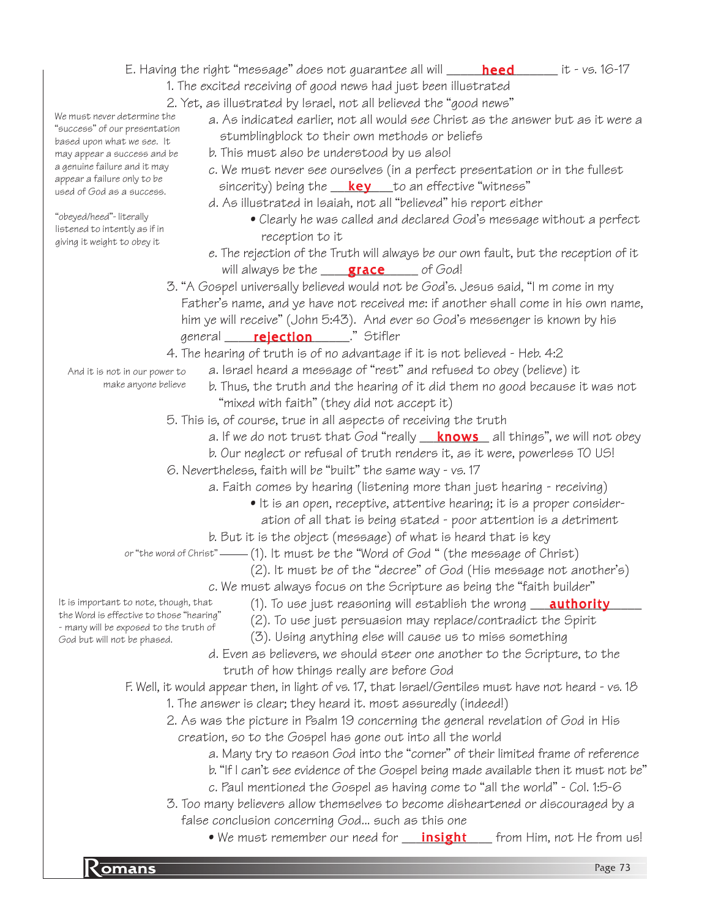E. Having the right "message" does not guarantee all will ____**heed**____ it - vs. 16-17

1. The excited receiving of good news had just been illustrated
2. Yet, as illustrated by Israel, not all believed the "good news"

> We must never determine the "success" of our presentation based upon what we see. It may appear a success and be a genuine failure and it may appear a failure only to be used of God as a success.

> "obeyed/heed"- literally listened to intently as if in giving it weight to obey it

   a. As indicated earlier, not all would see Christ as the answer but as it were a stumblingblock to their own methods or beliefs
   b. This must also be understood by us also!
   c. We must never see ourselves (in a perfect presentation or in the fullest sincerity) being the ___**key**___to an effective "witness"
   d. As illustrated in Isaiah, not all "believed" his report either
      - Clearly he was called and declared God's message without a perfect reception to it
   e. The rejection of the Truth will always be our own fault, but the reception of it will always be the ____**grace**____ of God!

3. "A Gospel universally believed would not be God's. Jesus said, "I m come in my Father's name, and ye have not received me: if another shall come in his own name, him ye will receive" (John 5:43). And ever so God's messenger is known by his general ____**rejection**____." Stifler
4. The hearing of truth is of no advantage if it is not believed - Heb. 4:2

> And it is not in our power to make anyone believe

   a. Israel heard a message of "rest" and refused to obey (believe) it
   b. Thus, the truth and the hearing of it did them no good because it was not "mixed with faith" (they did not accept it)

5. This is, of course, true in all aspects of receiving the truth
   a. If we do not trust that God "really __**knows**__ all things", we will not obey
   b. Our neglect or refusal of truth renders it, as it were, powerless TO US!
6. Nevertheless, faith will be "built" the same way - vs. 17
   a. Faith comes by hearing (listening more than just hearing - receiving)
      - It is an open, receptive, attentive hearing; it is a proper consideration of all that is being stated - poor attention is a detriment
   b. But it is the object (message) of what is heard that is key

> or "the word of Christ" —

      (1). It must be the "Word of God " (the message of Christ)
      (2). It must be of the "decree" of God (His message not another's)

   c. We must always focus on the Scripture as being the "faith builder"

> It is important to note, though, that the Word is effective to those "hearing" - many will be exposed to the truth of God but will not be phased.

      (1). To use just reasoning will establish the wrong ___**authority**____
      (2). To use just persuasion may replace/contradict the Spirit
      (3). Using anything else will cause us to miss something

   d. Even as believers, we should steer one another to the Scripture, to the truth of how things really are before God

F. Well, it would appear then, in light of vs. 17, that Israel/Gentiles must have not heard - vs. 18

1. The answer is clear; they heard it. most assuredly (indeed!)
2. As was the picture in Psalm 19 concerning the general revelation of God in His creation, so to the Gospel has gone out into all the world
   a. Many try to reason God into the "corner" of their limited frame of reference
   b. "If I can't see evidence of the Gospel being made available then it must not be"
   c. Paul mentioned the Gospel as having come to "all the world" - Col. 1:5-6
3. Too many believers allow themselves to become disheartened or discouraged by a false conclusion concerning God... such as this one
   - We must remember our need for ___**insight**____ from Him, not He from us!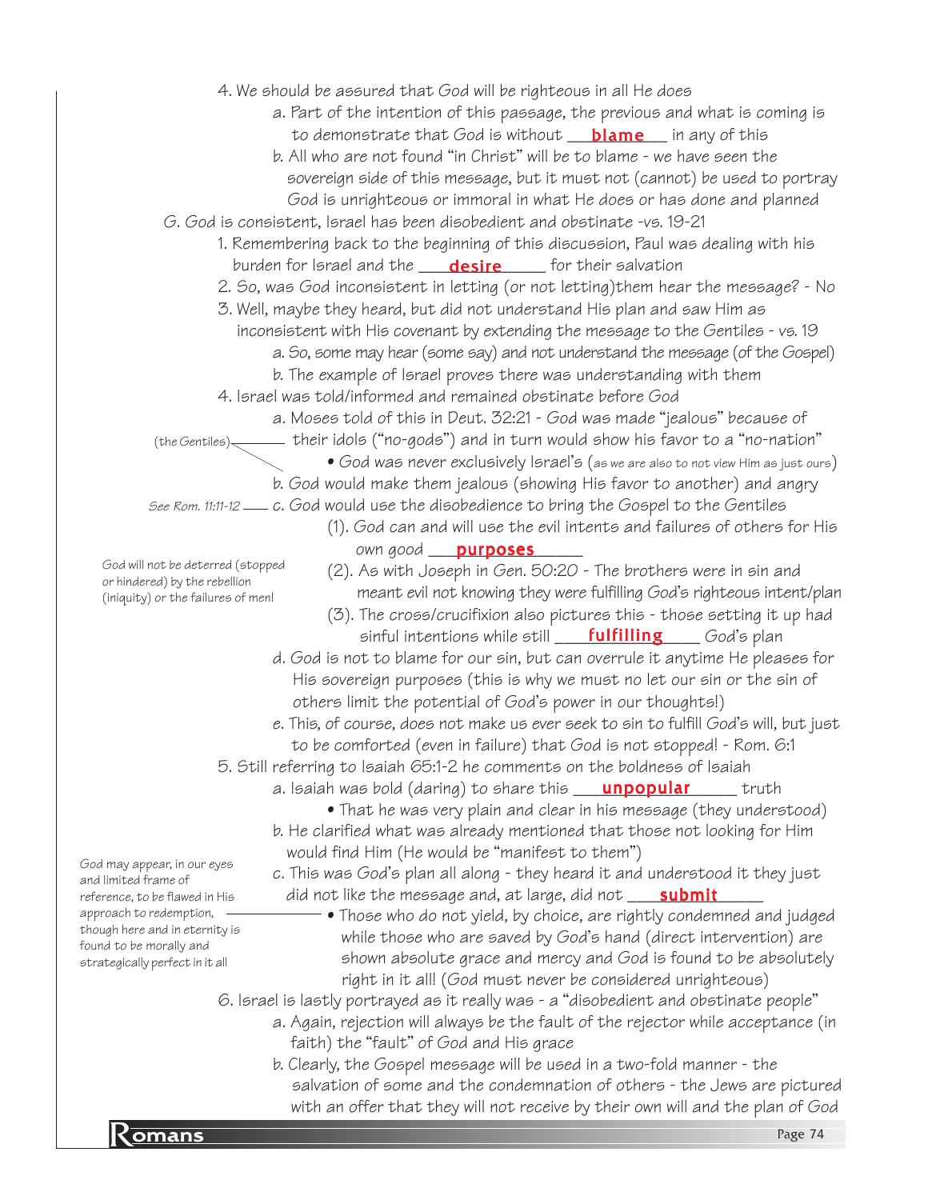4. We should be assured that God will be righteous in all He does
   - a. Part of the intention of this passage, the previous and what is coming is to demonstrate that God is without **blame** in any of this
   - b. All who are not found "in Christ" will be to blame - we have seen the sovereign side of this message, but it must not (cannot) be used to portray God is unrighteous or immoral in what He does or has done and planned

G. God is consistent, Israel has been disobedient and obstinate -vs. 19-21

1. Remembering back to the beginning of this discussion, Paul was dealing with his burden for Israel and the **desire** for their salvation
2. So, was God inconsistent in letting (or not letting)them hear the message? - No
3. Well, maybe they heard, but did not understand His plan and saw Him as inconsistent with His covenant by extending the message to the Gentiles - vs. 19
   - a. So, some may hear (some say) and not understand the message (of the Gospel)
   - b. The example of Israel proves there was understanding with them
4. Israel was told/informed and remained obstinate before God
   - a. Moses told of this in Deut. 32:21 - God was made "jealous" because of their idols ("no-gods") and in turn would show his favor to a "no-nation" (the Gentiles)
     - God was never exclusively Israel's (as we are also to not view Him as just ours)
   - b. God would make them jealous (showing His favor to another) and angry
   - c. God would use the disobedience to bring the Gospel to the Gentiles (See Rom. 11:11-12)
     - (1). God can and will use the evil intents and failures of others for His own good **purposes**
     - (2). As with Joseph in Gen. 50:20 - The brothers were in sin and meant evil not knowing they were fulfilling God's righteous intent/plan
     - (3). The cross/crucifixion also pictures this - those setting it up had sinful intentions while still **fulfilling** God's plan

     *God will not be deterred (stopped or hindered) by the rebellion (iniquity) or the failures of men!*
   - d. God is not to blame for our sin, but can overrule it anytime He pleases for His sovereign purposes (this is why we must no let our sin or the sin of others limit the potential of God's power in our thoughts!)
   - e. This, of course, does not make us ever seek to sin to fulfill God's will, but just to be comforted (even in failure) that God is not stopped! - Rom. 6:1
5. Still referring to Isaiah 65:1-2 he comments on the boldness of Isaiah
   - a. Isaiah was bold (daring) to share this **unpopular** truth
     - That he was very plain and clear in his message (they understood)
   - b. He clarified what was already mentioned that those not looking for Him would find Him (He would be "manifest to them")
   - c. This was God's plan all along - they heard it and understood it they just did not like the message and, at large, did not **submit**
     - Those who do not yield, by choice, are rightly condemned and judged while those who are saved by God's hand (direct intervention) are shown absolute grace and mercy and God is found to be absolutely right in it all! (God must never be considered unrighteous)

     *God may appear, in our eyes and limited frame of reference, to be flawed in His approach to redemption, though here and in eternity is found to be morally and strategically perfect in it all*
6. Israel is lastly portrayed as it really was - a "disobedient and obstinate people"
   - a. Again, rejection will always be the fault of the rejector while acceptance (in faith) the "fault" of God and His grace
   - b. Clearly, the Gospel message will be used in a two-fold manner - the salvation of some and the condemnation of others - the Jews are pictured with an offer that they will not receive by their own will and the plan of God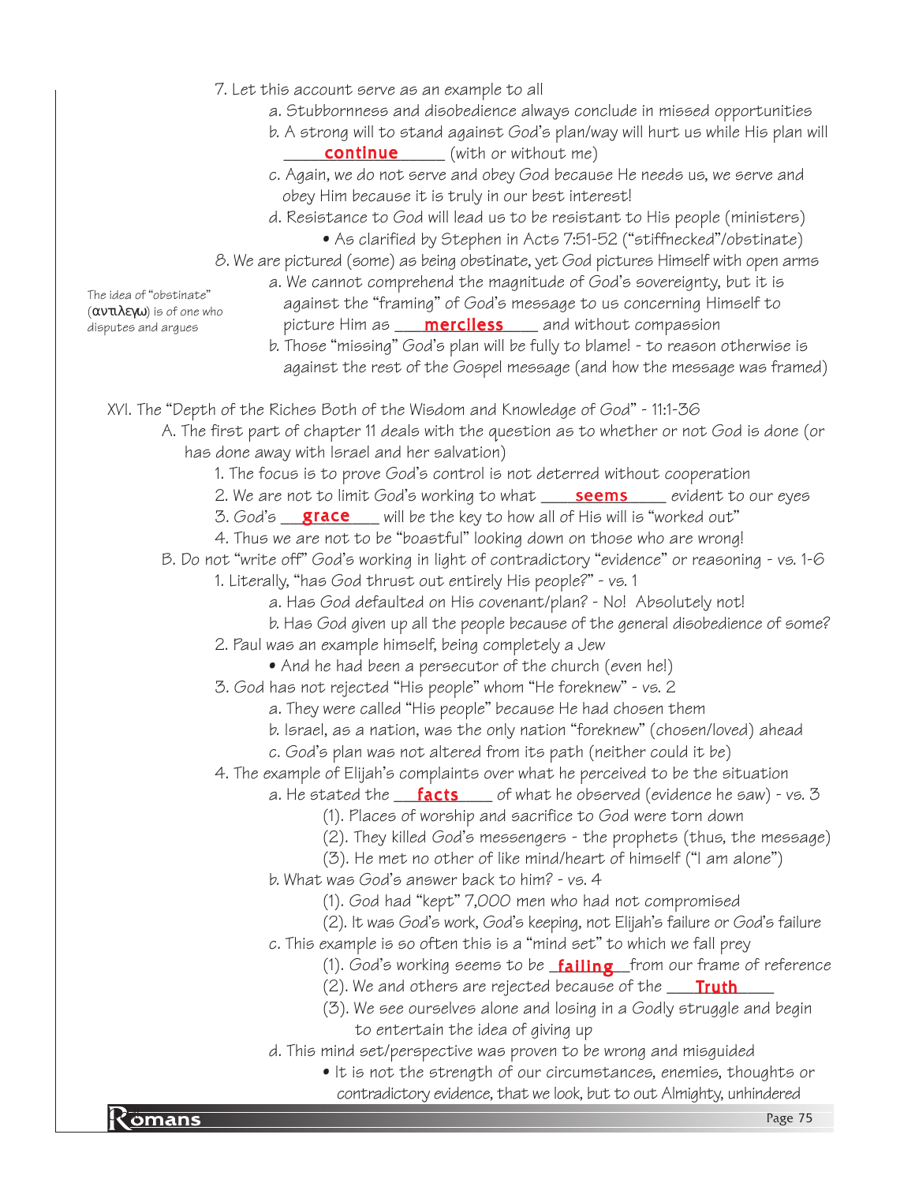7. Let this account serve as an example to all
   a. Stubbornness and disobedience always conclude in missed opportunities
   b. A strong will to stand against God's plan/way will hurt us while His plan will ____**continue**_____ (with or without me)
   c. Again, we do not serve and obey God because He needs us, we serve and obey Him because it is truly in our best interest!
   d. Resistance to God will lead us to be resistant to His people (ministers)
      - As clarified by Stephen in Acts 7:51-52 ("stiffnecked"/obstinate)

8. We are pictured (some) as being obstinate, yet God pictures Himself with open arms
   a. We cannot comprehend the magnitude of God's sovereignty, but it is against the "framing" of God's message to us concerning Himself to picture Him as ___**merciless**____ and without compassion
   b. Those "missing" God's plan will be fully to blame! - to reason otherwise is against the rest of the Gospel message (and how the message was framed)

The idea of "obstinate" (αντιλεγω) is of one who disputes and argues

XVI. The "Depth of the Riches Both of the Wisdom and Knowledge of God" - 11:1-36

A. The first part of chapter 11 deals with the question as to whether or not God is done (or has done away with Israel and her salvation)
   1. The focus is to prove God's control is not deterred without cooperation
   2. We are not to limit God's working to what ___**seems**_____ evident to our eyes
   3. God's __**grace**____ will be the key to how all of His will is "worked out"
   4. Thus we are not to be "boastful" looking down on those who are wrong!

B. Do not "write off" God's working in light of contradictory "evidence" or reasoning - vs. 1-6
   1. Literally, "has God thrust out entirely His people?" - vs. 1
      a. Has God defaulted on His covenant/plan? - No! Absolutely not!
      b. Has God given up all the people because of the general disobedience of some?
   2. Paul was an example himself, being completely a Jew
      - And he had been a persecutor of the church (even he!)
   3. God has not rejected "His people" whom "He foreknew" - vs. 2
      a. They were called "His people" because He had chosen them
      b. Israel, as a nation, was the only nation "foreknew" (chosen/loved) ahead
      c. God's plan was not altered from its path (neither could it be)
   4. The example of Elijah's complaints over what he perceived to be the situation
      a. He stated the ___**facts**____ of what he observed (evidence he saw) - vs. 3
         (1). Places of worship and sacrifice to God were torn down
         (2). They killed God's messengers - the prophets (thus, the message)
         (3). He met no other of like mind/heart of himself ("I am alone")
      b. What was God's answer back to him? - vs. 4
         (1). God had "kept" 7,000 men who had not compromised
         (2). It was God's work, God's keeping, not Elijah's failure or God's failure
      c. This example is so often this is a "mind set" to which we fall prey
         (1). God's working seems to be _**failing**__from our frame of reference
         (2). We and others are rejected because of the ___**Truth**_____
         (3). We see ourselves alone and losing in a Godly struggle and begin to entertain the idea of giving up
      d. This mind set/perspective was proven to be wrong and misguided
         - It is not the strength of our circumstances, enemies, thoughts or contradictory evidence, that we look, but to out Almighty, unhindered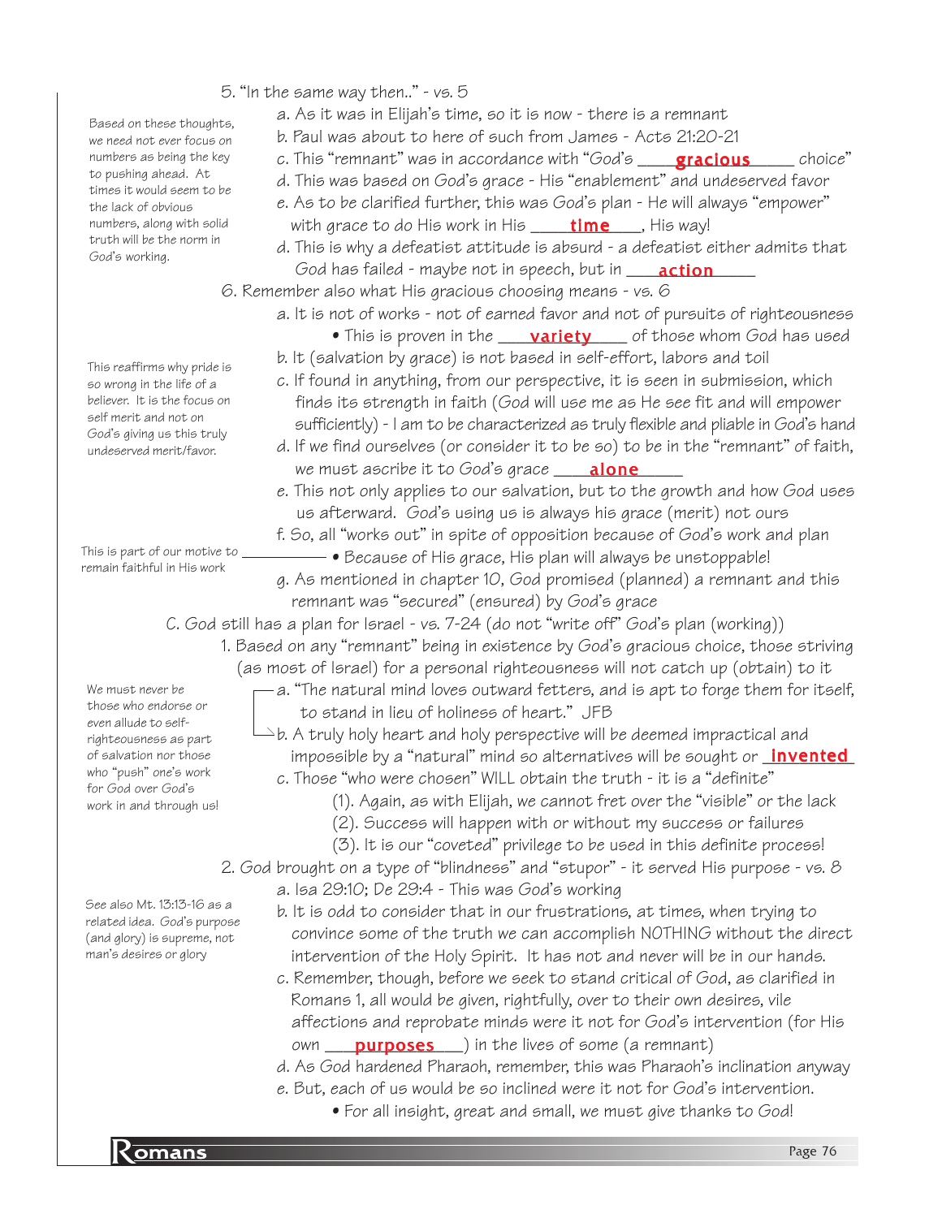5. "In the same way then.." - vs. 5

a. As it was in Elijah's time, so it is now - there is a remnant

b. Paul was about to here of such from James - Acts 21:20-21

c. This "remnant" was in accordance with "God's ____**gracious**_____ choice"

d. This was based on God's grace - His "enablement" and undeserved favor

e. As to be clarified further, this was God's plan - He will always "empower" with grace to do His work in His ____**time**____, His way!

d. This is why a defeatist attitude is absurd - a defeatist either admits that God has failed - maybe not in speech, but in ____**action**_____

*Based on these thoughts, we need not ever focus on numbers as being the key to pushing ahead. At times it would seem to be the lack of obvious numbers, along with solid truth will be the norm in God's working.*

6. Remember also what His gracious choosing means - vs. 6

a. It is not of works - not of earned favor and not of pursuits of righteousness

- This is proven in the ____**variety**____ of those whom God has used

b. It (salvation by grace) is not based in self-effort, labors and toil

c. If found in anything, from our perspective, it is seen in submission, which finds its strength in faith (God will use me as He see fit and will empower sufficiently) - I am to be characterized as truly flexible and pliable in God's hand

d. If we find ourselves (or consider it to be so) to be in the "remnant" of faith, we must ascribe it to God's grace ____**alone**_____

e. This not only applies to our salvation, but to the growth and how God uses us afterward. God's using us is always his grace (merit) not ours

f. So, all "works out" in spite of opposition because of God's work and plan

- Because of His grace, His plan will always be unstoppable!

g. As mentioned in chapter 10, God promised (planned) a remnant and this remnant was "secured" (ensured) by God's grace

*This reaffirms why pride is so wrong in the life of a believer. It is the focus on self merit and not on God's giving us this truly undeserved merit/favor.*

*This is part of our motive to remain faithful in His work*

C. God still has a plan for Israel - vs. 7-24 (do not "write off" God's plan (working))

1. Based on any "remnant" being in existence by God's gracious choice, those striving (as most of Israel) for a personal righteousness will not catch up (obtain) to it

a. "The natural mind loves outward fetters, and is apt to forge them for itself, to stand in lieu of holiness of heart." JFB

b. A truly holy heart and holy perspective will be deemed impractical and impossible by a "natural" mind so alternatives will be sought or **invented**

c. Those "who were chosen" WILL obtain the truth - it is a "definite"

(1). Again, as with Elijah, we cannot fret over the "visible" or the lack

(2). Success will happen with or without my success or failures

(3). It is our "coveted" privilege to be used in this definite process!

*We must never be those who endorse or even allude to self-righteousness as part of salvation nor those who "push" one's work for God over God's work in and through us!*

2. God brought on a type of "blindness" and "stupor" - it served His purpose - vs. 8

a. Isa 29:10; De 29:4 - This was God's working

b. It is odd to consider that in our frustrations, at times, when trying to convince some of the truth we can accomplish NOTHING without the direct intervention of the Holy Spirit. It has not and never will be in our hands.

c. Remember, though, before we seek to stand critical of God, as clarified in Romans 1, all would be given, rightfully, over to their own desires, vile affections and reprobate minds were it not for God's intervention (for His own ___**purposes**___) in the lives of some (a remnant)

d. As God hardened Pharaoh, remember, this was Pharaoh's inclination anyway

e. But, each of us would be so inclined were it not for God's intervention.

- For all insight, great and small, we must give thanks to God!

*See also Mt. 13:13-16 as a related idea. God's purpose (and glory) is supreme, not man's desires or glory*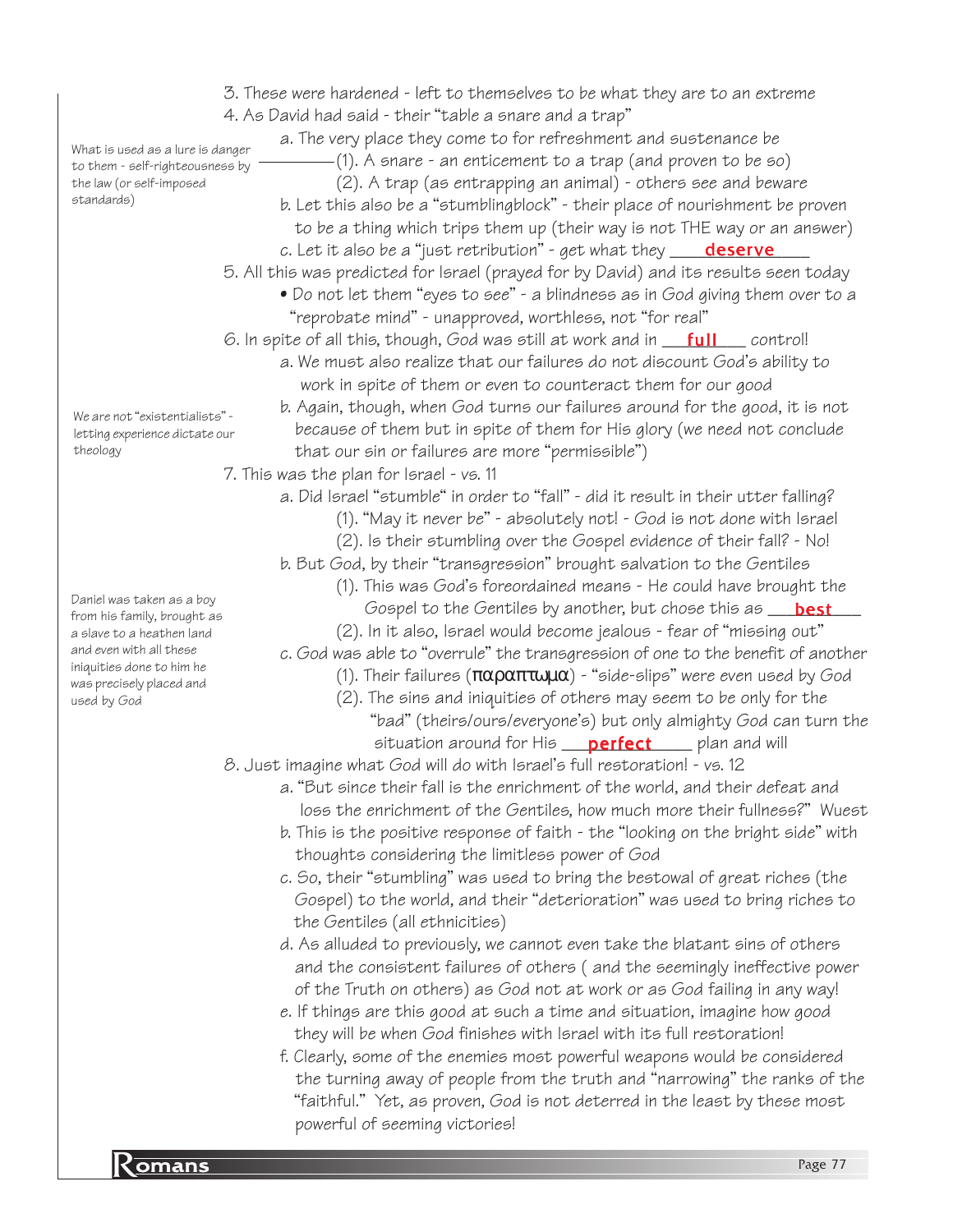3. These were hardened - left to themselves to be what they are to an extreme

4. As David had said - their "table a snare and a trap"

   a. The very place they come to for refreshment and sustenance be

      *What is used as a lure is danger to them - self-righteousness by the law (or self-imposed standards)*

      (1). A snare - an enticement to a trap (and proven to be so)

      (2). A trap (as entrapping an animal) - others see and beware

   b. Let this also be a "stumblingblock" - their place of nourishment be proven to be a thing which trips them up (their way is not THE way or an answer)

   c. Let it also be a "just retribution" - get what they **deserve**

5. All this was predicted for Israel (prayed for by David) and its results seen today

   • Do not let them "eyes to see" - a blindness as in God giving them over to a "reprobate mind" - unapproved, worthless, not "for real"

6. In spite of all this, though, God was still at work and in **full** control!

   a. We must also realize that our failures do not discount God's ability to work in spite of them or even to counteract them for our good

   b. Again, though, when God turns our failures around for the good, it is not because of them but in spite of them for His glory (we need not conclude that our sin or failures are more "permissible")

      *We are not "existentialists" - letting experience dictate our theology*

7. This was the plan for Israel - vs. 11

   a. Did Israel "stumble" in order to "fall" - did it result in their utter falling?

      (1). "May it never be" - absolutely not! - God is not done with Israel

      (2). Is their stumbling over the Gospel evidence of their fall? - No!

   b. But God, by their "transgression" brought salvation to the Gentiles

      (1). This was God's foreordained means - He could have brought the Gospel to the Gentiles by another, but chose this as **best**

      (2). In it also, Israel would become jealous - fear of "missing out"

   c. God was able to "overrule" the transgression of one to the benefit of another

      *Daniel was taken as a boy from his family, brought as a slave to a heathen land and even with all these iniquities done to him he was precisely placed and used by God*

      (1). Their failures (παραπτωμα) - "side-slips" were even used by God

      (2). The sins and iniquities of others may seem to be only for the "bad" (theirs/ours/everyone's) but only almighty God can turn the situation around for His **perfect** plan and will

8. Just imagine what God will do with Israel's full restoration! - vs. 12

   a. "But since their fall is the enrichment of the world, and their defeat and loss the enrichment of the Gentiles, how much more their fullness?" Wuest

   b. This is the positive response of faith - the "looking on the bright side" with thoughts considering the limitless power of God

   c. So, their "stumbling" was used to bring the bestowal of great riches (the Gospel) to the world, and their "deterioration" was used to bring riches to the Gentiles (all ethnicities)

   d. As alluded to previously, we cannot even take the blatant sins of others and the consistent failures of others ( and the seemingly ineffective power of the Truth on others) as God not at work or as God failing in any way!

   e. If things are this good at such a time and situation, imagine how good they will be when God finishes with Israel with its full restoration!

   f. Clearly, some of the enemies most powerful weapons would be considered the turning away of people from the truth and "narrowing" the ranks of the "faithful." Yet, as proven, God is not deterred in the least by these most powerful of seeming victories!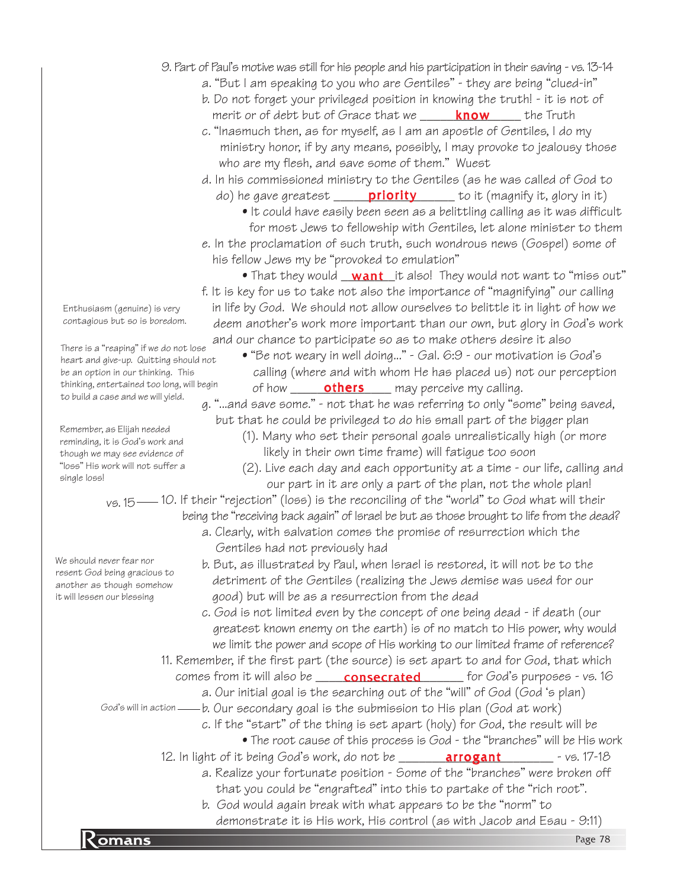9. Part of Paul's motive was still for his people and his participation in their saving - vs. 13-14

   a. "But I am speaking to you who are Gentiles" - they are being "clued-in"

   b. Do not forget your privileged position in knowing the truth! - it is not of merit or of debt but of Grace that we ___**know**___ the Truth

   c. "Inasmuch then, as for myself, as I am an apostle of Gentiles, I do my ministry honor, if by any means, possibly, I may provoke to jealousy those who are my flesh, and save some of them." Wuest

   d. In his commissioned ministry to the Gentiles (as he was called of God to do) he gave greatest ___**priority**___ to it (magnify it, glory in it)

      - It could have easily been seen as a belittling calling as it was difficult for most Jews to fellowship with Gentiles, let alone minister to them

   e. In the proclamation of such truth, such wondrous news (Gospel) some of his fellow Jews my be "provoked to emulation"

      - That they would ___**want**___ it also! They would not want to "miss out"

   f. It is key for us to take not also the importance of "magnifying" our calling in life by God. We should not allow ourselves to belittle it in light of how we deem another's work more important than our own, but glory in God's work and our chance to participate so as to make others desire it also

      - "Be not weary in well doing..." - Gal. 6:9 - our motivation is God's calling (where and with whom He has placed us) not our perception of how ___**others**___ may perceive my calling.

   g. "...and save some." - not that he was referring to only "some" being saved, but that he could be privileged to do his small part of the bigger plan

      (1). Many who set their personal goals unrealistically high (or more likely in their own time frame) will fatigue too soon

      (2). Live each day and each opportunity at a time - our life, calling and our part in it are only a part of the plan, not the whole plan!

*Enthusiasm (genuine) is very contagious but so is boredom.*

*There is a "reaping" if we do not lose heart and give-up. Quitting should not be an option in our thinking. This thinking, entertained too long, will begin to build a case and we will yield.*

*Remember, as Elijah needed reminding, it is God's work and though we may see evidence of "loss" His work will not suffer a single loss!*

vs. 15 —— 10. If their "rejection" (loss) is the reconciling of the "world" to God what will their being the "receiving back again" of Israel be but as those brought to life from the dead?

   a. Clearly, with salvation comes the promise of resurrection which the Gentiles had not previously had

   b. But, as illustrated by Paul, when Israel is restored, it will not be to the detriment of the Gentiles (realizing the Jews demise was used for our good) but will be as a resurrection from the dead

   c. God is not limited even by the concept of one being dead - if death (our greatest known enemy on the earth) is of no match to His power, why would we limit the power and scope of His working to our limited frame of reference?

*We should never fear nor resent God being gracious to another as though somehow it will lessen our blessing*

11. Remember, if the first part (the source) is set apart to and for God, that which comes from it will also be ___**consecrated**___ for God's purposes - vs. 16

   a. Our initial goal is the searching out of the "will" of God (God's plan)

   b. Our secondary goal is the submission to His plan (God at work) —— *God's will in action*

   c. If the "start" of the thing is set apart (holy) for God, the result will be

      - The root cause of this process is God - the "branches" will be His work

12. In light of it being God's work, do not be ___**arrogant**___ - vs. 17-18

   a. Realize your fortunate position - Some of the "branches" were broken off that you could be "engrafted" into this to partake of the "rich root".

   b. God would again break with what appears to be the "norm" to demonstrate it is His work, His control (as with Jacob and Esau - 9:11)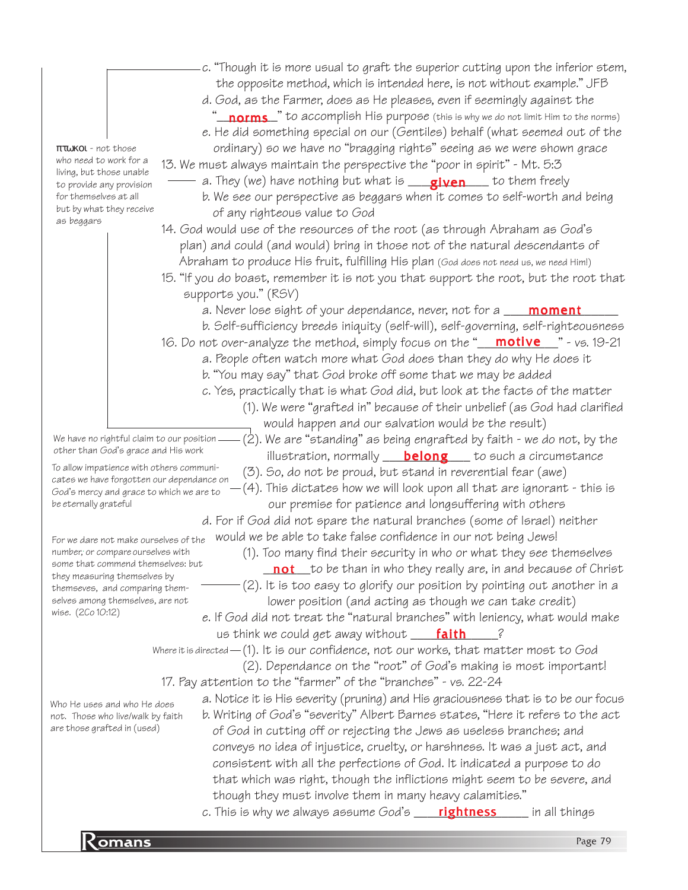c. "Though it is more usual to graft the superior cutting upon the inferior stem, the opposite method, which is intended here, is not without example." JFB

d. God, as the Farmer, does as He pleases, even if seemingly against the "**norms**" to accomplish His purpose (this is why we do not limit Him to the norms)

e. He did something special on our (Gentiles) behalf (what seemed out of the ordinary) so we have no "bragging rights" seeing as we were shown grace

13. We must always maintain the perspective the "poor in spirit" - Mt. 5:3

> πτωχοι - not those who need to work for a living, but those unable to provide any provision for themselves at all but by what they receive as beggars

a. They (we) have nothing but what is **given** to them freely

b. We see our perspective as beggars when it comes to self-worth and being of any righteous value to God

14. God would use of the resources of the root (as through Abraham as God's plan) and could (and would) bring in those not of the natural descendants of Abraham to produce His fruit, fulfilling His plan (God does not need us, we need Him!)

15. "If you do boast, remember it is not you that support the root, but the root that supports you." (RSV)

a. Never lose sight of your dependance, never, not for a **moment**

b. Self-sufficiency breeds iniquity (self-will), self-governing, self-righteousness

16. Do not over-analyze the method, simply focus on the "**motive**" - vs. 19-21

a. People often watch more what God does than they do why He does it

b. "You may say" that God broke off some that we may be added

c. Yes, practically that is what God did, but look at the facts of the matter

(1). We were "grafted in" because of their unbelief (as God had clarified would happen and our salvation would be the result)

> We have no rightful claim to our position other than God's grace and His work

(2). We are "standing" as being engrafted by faith - we do not, by the illustration, normally **belong** to such a circumstance

(3). So, do not be proud, but stand in reverential fear (awe)

> To allow impatience with others communicates we have forgotten our dependance on God's mercy and grace to which we are to be eternally grateful

(4). This dictates how we will look upon all that are ignorant - this is our premise for patience and longsuffering with others

d. For if God did not spare the natural branches (some of Israel) neither would we be able to take false confidence in our not being Jews!

> For we dare not make ourselves of the number, or compare ourselves with some that commend themselves: but they measuring themselves by themseves, and comparing themselves among themselves, are not wise. (2Co 10:12)

(1). Too many find their security in who or what they see themselves **not** to be than in who they really are, in and because of Christ

(2). It is too easy to glorify our position by pointing out another in a lower position (and acting as though we can take credit)

e. If God did not treat the "natural branches" with leniency, what would make us think we could get away without **faith**?

> Where it is directed

(1). It is our confidence, not our works, that matter most to God

(2). Dependance on the "root" of God's making is most important!

17. Pay attention to the "farmer" of the "branches" - vs. 22-24

a. Notice it is His severity (pruning) and His graciousness that is to be our focus

> Who He uses and who He does not. Those who live/walk by faith are those grafted in (used)

b. Writing of God's "severity" Albert Barnes states, "Here it refers to the act of God in cutting off or rejecting the Jews as useless branches; and conveys no idea of injustice, cruelty, or harshness. It was a just act, and consistent with all the perfections of God. It indicated a purpose to do that which was right, though the inflictions might seem to be severe, and though they must involve them in many heavy calamities."

c. This is why we always assume God's **rightness** in all things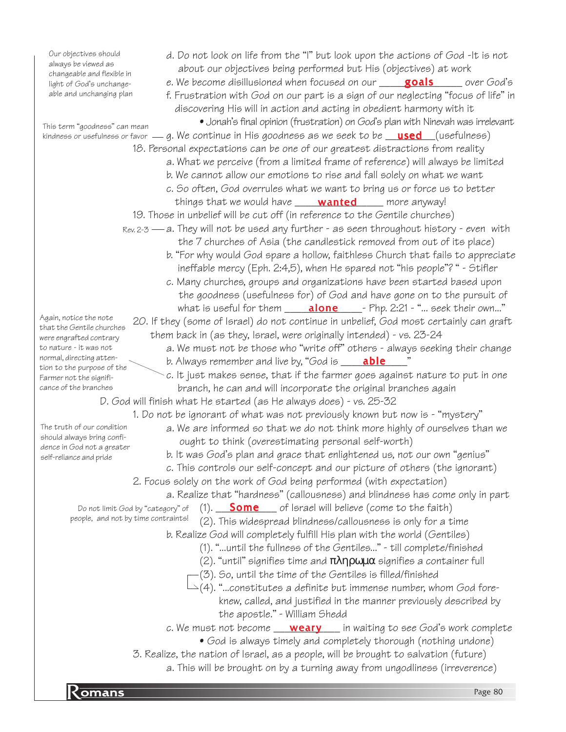d. Do not look on life from the "I" but look upon the actions of God -It is not about our objectives being performed but His (objectives) at work

*Our objectives should always be viewed as changeable and flexible in light of God's unchangeable and unchanging plan*

e. We become disillusioned when focused on our ____**goals**____ over God's

f. Frustration with God on our part is a sign of our neglecting "focus of life" in discovering His will in action and acting in obedient harmony with it

- Jonah's final opinion (frustration) on God's plan with Ninevah was irrelevant

*This term "goodness" can mean kindness or usefulness or favor* — g. We continue in His goodness as we seek to be __**used**__ (usefulness)

18. Personal expectations can be one of our greatest distractions from reality
    a. What we perceive (from a limited frame of reference) will always be limited
    b. We cannot allow our emotions to rise and fall solely on what we want
    c. So often, God overrules what we want to bring us or force us to better things that we would have ____**wanted**____ more anyway!

19. Those in unbelief will be cut off (in reference to the Gentile churches)
    *Rev. 2-3* — a. They will not be used any further - as seen throughout history - even with the 7 churches of Asia (the candlestick removed from out of its place)
    b. "For why would God spare a hollow, faithless Church that fails to appreciate ineffable mercy (Eph. 2:4,5), when He spared not "his people"? " - Stifler
    c. Many churches, groups and organizations have been started based upon the goodness (usefulness for) of God and have gone on to the pursuit of what is useful for them ____**alone**____- Php. 2:21 - "... seek their own..."

20. If they (some of Israel) do not continue in unbelief, God most certainly can graft them back in (as they, Israel, were originally intended) - vs. 23-24
    a. We must not be those who "write off" others - always seeking their change
    b. Always remember and live by, "God is ____**able**____"
    c. It just makes sense, that if the farmer goes against nature to put in one branch, he can and will incorporate the original branches again

*Again, notice the note that the Gentile churches were engrafted contrary to nature - it was not normal, directing attention to the purpose of the Farmer not the significance of the branches*

D. God will finish what He started (as He always does) - vs. 25-32

1. Do not be ignorant of what was not previously known but now is - "mystery"
    a. We are informed so that we do not think more highly of ourselves than we ought to think (overestimating personal self-worth)
    b. It was God's plan and grace that enlightened us, not our own "genius"
    c. This controls our self-concept and our picture of others (the ignorant)

*The truth of our condition should always bring confidence in God not a greater self-reliance and pride*

2. Focus solely on the work of God being performed (with expectation)
    a. Realize that "hardness" (callousness) and blindness has come only in part
        (1). ___**Some**___ of Israel will believe (come to the faith)
        (2). This widespread blindness/callousness is only for a time

    *Do not limit God by "category" of people, and not by time contraints!*

    b. Realize God will completely fulfill His plan with the world (Gentiles)
        (1). "...until the fullness of the Gentiles..." - till complete/finished
        (2). "until" signifies time and πληρωμα signifies a container full
        (3). So, until the time of the Gentiles is filled/finished
        (4). "...constitutes a definite but immense number, whom God foreknew, called, and justified in the manner previously described by the apostle." - William Shedd
    c. We must not become ___**weary**___ in waiting to see God's work complete
        - God is always timely and completely thorough (nothing undone)

3. Realize, the nation of Israel, as a people, will be brought to salvation (future)
    a. This will be brought on by a turning away from ungodliness (irreverence)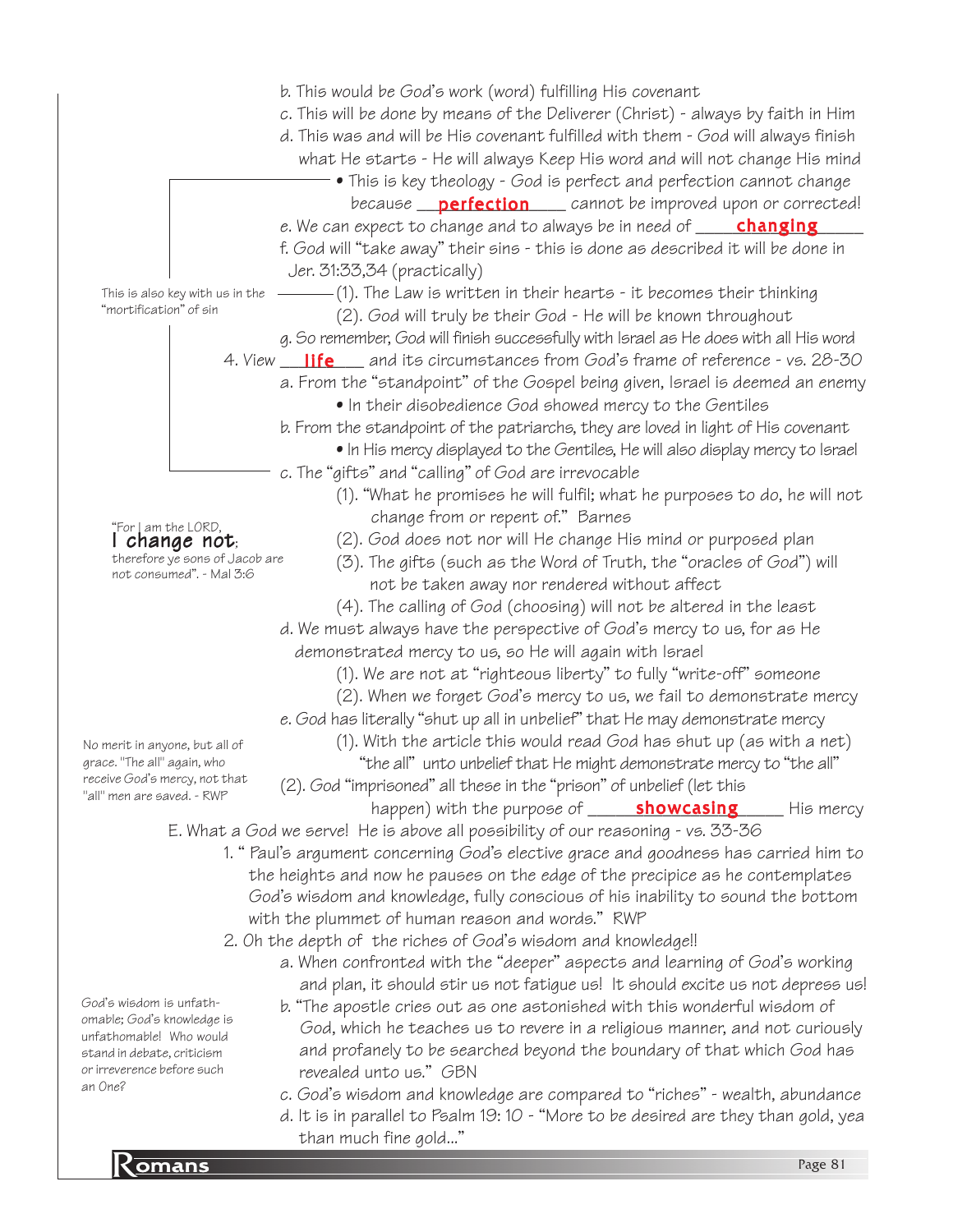b. This would be God's work (word) fulfilling His covenant

c. This will be done by means of the Deliverer (Christ) - always by faith in Him

d. This was and will be His covenant fulfilled with them - God will always finish what He starts - He will always Keep His word and will not change His mind

- This is key theology - God is perfect and perfection cannot change because **perfection** cannot be improved upon or corrected!

e. We can expect to change and to always be in need of **changing**

f. God will "take away" their sins - this is done as described it will be done in Jer. 31:33,34 (practically)

*This is also key with us in the "mortification" of sin*

(1). The Law is written in their hearts - it becomes their thinking

(2). God will truly be their God - He will be known throughout

g. So remember, God will finish successfully with Israel as He does with all His word

4. View **life** and its circumstances from God's frame of reference - vs. 28-30

a. From the "standpoint" of the Gospel being given, Israel is deemed an enemy

- In their disobedience God showed mercy to the Gentiles

b. From the standpoint of the patriarchs, they are loved in light of His covenant

- In His mercy displayed to the Gentiles, He will also display mercy to Israel

c. The "gifts" and "calling" of God are irrevocable

*"For I am the LORD, **I change not**; therefore ye sons of Jacob are not consumed". - Mal 3:6*

(1). "What he promises he will fulfil; what he purposes to do, he will not change from or repent of." Barnes

(2). God does not nor will He change His mind or purposed plan

(3). The gifts (such as the Word of Truth, the "oracles of God") will not be taken away nor rendered without affect

(4). The calling of God (choosing) will not be altered in the least

d. We must always have the perspective of God's mercy to us, for as He demonstrated mercy to us, so He will again with Israel

(1). We are not at "righteous liberty" to fully "write-off" someone

(2). When we forget God's mercy to us, we fail to demonstrate mercy

e. God has literally "shut up all in unbelief" that He may demonstrate mercy

*No merit in anyone, but all of grace. "The all" again, who receive God's mercy, not that "all" men are saved. - RWP*

(1). With the article this would read God has shut up (as with a net) "the all" unto unbelief that He might demonstrate mercy to "the all"

(2). God "imprisoned" all these in the "prison" of unbelief (let this happen) with the purpose of **showcasing** His mercy

E. What a God we serve! He is above all possibility of our reasoning - vs. 33-36

1. " Paul's argument concerning God's elective grace and goodness has carried him to the heights and now he pauses on the edge of the precipice as he contemplates God's wisdom and knowledge, fully conscious of his inability to sound the bottom with the plummet of human reason and words." RWP

2. Oh the depth of the riches of God's wisdom and knowledge!!

a. When confronted with the "deeper" aspects and learning of God's working and plan, it should stir us not fatigue us! It should excite us not depress us!

*God's wisdom is unfathomable; God's knowledge is unfathomable! Who would stand in debate, criticism or irreverence before such an One?*

b. "The apostle cries out as one astonished with this wonderful wisdom of God, which he teaches us to revere in a religious manner, and not curiously and profanely to be searched beyond the boundary of that which God has revealed unto us." GBN

c. God's wisdom and knowledge are compared to "riches" - wealth, abundance

d. It is in parallel to Psalm 19: 10 - "More to be desired are they than gold, yea than much fine gold..."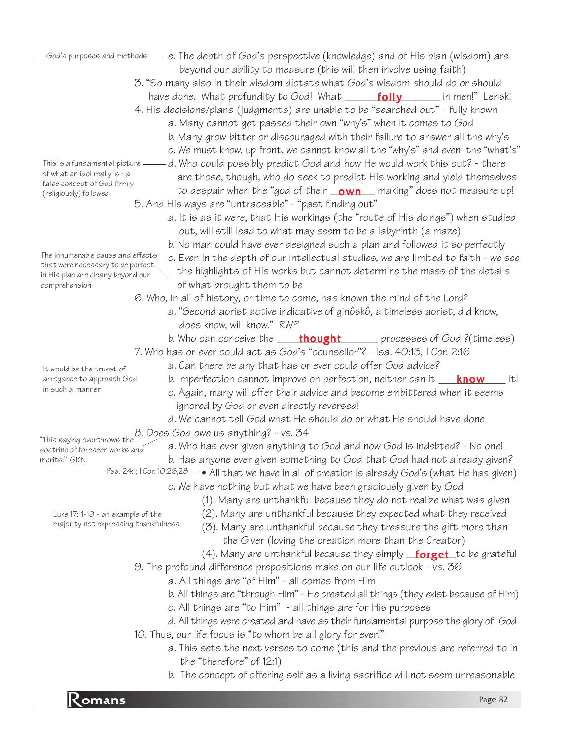God's purposes and methods — e. The depth of God's perspective (knowledge) and of His plan (wisdom) are beyond our ability to measure (this will then involve using faith)

3. "So many also in their wisdom dictate what God's wisdom should do or should have done. What profundity to God! What ___**folly**___ in men!" Lenski

4. His decisions/plans (judgments) are unable to be "searched out" - fully known
   - a. Many cannot get passed their own "why's" when it comes to God
   - b. Many grow bitter or discouraged with their failure to answer all the why's
   - c. We must know, up front, we cannot know all the "why's" and even the "what's"
   - d. Who could possibly predict God and how He would work this out? - there are those, though, who do seek to predict His working and yield themselves to despair when the "god of their ___**own**___ making" does not measure up!

   *This is a fundamental picture of what an idol really is - a false concept of God firmly (religiously) followed*

5. And His ways are "untraceable" - "past finding out"
   - a. It is as it were, that His workings (the "route of His doings") when studied out, will still lead to what may seem to be a labyrinth (a maze)
   - b. No man could have ever designed such a plan and followed it so perfectly
   - c. Even in the depth of our intellectual studies, we are limited to faith - we see the highlights of His works but cannot determine the mass of the details of what brought them to be

   *The innumerable cause and effects that were necessary to be perfect in His plan are clearly beyond our comprehension*

6. Who, in all of history, or time to come, has known the mind of the Lord?
   - a. "Second aorist active indicative of ginôskô, a timeless aorist, did know, does know, will know." RWP
   - b. Who can conceive the ___**thought**___ processes of God ?(timeless)

7. Who has or ever could act as God's "counsellor"? - Isa. 40:13, I Cor. 2:16
   - a. Can there be any that has or ever could offer God advice?
   - b. Imperfection cannot improve on perfection, neither can it ___**know**___ it!
   - c. Again, many will offer their advice and become embittered when it seems ignored by God or even directly reversed!
   - d. We cannot tell God what He should do or what He should have done

   *It would be the truest of arrogance to approach God in such a manner*

8. Does God owe us anything? - vs. 34
   - a. Who has ever given anything to God and now God is indebted? - No one!
   - b. Has anyone ever given something to God that God had not already given?
     - Psa. 24:1; I Cor. 10:26,28 — • All that we have in all of creation is already God's (what He has given)
   - c. We have nothing but what we have been graciously given by God
     - (1). Many are unthankful because they do not realize what was given
     - (2). Many are unthankful because they expected what they received
     - (3). Many are unthankful because they treasure the gift more than the Giver (loving the creation more than the Creator)
     - (4). Many are unthankful because they simply ___**forget**___ to be grateful

   *"This saying overthrows the doctrine of foreseen works and merits." GBN*

   *Luke 17:11-19 - an example of the majority not expressing thankfulness*

9. The profound difference prepositions make on our life outlook - vs. 36
   - a. All things are "of Him" - all comes from Him
   - b. All things are "through Him" - He created all things (they exist because of Him)
   - c. All things are "to Him" - all things are for His purposes
   - d. All things were created and have as their fundamental purpose the glory of God

10. Thus, our life focus is "to whom be all glory for ever!"
    - a. This sets the next verses to come (this and the previous are referred to in the "therefore" of 12:1)
    - b. The concept of offering self as a living sacrifice will not seem unreasonable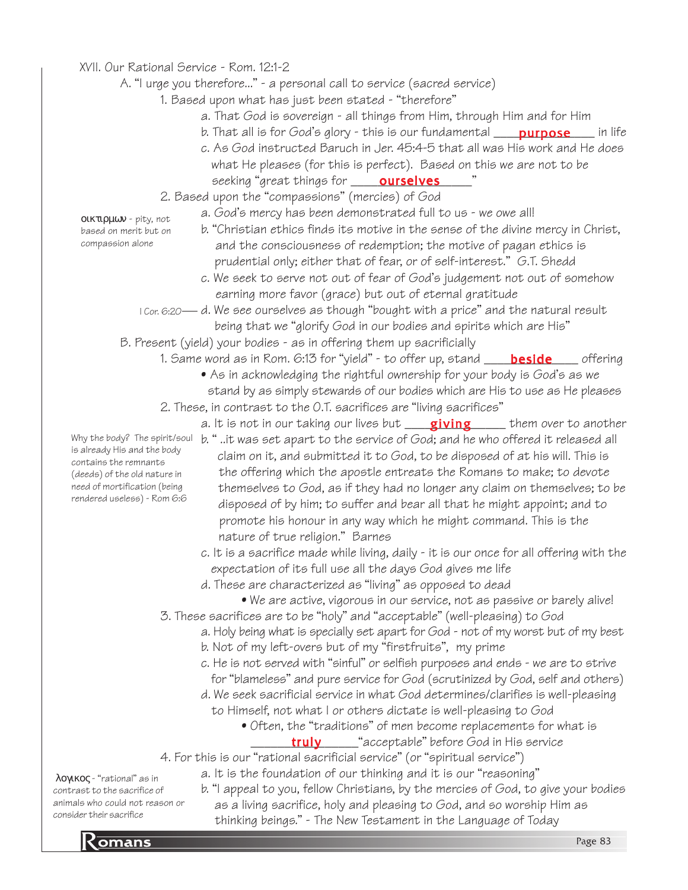# XVII. Our Rational Service - Rom. 12:1-2

A. "I urge you therefore..." - a personal call to service (sacred service)

1. Based upon what has just been stated - "therefore"
   - a. That God is sovereign - all things from Him, through Him and for Him
   - b. That all is for God's glory - this is our fundamental ____**purpose**____ in life
   - c. As God instructed Baruch in Jer. 45:4-5 that all was His work and He does what He pleases (for this is perfect). Based on this we are not to be seeking "great things for ____**ourselves**____"

2. Based upon the "compassions" (mercies) of God

   *οικτιρμων - pity, not based on merit but on compassion alone*

   - a. God's mercy has been demonstrated full to us - we owe all!
   - b. "Christian ethics finds its motive in the sense of the divine mercy in Christ, and the consciousness of redemption; the motive of pagan ethics is prudential only; either that of fear, or of self-interest." G.T. Shedd
   - c. We seek to serve not out of fear of God's judgement not out of somehow earning more favor (grace) but out of eternal gratitude
   - d. (I Cor. 6:20) We see ourselves as though "bought with a price" and the natural result being that we "glorify God in our bodies and spirits which are His"

B. Present (yield) your bodies - as in offering them up sacrificially

1. Same word as in Rom. 6:13 for "yield" - to offer up, stand ____**beside**____ offering
   - As in acknowledging the rightful ownership for your body is God's as we stand by as simply stewards of our bodies which are His to use as He pleases

2. These, in contrast to the O.T. sacrifices are "living sacrifices"
   - a. It is not in our taking our lives but ____**giving**____ them over to another
   - b. "..it was set apart to the service of God; and he who offered it released all claim on it, and submitted it to God, to be disposed of at his will. This is the offering which the apostle entreats the Romans to make; to devote themselves to God, as if they had no longer any claim on themselves; to be disposed of by him; to suffer and bear all that he might appoint; and to promote his honour in any way which he might command. This is the nature of true religion." Barnes

   *Why the body? The spirit/soul is already His and the body contains the remnants (deeds) of the old nature in need of mortification (being rendered useless) - Rom 6:6*

   - c. It is a sacrifice made while living, daily - it is our once for all offering with the expectation of its full use all the days God gives me life
   - d. These are characterized as "living" as opposed to dead
     - We are active, vigorous in our service, not as passive or barely alive!

3. These sacrifices are to be "holy" and "acceptable" (well-pleasing) to God
   - a. Holy being what is specially set apart for God - not of my worst but of my best
   - b. Not of my left-overs but of my "firstfruits", my prime
   - c. He is not served with "sinful" or selfish purposes and ends - we are to strive for "blameless" and pure service for God (scrutinized by God, self and others)
   - d. We seek sacrificial service in what God determines/clarifies is well-pleasing to Himself, not what I or others dictate is well-pleasing to God
     - Often, the "traditions" of men become replacements for what is ____**truly**____ "acceptable" before God in His service

4. For this is our "rational sacrificial service" (or "spiritual service")

   *λογικος - "rational" as in contrast to the sacrifice of animals who could not reason or consider their sacrifice*

   - a. It is the foundation of our thinking and it is our "reasoning"
   - b. "I appeal to you, fellow Christians, by the mercies of God, to give your bodies as a living sacrifice, holy and pleasing to God, and so worship Him as thinking beings." - The New Testament in the Language of Today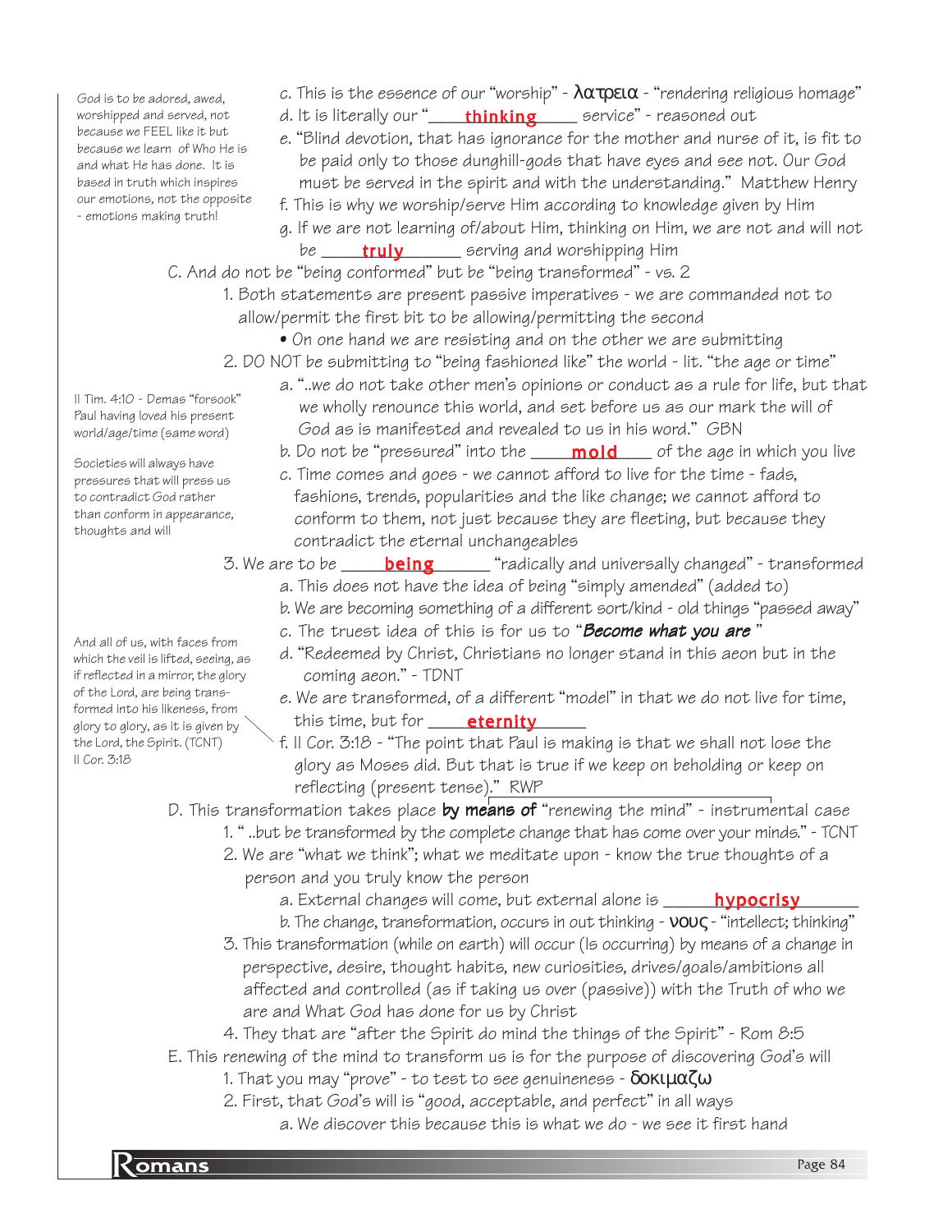> God is to be adored, awed, worshipped and served, not because we FEEL like it but because we learn of Who He is and what He has done. It is based in truth which inspires our emotions, not the opposite - emotions making truth!

c. This is the essence of our "worship" - λατρεια - "rendering religious homage"

d. It is literally our "____**thinking**____ service" - reasoned out

e. "Blind devotion, that has ignorance for the mother and nurse of it, is fit to be paid only to those dunghill-gods that have eyes and see not. Our God must be served in the spirit and with the understanding." Matthew Henry

f. This is why we worship/serve Him according to knowledge given by Him

g. If we are not learning of/about Him, thinking on Him, we are not and will not be ____**truly**____ serving and worshipping Him

C. And do not be "being conformed" but be "being transformed" - vs. 2

1. Both statements are present passive imperatives - we are commanded not to allow/permit the first bit to be allowing/permitting the second
   - On one hand we are resisting and on the other we are submitting

2. DO NOT be submitting to "being fashioned like" the world - lit. "the age or time"

> II Tim. 4:10 - Demas "forsook" Paul having loved his present world/age/time (same word)

> Societies will always have pressures that will press us to contradict God rather than conform in appearance, thoughts and will

a. "..we do not take other men's opinions or conduct as a rule for life, but that we wholly renounce this world, and set before us as our mark the will of God as is manifested and revealed to us in his word." GBN

b. Do not be "pressured" into the ____**mold**____ of the age in which you live

c. Time comes and goes - we cannot afford to live for the time - fads, fashions, trends, popularities and the like change; we cannot afford to conform to them, not just because they are fleeting, but because they contradict the eternal unchangeables

3. We are to be ____**being**____ "radically and universally changed" - transformed

a. This does not have the idea of being "simply amended" (added to)

b. We are becoming something of a different sort/kind - old things "passed away"

c. The truest idea of this is for us to "***Become what you are***"

> And all of us, with faces from which the veil is lifted, seeing, as if reflected in a mirror, the glory of the Lord, are being transformed into his likeness, from glory to glory, as it is given by the Lord, the Spirit. (TCNT) II Cor. 3:18

d. "Redeemed by Christ, Christians no longer stand in this aeon but in the coming aeon." - TDNT

e. We are transformed, of a different "model" in that we do not live for time, this time, but for ____**eternity**____

f. II Cor. 3:18 - "The point that Paul is making is that we shall not lose the glory as Moses did. But that is true if we keep on beholding or keep on reflecting (present tense)." RWP

D. This transformation takes place **by means of** "renewing the mind" - instrumental case

1. " ..but be transformed by the complete change that has come over your minds." - TCNT

2. We are "what we think"; what we meditate upon - know the true thoughts of a person and you truly know the person

a. External changes will come, but external alone is ____**hypocrisy**____

b. The change, transformation, occurs in out thinking - νους - "intellect; thinking"

3. This transformation (while on earth) will occur (is occurring) by means of a change in perspective, desire, thought habits, new curiosities, drives/goals/ambitions all affected and controlled (as if taking us over (passive)) with the Truth of who we are and What God has done for us by Christ

4. They that are "after the Spirit do mind the things of the Spirit" - Rom 8:5

E. This renewing of the mind to transform us is for the purpose of discovering God's will

1. That you may "prove" - to test to see genuineness - δοκιμαζω

2. First, that God's will is "good, acceptable, and perfect" in all ways

a. We discover this because this is what we do - we see it first hand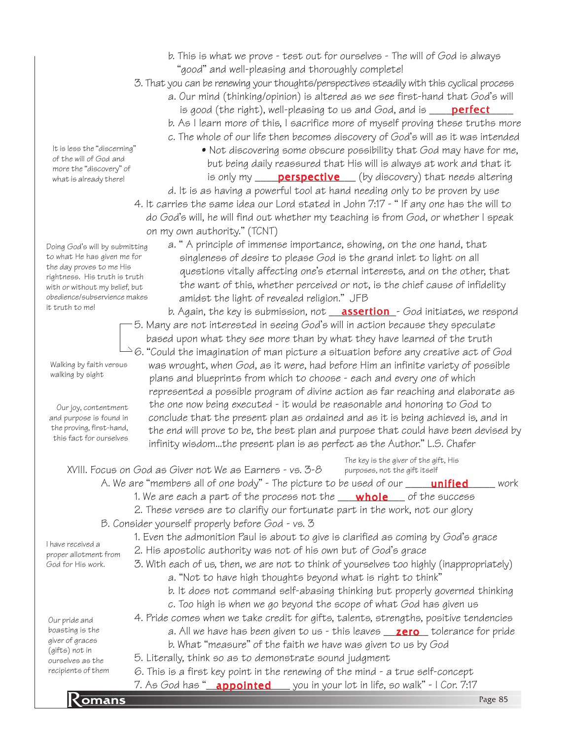b. This is what we prove - test out for ourselves - The will of God is always "good" and well-pleasing and thoroughly complete!

3. That you can be renewing your thoughts/perspectives steadily with this cyclical process
   a. Our mind (thinking/opinion) is altered as we see first-hand that God's will is good (the right), well-pleasing to us and God, and is ____**perfect**____
   b. As I learn more of this, I sacrifice more of myself proving these truths more
   c. The whole of our life then becomes discovery of God's will as it was intended
      - Not discovering some obscure possibility that God may have for me, but being daily reassured that His will is always at work and that it is only my ____**perspective**____ (by discovery) that needs altering
   d. It is as having a powerful tool at hand needing only to be proven by use

It is less the "discerning" of the will of God and more the "discovery" of what is already there!

4. It carries the same idea our Lord stated in John 7:17 - " If any one has the will to do God's will, he will find out whether my teaching is from God, or whether I speak on my own authority." (TCNT)
   a. " A principle of immense importance, showing, on the one hand, that singleness of desire to please God is the grand inlet to light on all questions vitally affecting one's eternal interests, and on the other, that the want of this, whether perceived or not, is the chief cause of infidelity amidst the light of revealed religion." JFB
   b. Again, the key is submission, not ____**assertion**____ - God initiates, we respond

Doing God's will by submitting to what He has given me for the day proves to me His rightness. His truth is truth with or without my belief, but obedience/subservience makes it truth to me!

5. Many are not interested in seeing God's will in action because they speculate based upon what they see more than by what they have learned of the truth
6. "Could the imagination of man picture a situation before any creative act of God was wrought, when God, as it were, had before Him an infinite variety of possible plans and blueprints from which to choose - each and every one of which represented a possible program of divine action as far reaching and elaborate as the one now being executed - it would be reasonable and honoring to God to conclude that the present plan as ordained and as it is being achieved is, and in the end will prove to be, the best plan and purpose that could have been devised by infinity wisdom...the present plan is as perfect as the Author." L.S. Chafer

Walking by faith versus walking by sight

Our joy, contentment and purpose is found in the proving, first-hand, this fact for ourselves

## XVIII. Focus on God as Giver not We as Earners - vs. 3-8

The key is the giver of the gift, His purposes, not the gift itself

A. We are "members all of one body" - The picture to be used of our ____**unified**____ work
   1. We are each a part of the process not the ____**whole**____ of the success
   2. These verses are to clarifiy our fortunate part in the work, not our glory

B. Consider yourself properly before God - vs. 3
   1. Even the admonition Paul is about to give is clarified as coming by God's grace
   2. His apostolic authority was not of his own but of God's grace
   3. With each of us, then, we are not to think of yourselves too highly (inappropriately)
      a. "Not to have high thoughts beyond what is right to think"
      b. It does not command self-abasing thinking but properly governed thinking
      c. Too high is when we go beyond the scope of what God has given us
   4. Pride comes when we take credit for gifts, talents, strengths, positive tendencies
      a. All we have has been given to us - this leaves ____**zero**____ tolerance for pride
      b. What "measure" of the faith we have was given to us by God
   5. Literally, think so as to demonstrate sound judgment
   6. This is a first key point in the renewing of the mind - a true self-concept
   7. As God has "____**appointed**____ you in your lot in life, so walk" - I Cor. 7:17

I have received a proper allotment from God for His work.

Our pride and boasting is the giver of graces (gifts) not in ourselves as the recipients of them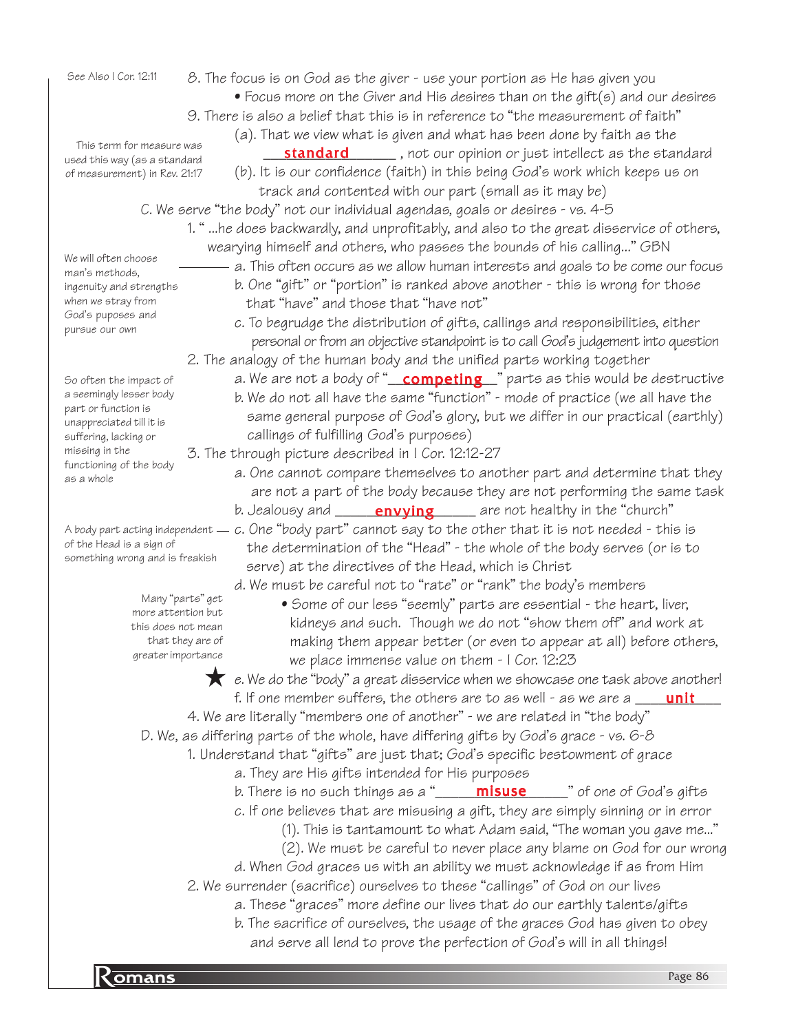See Also I Cor. 12:11

8. The focus is on God as the giver - use your portion as He has given you
   - Focus more on the Giver and His desires than on the gift(s) and our desires

9. There is also a belief that this is in reference to "the measurement of faith"

   This term for measure was used this way (as a standard of measurement) in Rev. 21:17

   (a). That we view what is given and what has been done by faith as the ___**standard**______ , not our opinion or just intellect as the standard

   (b). It is our confidence (faith) in this being God's work which keeps us on track and contented with our part (small as it may be)

C. We serve "the body" not our individual agendas, goals or desires - vs. 4-5

1. " ...he does backwardly, and unprofitably, and also to the great disservice of others, wearying himself and others, who passes the bounds of his calling..." GBN

   We will often choose man's methods, ingenuity and strengths when we stray from God's puposes and pursue our own

   a. This often occurs as we allow human interests and goals to be come our focus

   b. One "gift" or "portion" is ranked above another - this is wrong for those that "have" and those that "have not"

   c. To begrudge the distribution of gifts, callings and responsibilities, either personal or from an objective standpoint is to call God's judgement into question

2. The analogy of the human body and the unified parts working together

   So often the impact of a seemingly lesser body part or function is unappreciated till it is suffering, lacking or missing in the functioning of the body as a whole

   a. We are not a body of "__**competing**__" parts as this would be destructive

   b. We do not all have the same "function" - mode of practice (we all have the same general purpose of God's glory, but we differ in our practical (earthly) callings of fulfilling God's purposes)

3. The through picture described in I Cor. 12:12-27

   a. One cannot compare themselves to another part and determine that they are not a part of the body because they are not performing the same task

   b. Jealousy and _____**envying**______ are not healthy in the "church"

   A body part acting independent of the Head is a sign of something wrong and is freakish

   c. One "body part" cannot say to the other that it is not needed - this is the determination of the "Head" - the whole of the body serves (or is to serve) at the directives of the Head, which is Christ

   d. We must be careful not to "rate" or "rank" the body's members

   Many "parts" get more attention but this does not mean that they are of greater importance

   - Some of our less "seemly" parts are essential - the heart, liver, kidneys and such. Though we do not "show them off" and work at making them appear better (or even to appear at all) before others, we place immense value on them - I Cor. 12:23

   ★ e. We do the "body" a great disservice when we showcase one task above another!

   f. If one member suffers, the others are to as well - as we are a ____**unit**____

4. We are literally "members one of another" - we are related in "the body"

D. We, as differing parts of the whole, have differing gifts by God's grace - vs. 6-8

1. Understand that "gifts" are just that; God's specific bestowment of grace

   a. They are His gifts intended for His purposes

   b. There is no such things as a "______**misuse**______" of one of God's gifts

   c. If one believes that are misusing a gift, they are simply sinning or in error

      (1). This is tantamount to what Adam said, "The woman you gave me..."

      (2). We must be careful to never place any blame on God for our wrong

   d. When God graces us with an ability we must acknowledge if as from Him

2. We surrender (sacrifice) ourselves to these "callings" of God on our lives

   a. These "graces" more define our lives that do our earthly talents/gifts

   b. The sacrifice of ourselves, the usage of the graces God has given to obey and serve all lend to prove the perfection of God's will in all things!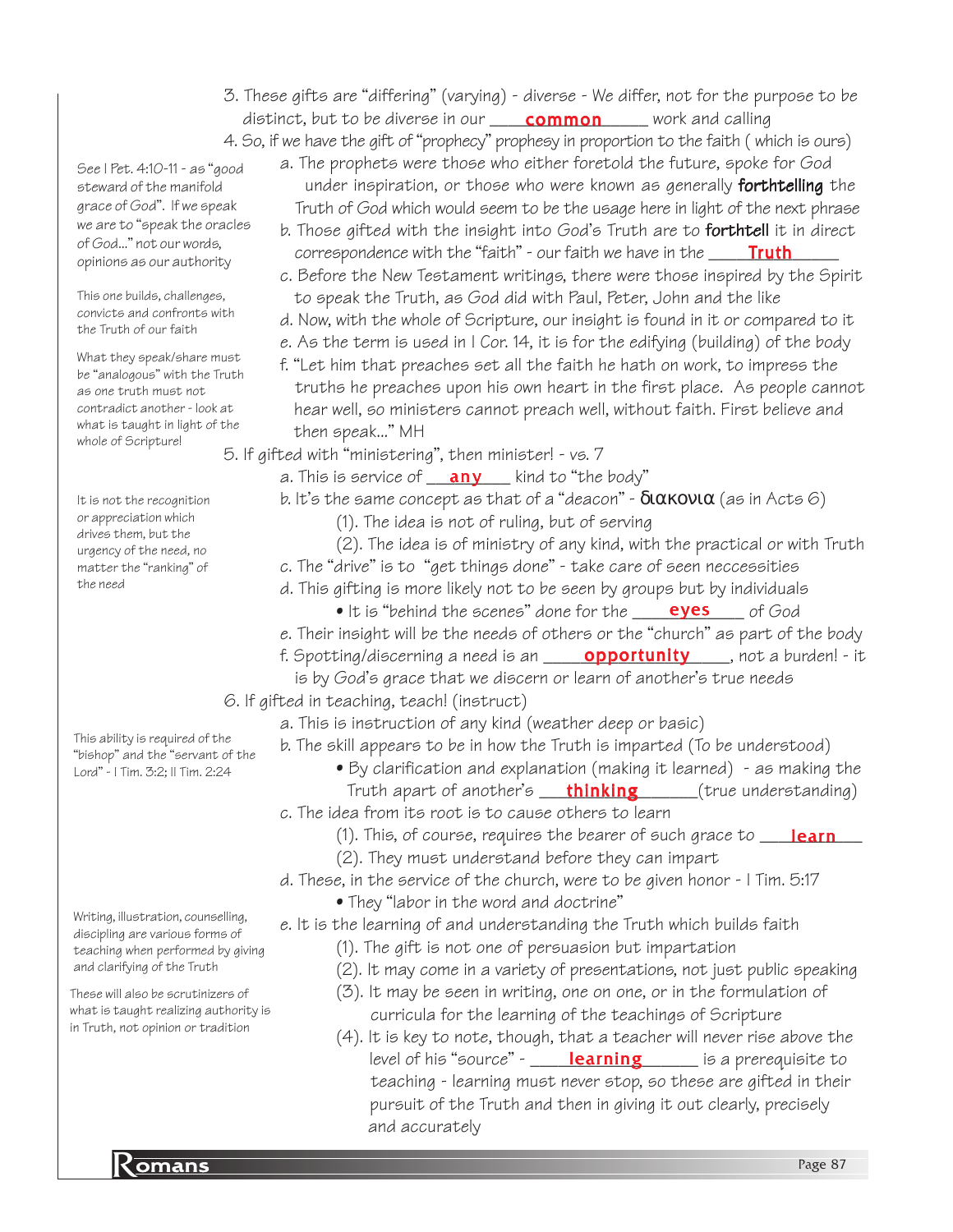3. These gifts are "differing" (varying) - diverse - We differ, not for the purpose to be distinct, but to be diverse in our ___**common**___ work and calling

4. So, if we have the gift of "prophecy" prophesy in proportion to the faith ( which is ours)

   a. The prophets were those who either foretold the future, spoke for God under inspiration, or those who were known as generally **forthtelling** the Truth of God which would seem to be the usage here in light of the next phrase

   b. Those gifted with the insight into God's Truth are to **forthtell** it in direct correspondence with the "faith" - our faith we have in the ___**Truth**___

   c. Before the New Testament writings, there were those inspired by the Spirit to speak the Truth, as God did with Paul, Peter, John and the like

   d. Now, with the whole of Scripture, our insight is found in it or compared to it

   e. As the term is used in I Cor. 14, it is for the edifying (building) of the body

   f. "Let him that preaches set all the faith he hath on work, to impress the truths he preaches upon his own heart in the first place. As people cannot hear well, so ministers cannot preach well, without faith. First believe and then speak..." MH

*See I Pet. 4:10-11 - as "good steward of the manifold grace of God". If we speak we are to "speak the oracles of God..." not our words, opinions as our authority*

*This one builds, challenges, convicts and confronts with the Truth of our faith*

*What they speak/share must be "analogous" with the Truth as one truth must not contradict another - look at what is taught in light of the whole of Scripture!*

5. If gifted with "ministering", then minister! - vs. 7

   a. This is service of ___**any**___ kind to "the body"

   b. It's the same concept as that of a "deacon" - διακονια (as in Acts 6)

      (1). The idea is not of ruling, but of serving

      (2). The idea is of ministry of any kind, with the practical or with Truth

   c. The "drive" is to "get things done" - take care of seen neccessities

   d. This gifting is more likely not to be seen by groups but by individuals

      • It is "behind the scenes" done for the ___**eyes**___ of God

   e. Their insight will be the needs of others or the "church" as part of the body

   f. Spotting/discerning a need is an ___**opportunity**___, not a burden! - it is by God's grace that we discern or learn of another's true needs

*It is not the recognition or appreciation which drives them, but the urgency of the need, no matter the "ranking" of the need*

6. If gifted in teaching, teach! (instruct)

   a. This is instruction of any kind (weather deep or basic)

   b. The skill appears to be in how the Truth is imparted (To be understood)

      • By clarification and explanation (making it learned) - as making the Truth apart of another's ___**thinking**___(true understanding)

   c. The idea from its root is to cause others to learn

      (1). This, of course, requires the bearer of such grace to ___**learn**___

      (2). They must understand before they can impart

   d. These, in the service of the church, were to be given honor - I Tim. 5:17

      • They "labor in the word and doctrine"

   e. It is the learning of and understanding the Truth which builds faith

      (1). The gift is not one of persuasion but impartation

      (2). It may come in a variety of presentations, not just public speaking

      (3). It may be seen in writing, one on one, or in the formulation of curricula for the learning of the teachings of Scripture

      (4). It is key to note, though, that a teacher will never rise above the level of his "source" - ___**learning**___ is a prerequisite to teaching - learning must never stop, so these are gifted in their pursuit of the Truth and then in giving it out clearly, precisely and accurately

*This ability is required of the "bishop" and the "servant of the Lord" - I Tim. 3:2; II Tim. 2:24*

*Writing, illustration, counselling, discipling are various forms of teaching when performed by giving and clarifying of the Truth*

*These will also be scrutinizers of what is taught realizing authority is in Truth, not opinion or tradition*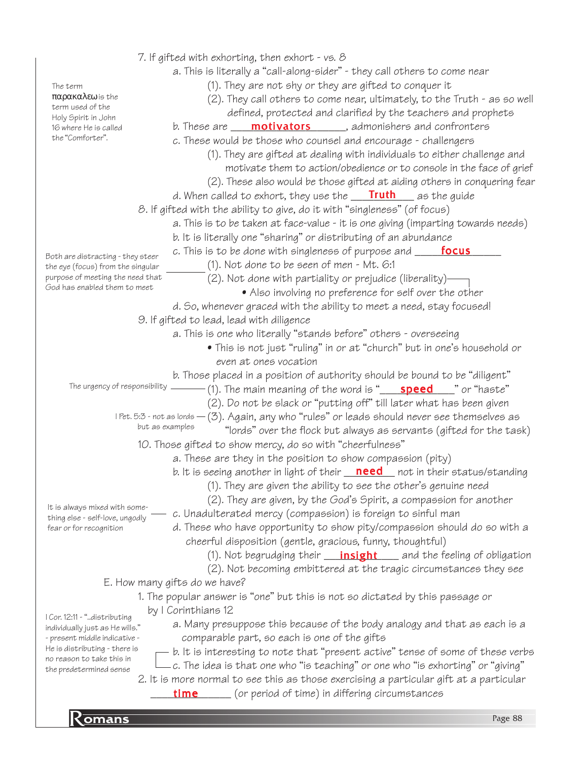7. If gifted with exhorting, then exhort - vs. 8
   - a. This is literally a "call-along-sider" - they call others to come near
     - (1). They are not shy or they are gifted to conquer it
     - (2). They call others to come near, ultimately, to the Truth - as so well defined, protected and clarified by the teachers and prophets

     > The term παρακαλεω is the term used of the Holy Spirit in John 16 where He is called the "Comforter".

   - b. These are ____**motivators**______, admonishers and confronters
   - c. These would be those who counsel and encourage - challengers
     - (1). They are gifted at dealing with individuals to either challenge and motivate them to action/obedience or to console in the face of grief
     - (2). These also would be those gifted at aiding others in conquering fear
   - d. When called to exhort, they use the ___**Truth**___ as the guide

8. If gifted with the ability to give, do it with "singleness" (of focus)
   - a. This is to be taken at face-value - it is one giving (imparting towards needs)
   - b. It is literally one "sharing" or distributing of an abundance
   - c. This is to be done with singleness of purpose and _____**focus**______
     - (1). Not done to be seen of men - Mt. 6:1
     - (2). Not done with partiality or prejudice (liberality)
       - Also involving no preference for self over the other

     > Both are distracting - they steer the eye (focus) from the singular purpose of meeting the need that God has enabled them to meet

   - d. So, whenever graced with the ability to meet a need, stay focused!

9. If gifted to lead, lead with diligence
   - a. This is one who literally "stands before" others - overseeing
     - This is not just "ruling" in or at "church" but in one's household or even at ones vocation
   - b. Those placed in a position of authority should be bound to be "diligent"
     - (1). The main meaning of the word is "___**speed**____" or "haste"

       > The urgency of responsibility

     - (2). Do not be slack or "putting off" till later what has been given
     - (3). Again, any who "rules" or leads should never see themselves as "lords" over the flock but always as servants (gifted for the task)

       > I Pet. 5:3 - not as lords but as examples

10. Those gifted to show mercy, do so with "cheerfulness"
    - a. These are they in the position to show compassion (pity)
    - b. It is seeing another in light of their __**need**__ not in their status/standing
      - (1). They are given the ability to see the other's genuine need
      - (2). They are given, by the God's Spirit, a compassion for another
    - c. Unadulterated mercy (compassion) is foreign to sinful man

      > It is always mixed with something else - self-love, ungodly fear or for recognition

    - d. These who have opportunity to show pity/compassion should do so with a cheerful disposition (gentle, gracious, funny, thoughtful)
      - (1). Not begrudging their ___**insight**____ and the feeling of obligation
      - (2). Not becoming embittered at the tragic circumstances they see

E. How many gifts do we have?

1. The popular answer is "one" but this is not so dictated by this passage or by I Corinthians 12
   - a. Many presuppose this because of the body analogy and that as each is a comparable part, so each is one of the gifts
   - b. It is interesting to note that "present active" tense of some of these verbs
   - c. The idea is that one who "is teaching" or one who "is exhorting" or "giving"

   > I Cor. 12:11 - "..distributing individually just as He wills." - present middle indicative - He is distributing - there is no reason to take this in the predetermined sense

2. It is more normal to see this as those exercising a particular gift at a particular _____**time**______ (or period of time) in differing circumstances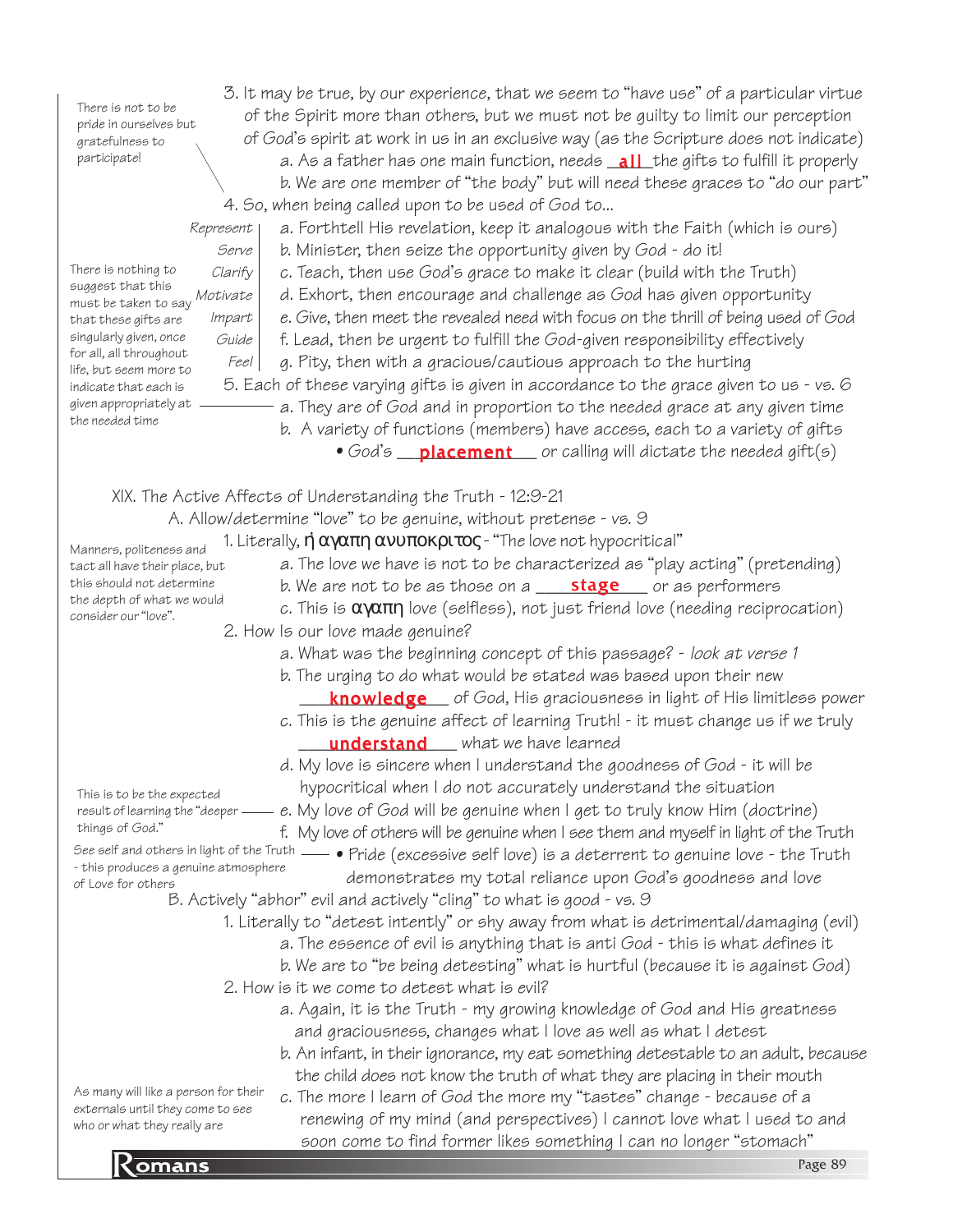3. It may be true, by our experience, that we seem to "have use" of a particular virtue of the Spirit more than others, but we must not be guilty to limit our perception of God's spirit at work in us in an exclusive way (as the Scripture does not indicate)

*There is not to be pride in ourselves but gratefulness to participate!*

   a. As a father has one main function, needs **all** the gifts to fulfill it properly
   b. We are one member of "the body" but will need these graces to "do our part"

4. So, when being called upon to be used of God to...

   - *Represent* — a. Forthtell His revelation, keep it analogous with the Faith (which is ours)
   - *Serve* — b. Minister, then seize the opportunity given by God - do it!
   - *Clarify* — c. Teach, then use God's grace to make it clear (build with the Truth)
   - *Motivate* — d. Exhort, then encourage and challenge as God has given opportunity
   - *Impart* — e. Give, then meet the revealed need with focus on the thrill of being used of God
   - *Guide* — f. Lead, then be urgent to fulfill the God-given responsibility effectively
   - *Feel* — g. Pity, then with a gracious/cautious approach to the hurting

5. Each of these varying gifts is given in accordance to the grace given to us - vs. 6

*There is nothing to suggest that this must be taken to say that these gifts are singularly given, once for all, all throughout life, but seem more to indicate that each is given appropriately at the needed time*

   a. They are of God and in proportion to the needed grace at any given time
   b. A variety of functions (members) have access, each to a variety of gifts
      - God's **placement** or calling will dictate the needed gift(s)

XIX. The Active Affects of Understanding the Truth - 12:9-21

A. Allow/determine "love" to be genuine, without pretense - vs. 9

1. Literally, ἡ αγαπη ανυποκριτος - "The love not hypocritical"

*Manners, politeness and tact all have their place, but this should not determine the depth of what we would consider our "love".*

   a. The love we have is not to be characterized as "play acting" (pretending)
   b. We are not to be as those on a **stage** or as performers
   c. This is αγαπη love (selfless), not just friend love (needing reciprocation)

2. How Is our love made genuine?

   a. What was the beginning concept of this passage? - *look at verse 1*
   b. The urging to do what would be stated was based upon their new **knowledge** of God, His graciousness in light of His limitless power
   c. This is the genuine affect of learning Truth! - it must change us if we truly **understand** what we have learned
   d. My love is sincere when I understand the goodness of God - it will be hypocritical when I do not accurately understand the situation
   e. My love of God will be genuine when I get to truly know Him (doctrine)

   *This is to be the expected result of learning the "deeper things of God."*

   f. My love of others will be genuine when I see them and myself in light of the Truth
      - Pride (excessive self love) is a deterrent to genuine love - the Truth demonstrates my total reliance upon God's goodness and love

   *See self and others in light of the Truth - this produces a genuine atmosphere of Love for others*

B. Actively "abhor" evil and actively "cling" to what is good - vs. 9

1. Literally to "detest intently" or shy away from what is detrimental/damaging (evil)
   a. The essence of evil is anything that is anti God - this is what defines it
   b. We are to "be being detesting" what is hurtful (because it is against God)

2. How is it we come to detest what is evil?
   a. Again, it is the Truth - my growing knowledge of God and His greatness and graciousness, changes what I love as well as what I detest
   b. An infant, in their ignorance, my eat something detestable to an adult, because the child does not know the truth of what they are placing in their mouth
   c. The more I learn of God the more my "tastes" change - because of a renewing of my mind (and perspectives) I cannot love what I used to and soon come to find former likes something I can no longer "stomach"

*As many will like a person for their externals until they come to see who or what they really are*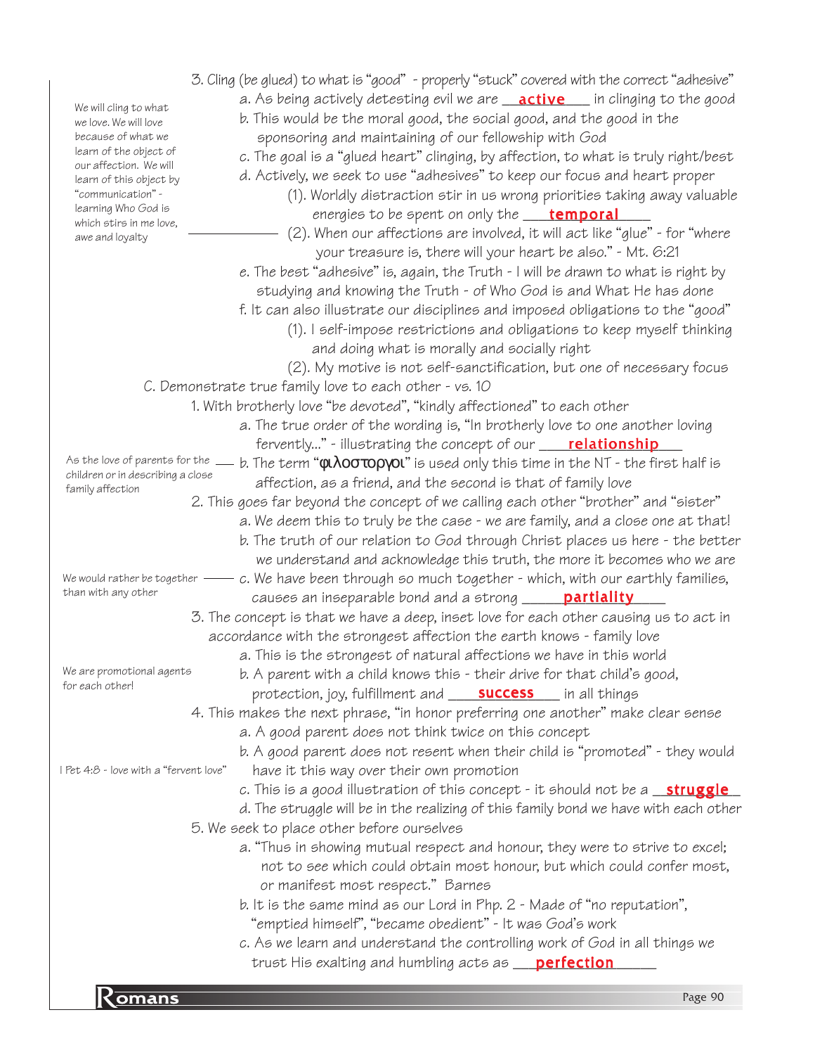3. Cling (be glued) to what is "good" - properly "stuck" covered with the correct "adhesive"

   a. As being actively detesting evil we are __active__ in clinging to the good

   b. This would be the moral good, the social good, and the good in the sponsoring and maintaining of our fellowship with God

   c. The goal is a "glued heart" clinging, by affection, to what is truly right/best

   d. Actively, we seek to use "adhesives" to keep our focus and heart proper

      (1). Worldly distraction stir in us wrong priorities taking away valuable energies to be spent on only the __temporal__

      (2). When our affections are involved, it will act like "glue" - for "where your treasure is, there will your heart be also." - Mt. 6:21

      > We will cling to what we love. We will love because of what we learn of the object of our affection. We will learn of this object by "communication" - learning Who God is which stirs in me love, awe and loyalty

   e. The best "adhesive" is, again, the Truth - I will be drawn to what is right by studying and knowing the Truth - of Who God is and What He has done

   f. It can also illustrate our disciplines and imposed obligations to the "good"

      (1). I self-impose restrictions and obligations to keep myself thinking and doing what is morally and socially right

      (2). My motive is not self-sanctification, but one of necessary focus

C. Demonstrate true family love to each other - vs. 10

1. With brotherly love "be devoted", "kindly affectioned" to each other

   a. The true order of the wording is, "In brotherly love to one another loving fervently..." - illustrating the concept of our __relationship__

   b. The term "φιλοστοργοι" is used only this time in the NT - the first half is affection, as a friend, and the second is that of family love

      > As the love of parents for the children or in describing a close family affection

2. This goes far beyond the concept of we calling each other "brother" and "sister"

   a. We deem this to truly be the case - we are family, and a close one at that!

   b. The truth of our relation to God through Christ places us here - the better we understand and acknowledge this truth, the more it becomes who we are

   c. We have been through so much together - which, with our earthly families, causes an inseparable bond and a strong __partiality__

      > We would rather be together than with any other

3. The concept is that we have a deep, inset love for each other causing us to act in accordance with the strongest affection the earth knows - family love

   a. This is the strongest of natural affections we have in this world

   b. A parent with a child knows this - their drive for that child's good, protection, joy, fulfillment and __success__ in all things

      > We are promotional agents for each other!

4. This makes the next phrase, "in honor preferring one another" make clear sense

   a. A good parent does not think twice on this concept

   b. A good parent does not resent when their child is "promoted" - they would have it this way over their own promotion

      > I Pet 4:8 - love with a "fervent love"

   c. This is a good illustration of this concept - it should not be a __struggle__

   d. The struggle will be in the realizing of this family bond we have with each other

5. We seek to place other before ourselves

   a. "Thus in showing mutual respect and honour, they were to strive to excel; not to see which could obtain most honour, but which could confer most, or manifest most respect." Barnes

   b. It is the same mind as our Lord in Php. 2 - Made of "no reputation", "emptied himself", "became obedient" - It was God's work

   c. As we learn and understand the controlling work of God in all things we trust His exalting and humbling acts as __perfection__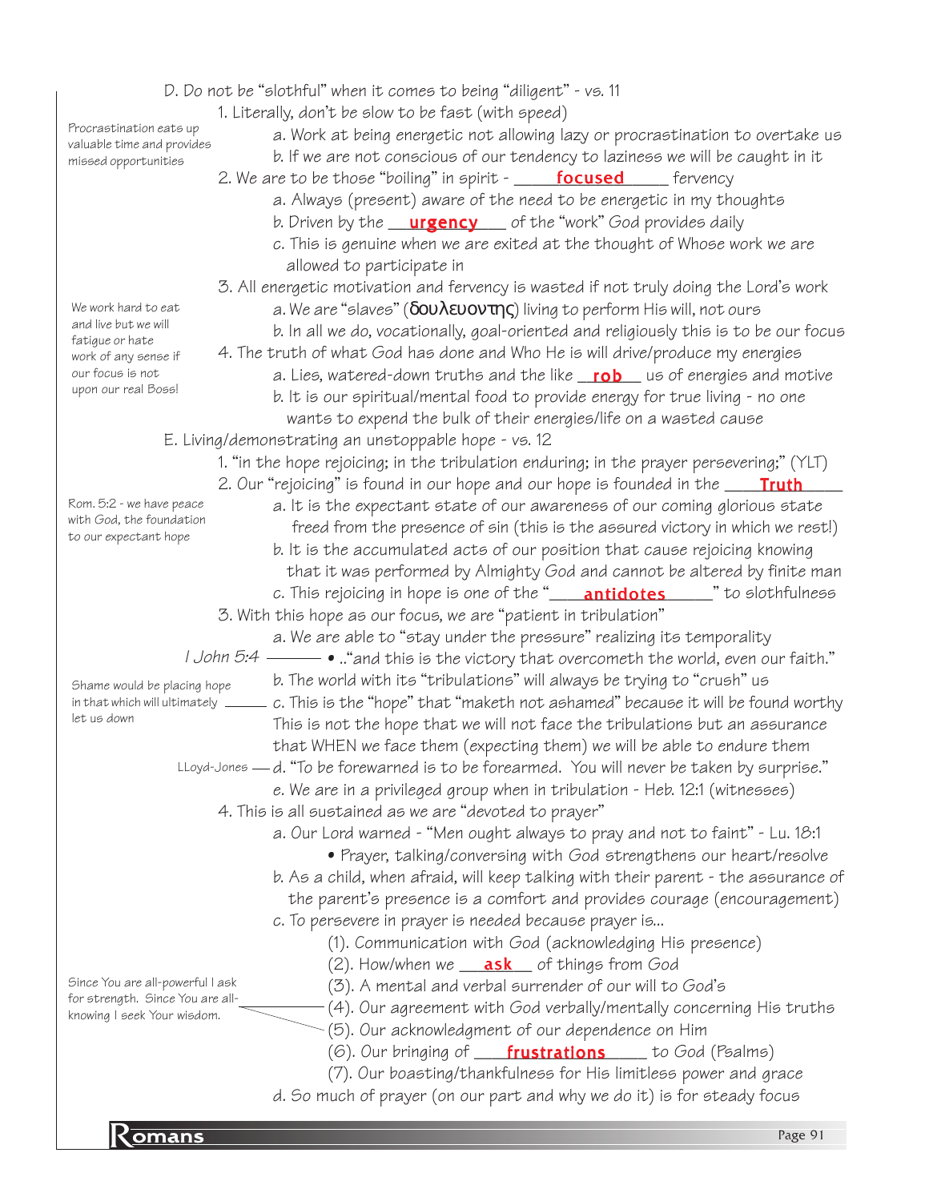D. Do not be "slothful" when it comes to being "diligent" - vs. 11

1. Literally, don't be slow to be fast (with speed)
   - a. Work at being energetic not allowing lazy or procrastination to overtake us
   - b. If we are not conscious of our tendency to laziness we will be caught in it

*Procrastination eats up valuable time and provides missed opportunities*

2. We are to be those "boiling" in spirit - ____**focused**____ fervency
   - a. Always (present) aware of the need to be energetic in my thoughts
   - b. Driven by the ___**urgency**___ of the "work" God provides daily
   - c. This is genuine when we are exited at the thought of Whose work we are allowed to participate in
3. All energetic motivation and fervency is wasted if not truly doing the Lord's work
   - a. We are "slaves" (δουλευοντης) living to perform His will, not ours
   - b. In all we do, vocationally, goal-oriented and religiously this is to be our focus

*We work hard to eat and live but we will fatigue or hate work of any sense if our focus is not upon our real Boss!*

4. The truth of what God has done and Who He is will drive/produce my energies
   - a. Lies, watered-down truths and the like __**rob**__ us of energies and motive
   - b. It is our spiritual/mental food to provide energy for true living - no one wants to expend the bulk of their energies/life on a wasted cause

E. Living/demonstrating an unstoppable hope - vs. 12

1. "in the hope rejoicing; in the tribulation enduring; in the prayer persevering;" (YLT)
2. Our "rejoicing" is found in our hope and our hope is founded in the ____**Truth**____
   - a. It is the expectant state of our awareness of our coming glorious state freed from the presence of sin (this is the assured victory in which we rest!)
   - b. It is the accumulated acts of our position that cause rejoicing knowing that it was performed by Almighty God and cannot be altered by finite man
   - c. This rejoicing in hope is one of the "____**antidotes**____" to slothfulness

*Rom. 5:2 - we have peace with God, the foundation to our expectant hope*

3. With this hope as our focus, we are "patient in tribulation"
   - a. We are able to "stay under the pressure" realizing its temporality
     - *I John 5:4* — ..."and this is the victory that overcometh the world, even our faith."
   - b. The world with its "tribulations" will always be trying to "crush" us
   - c. This is the "hope" that "maketh not ashamed" because it will be found worthy This is not the hope that we will not face the tribulations but an assurance that WHEN we face them (expecting them) we will be able to endure them
     - *Shame would be placing hope in that which will ultimately let us down*
   - d. "To be forewarned is to be forearmed. You will never be taken by surprise." — LLoyd-Jones
   - e. We are in a privileged group when in tribulation - Heb. 12:1 (witnesses)
4. This is all sustained as we are "devoted to prayer"
   - a. Our Lord warned - "Men ought always to pray and not to faint" - Lu. 18:1
     - Prayer, talking/conversing with God strengthens our heart/resolve
   - b. As a child, when afraid, will keep talking with their parent - the assurance of the parent's presence is a comfort and provides courage (encouragement)
   - c. To persevere in prayer is needed because prayer is...
     - (1). Communication with God (acknowledging His presence)
     - (2). How/when we __**ask**__ of things from God
     - (3). A mental and verbal surrender of our will to God's
     - (4). Our agreement with God verbally/mentally concerning His truths
     - (5). Our acknowledgment of our dependence on Him
     - (6). Our bringing of ____**frustrations**____ to God (Psalms)
     - (7). Our boasting/thankfulness for His limitless power and grace

     *Since You are all-powerful I ask for strength. Since You are all-knowing I seek Your wisdom.*
   - d. So much of prayer (on our part and why we do it) is for steady focus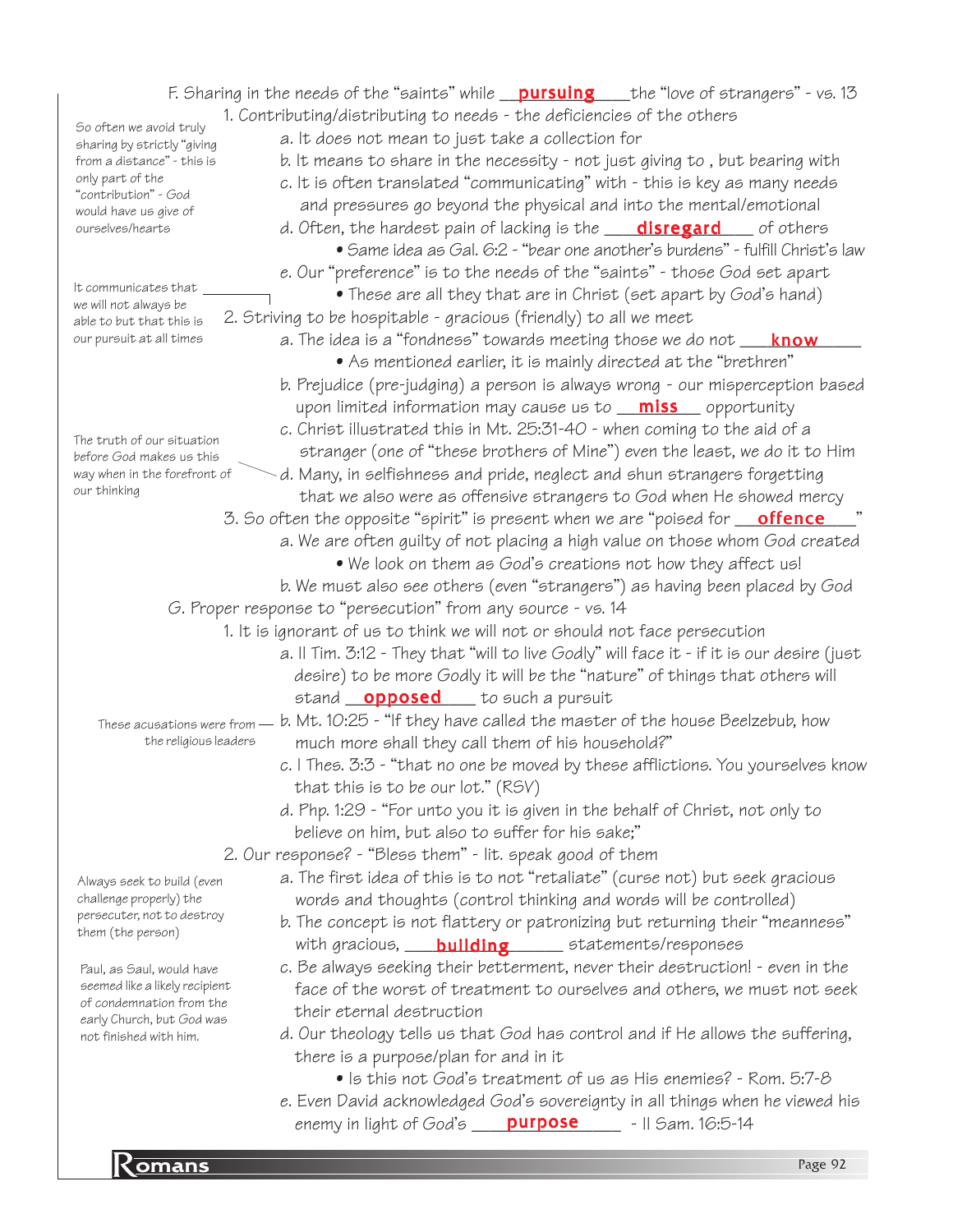F. Sharing in the needs of the "saints" while __**pursuing**__ the "love of strangers" - vs. 13

1. Contributing/distributing to needs - the deficiencies of the others
   - a. It does not mean to just take a collection for
   - b. It means to share in the necessity - not just giving to , but bearing with
   - c. It is often translated "communicating" with - this is key as many needs and pressures go beyond the physical and into the mental/emotional
   - d. Often, the hardest pain of lacking is the __**disregard**__ of others
     - Same idea as Gal. 6:2 - "bear one another's burdens" - fulfill Christ's law
   - e. Our "preference" is to the needs of the "saints" - those God set apart
     - These are all they that are in Christ (set apart by God's hand)

*So often we avoid truly sharing by strictly "giving from a distance" - this is only part of the "contribution" - God would have us give of ourselves/hearts*

*It communicates that we will not always be able to but that this is our pursuit at all times*

2. Striving to be hospitable - gracious (friendly) to all we meet
   - a. The idea is a "fondness" towards meeting those we do not __**know**__
     - As mentioned earlier, it is mainly directed at the "brethren"
   - b. Prejudice (pre-judging) a person is always wrong - our misperception based upon limited information may cause us to __**miss**__ opportunity
   - c. Christ illustrated this in Mt. 25:31-40 - when coming to the aid of a stranger (one of "these brothers of Mine") even the least, we do it to Him
   - d. Many, in selfishness and pride, neglect and shun strangers forgetting that we also were as offensive strangers to God when He showed mercy

*The truth of our situation before God makes us this way when in the forefront of our thinking*

3. So often the opposite "spirit" is present when we are "poised for __**offence**__"
   - a. We are often guilty of not placing a high value on those whom God created
     - We look on them as God's creations not how they affect us!
   - b. We must also see others (even "strangers") as having been placed by God

G. Proper response to "persecution" from any source - vs. 14

1. It is ignorant of us to think we will not or should not face persecution
   - a. II Tim. 3:12 - They that "will to live Godly" will face it - if it is our desire (just desire) to be more Godly it will be the "nature" of things that others will stand __**opposed**__ to such a pursuit
   - b. Mt. 10:25 - "If they have called the master of the house Beelzebub, how much more shall they call them of his household?"
   - c. I Thes. 3:3 - "that no one be moved by these afflictions. You yourselves know that this is to be our lot." (RSV)
   - d. Php. 1:29 - "For unto you it is given in the behalf of Christ, not only to believe on him, but also to suffer for his sake;"

*These acusations were from the religious leaders*

2. Our response? - "Bless them" - lit. speak good of them
   - a. The first idea of this is to not "retaliate" (curse not) but seek gracious words and thoughts (control thinking and words will be controlled)
   - b. The concept is not flattery or patronizing but returning their "meanness" with gracious, __**building**__ statements/responses
   - c. Be always seeking their betterment, never their destruction! - even in the face of the worst of treatment to ourselves and others, we must not seek their eternal destruction
   - d. Our theology tells us that God has control and if He allows the suffering, there is a purpose/plan for and in it
     - Is this not God's treatment of us as His enemies? - Rom. 5:7-8
   - e. Even David acknowledged God's sovereignty in all things when he viewed his enemy in light of God's __**purpose**__ - II Sam. 16:5-14

*Always seek to build (even challenge properly) the persecuter, not to destroy them (the person)*

*Paul, as Saul, would have seemed like a likely recipient of condemnation from the early Church, but God was not finished with him.*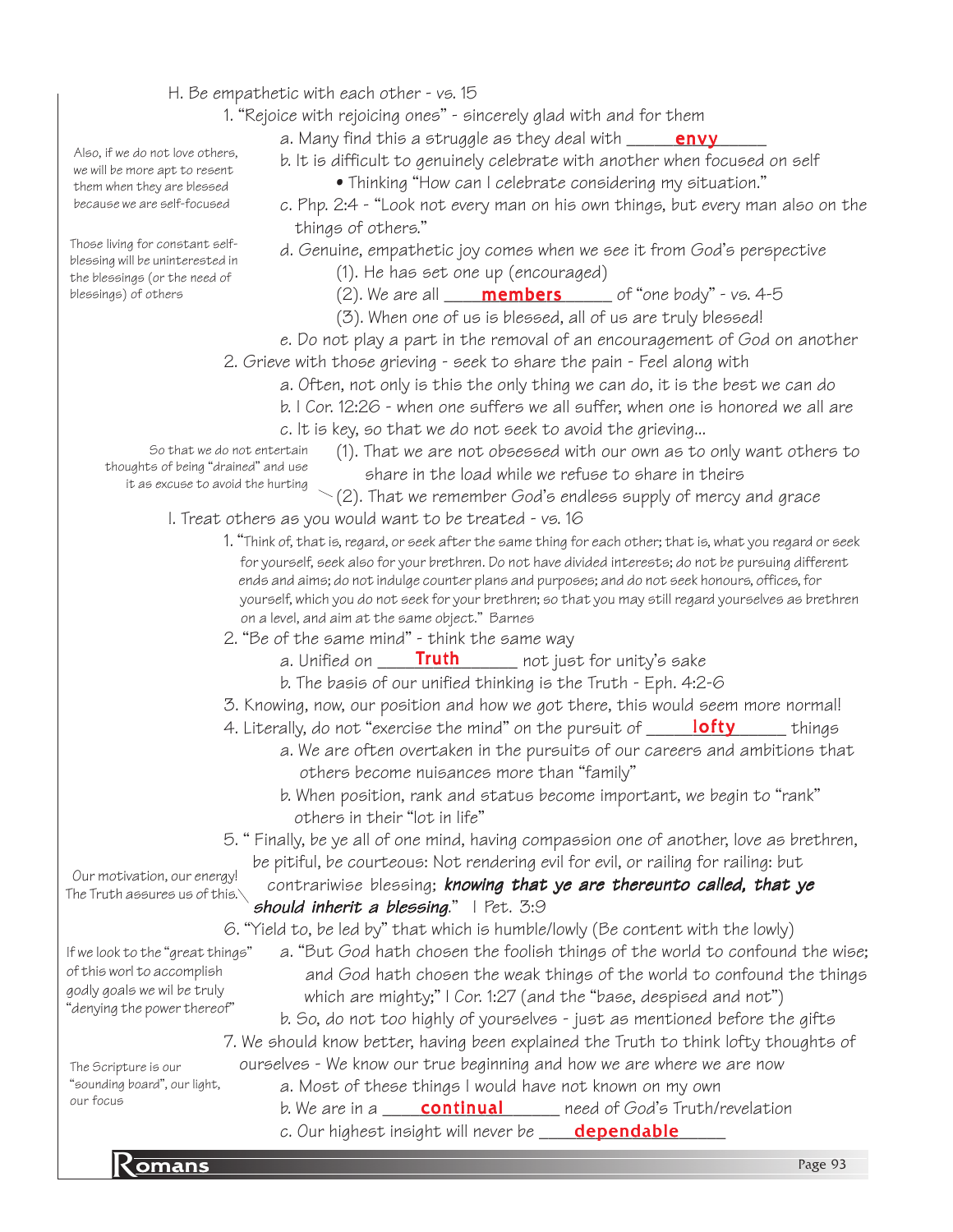H. Be empathetic with each other - vs. 15

1. "Rejoice with rejoicing ones" - sincerely glad with and for them
    - a. Many find this a struggle as they deal with **envy**
    - b. It is difficult to genuinely celebrate with another when focused on self
        - • Thinking "How can I celebrate considering my situation."
    - c. Php. 2:4 - "Look not every man on his own things, but every man also on the things of others."
    - d. Genuine, empathetic joy comes when we see it from God's perspective
        - (1). He has set one up (encouraged)
        - (2). We are all **members** of "one body" - vs. 4-5
        - (3). When one of us is blessed, all of us are truly blessed!
    - e. Do not play a part in the removal of an encouragement of God on another

> Also, if we do not love others, we will be more apt to resent them when they are blessed because we are self-focused

> Those living for constant self-blessing will be uninterested in the blessings (or the need of blessings) of others

2. Grieve with those grieving - seek to share the pain - Feel along with
    - a. Often, not only is this the only thing we can do, it is the best we can do
    - b. I Cor. 12:26 - when one suffers we all suffer, when one is honored we all are
    - c. It is key, so that we do not seek to avoid the grieving...
        - (1). That we are not obsessed with our own as to only want others to share in the load while we refuse to share in theirs
        - (2). That we remember God's endless supply of mercy and grace

> So that we do not entertain thoughts of being "drained" and use it as excuse to avoid the hurting

I. Treat others as you would want to be treated - vs. 16

1. "Think of, that is, regard, or seek after the same thing for each other; that is, what you regard or seek for yourself, seek also for your brethren. Do not have divided interests; do not be pursuing different ends and aims; do not indulge counter plans and purposes; and do not seek honours, offices, for yourself, which you do not seek for your brethren; so that you may still regard yourselves as brethren on a level, and aim at the same object." Barnes
2. "Be of the same mind" - think the same way
    - a. Unified on **Truth** not just for unity's sake
    - b. The basis of our unified thinking is the Truth - Eph. 4:2-6
3. Knowing, now, our position and how we got there, this would seem more normal!
4. Literally, do not "exercise the mind" on the pursuit of **lofty** things
    - a. We are often overtaken in the pursuits of our careers and ambitions that others become nuisances more than "family"
    - b. When position, rank and status become important, we begin to "rank" others in their "lot in life"
5. " Finally, be ye all of one mind, having compassion one of another, love as brethren, be pitiful, be courteous: Not rendering evil for evil, or railing for railing: but contrariwise blessing; ***knowing that ye are thereunto called, that ye should inherit a blessing***." I Pet. 3:9

> Our motivation, our energy! The Truth assures us of this.

6. "Yield to, be led by" that which is humble/lowly (Be content with the lowly)
    - a. "But God hath chosen the foolish things of the world to confound the wise; and God hath chosen the weak things of the world to confound the things which are mighty;" I Cor. 1:27 (and the "base, despised and not")
    - b. So, do not too highly of yourselves - just as mentioned before the gifts

> If we look to the "great things" of this worl to accomplish godly goals we wil be truly "denying the power thereof"

7. We should know better, having been explained the Truth to think lofty thoughts of ourselves - We know our true beginning and how we are where we are now
    - a. Most of these things I would have not known on my own
    - b. We are in a **continual** need of God's Truth/revelation
    - c. Our highest insight will never be **dependable**

> The Scripture is our "sounding board", our light, our focus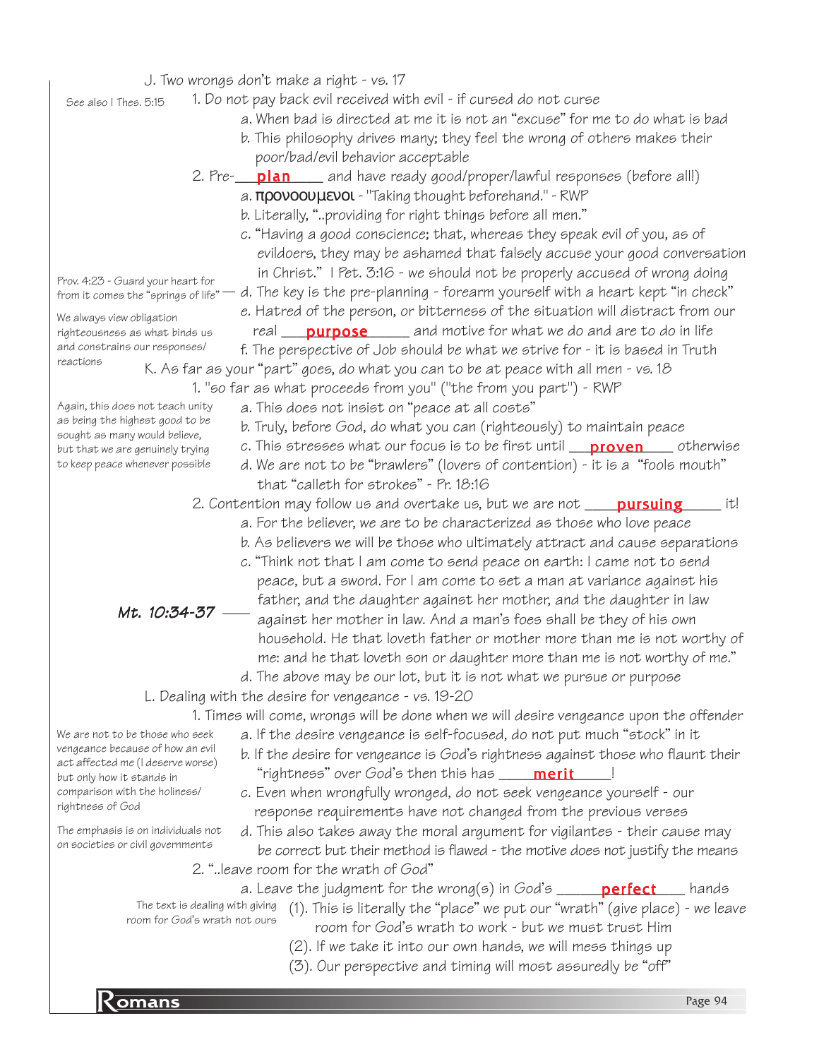J. Two wrongs don't make a right - vs. 17

*See also I Thes. 5:15*

1. Do not pay back evil received with evil - if cursed do not curse
    - a. When bad is directed at me it is not an "excuse" for me to do what is bad
    - b. This philosophy drives many; they feel the wrong of others makes their poor/bad/evil behavior acceptable
2. Pre-___**plan**___ and have ready good/proper/lawful responses (before all!)
    - a. προνοουμενοι - "Taking thought beforehand." - RWP
    - b. Literally, "..providing for right things before all men."
    - c. "Having a good conscience; that, whereas they speak evil of you, as of evildoers, they may be ashamed that falsely accuse your good conversation in Christ." I Pet. 3:16 - we should not be properly accused of wrong doing
    - d. The key is the pre-planning - forearm yourself with a heart kept "in check" *(Prov. 4:23 - Guard your heart for from it comes the "springs of life")*
    - e. Hatred of the person, or bitterness of the situation will distract from our real ___**purpose**___ and motive for what we do and are to do in life
    - f. The perspective of Job should be what we strive for - it is based in Truth

*We always view obligation righteousness as what binds us and constrains our responses/reactions*

K. As far as your "part" goes, do what you can to be at peace with all men - vs. 18

1. "so far as what proceeds from you" ("the from you part") - RWP
    - a. This does not insist on "peace at all costs"
    - b. Truly, before God, do what you can (righteously) to maintain peace
    - c. This stresses what our focus is to be first until ___**proven**___ otherwise
    - d. We are not to be "brawlers" (lovers of contention) - it is a "fools mouth" that "calleth for strokes" - Pr. 18:16

*Again, this does not teach unity as being the highest good to be sought as many would believe, but that we are genuinely trying to keep peace whenever possible*

2. Contention may follow us and overtake us, but we are not ___**pursuing**___ it!
    - a. For the believer, we are to be characterized as those who love peace
    - b. As believers we will be those who ultimately attract and cause separations
    - c. *Mt. 10:34-37* — "Think not that I am come to send peace on earth: I came not to send peace, but a sword. For I am come to set a man at variance against his father, and the daughter against her mother, and the daughter in law against her mother in law. And a man's foes shall be they of his own household. He that loveth father or mother more than me is not worthy of me: and he that loveth son or daughter more than me is not worthy of me."
    - d. The above may be our lot, but it is not what we pursue or purpose

L. Dealing with the desire for vengeance - vs. 19-20

1. Times will come, wrongs will be done when we will desire vengeance upon the offender
    - a. If the desire vengeance is self-focused, do not put much "stock" in it
    - b. If the desire for vengeance is God's rightness against those who flaunt their "rightness" over God's then this has ___**merit**___!
    - c. Even when wrongfully wronged, do not seek vengeance yourself - our response requirements have not changed from the previous verses
    - d. This also takes away the moral argument for vigilantes - their cause may be correct but their method is flawed - the motive does not justify the means

*We are not to be those who seek vengeance because of how an evil act affected me (I deserve worse) but only how it stands in comparison with the holiness/rightness of God*

*The emphasis is on individuals not on societies or civil governments*

2. "..leave room for the wrath of God"
    - a. Leave the judgment for the wrong(s) in God's ___**perfect**___ hands
        - (1). This is literally the "place" we put our "wrath" (give place) - we leave room for God's wrath to work - but we must trust Him
        - (2). If we take it into our own hands, we will mess things up
        - (3). Our perspective and timing will most assuredly be "off"

*The text is dealing with giving room for God's wrath not ours*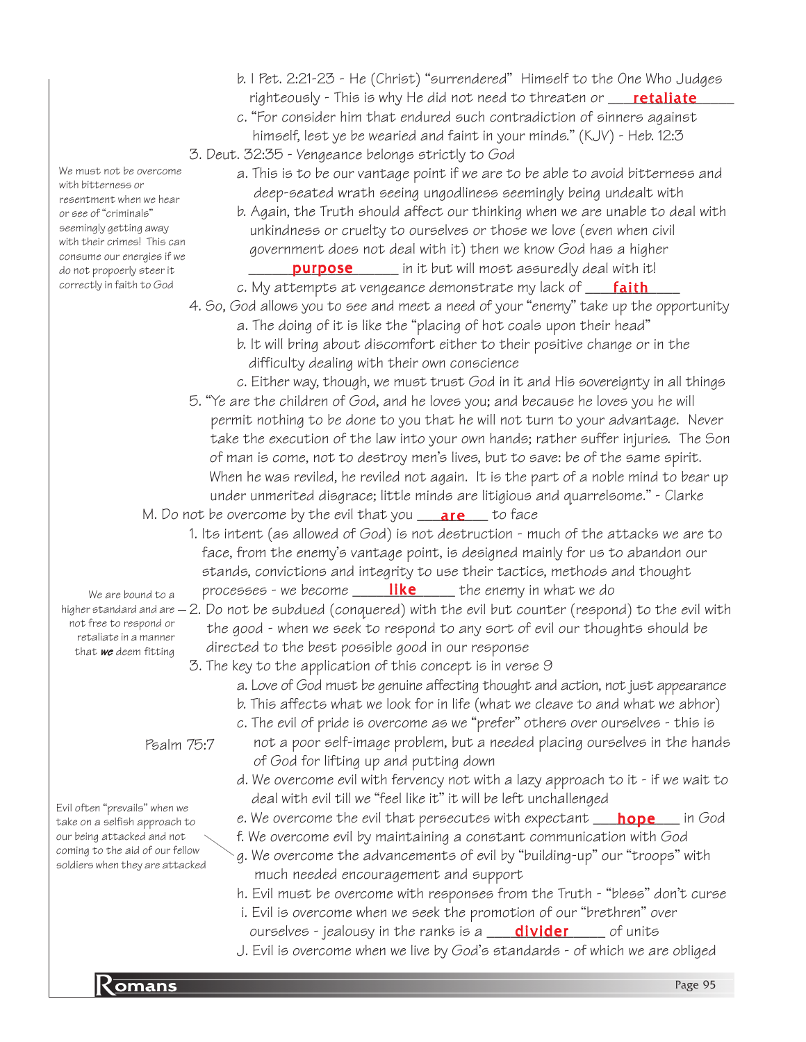b. I Pet. 2:21-23 - He (Christ) "surrendered" Himself to the One Who Judges righteously - This is why He did not need to threaten or ___**retaliate**_____

c. "For consider him that endured such contradiction of sinners against himself, lest ye be wearied and faint in your minds." (KJV) - Heb. 12:3

3. Deut. 32:35 - Vengeance belongs strictly to God

   *We must not be overcome with bitterness or resentment when we hear or see of "criminals" seemingly getting away with their crimes! This can consume our energies if we do not propoerly steer it correctly in faith to God*

   a. This is to be our vantage point if we are to be able to avoid bitterness and deep-seated wrath seeing ungodliness seemingly being undealt with

   b. Again, the Truth should affect our thinking when we are unable to deal with unkindness or cruelty to ourselves or those we love (even when civil government does not deal with it) then we know God has a higher ______**purpose**______ in it but will most assuredly deal with it!

   c. My attempts at vengeance demonstrate my lack of ___**faith**____

4. So, God allows you to see and meet a need of your "enemy" take up the opportunity

   a. The doing of it is like the "placing of hot coals upon their head"

   b. It will bring about discomfort either to their positive change or in the difficulty dealing with their own conscience

   c. Either way, though, we must trust God in it and His sovereignty in all things

5. "Ye are the children of God, and he loves you; and because he loves you he will permit nothing to be done to you that he will not turn to your advantage. Never take the execution of the law into your own hands; rather suffer injuries. The Son of man is come, not to destroy men's lives, but to save: be of the same spirit. When he was reviled, he reviled not again. It is the part of a noble mind to bear up under unmerited disgrace; little minds are litigious and quarrelsome." - Clarke

M. Do not be overcome by the evil that you ___**are**___ to face

1. Its intent (as allowed of God) is not destruction - much of the attacks we are to face, from the enemy's vantage point, is designed mainly for us to abandon our stands, convictions and integrity to use their tactics, methods and thought processes - we become _____**like**_____ the enemy in what we do

   *We are bound to a higher standard and are not free to respond or retaliate in a manner that **we** deem fitting*

2. Do not be subdued (conquered) with the evil but counter (respond) to the evil with the good - when we seek to respond to any sort of evil our thoughts should be directed to the best possible good in our response

3. The key to the application of this concept is in verse 9

   a. Love of God must be genuine affecting thought and action, not just appearance

   b. This affects what we look for in life (what we cleave to and what we abhor)

   c. The evil of pride is overcome as we "prefer" others over ourselves - this is not a poor self-image problem, but a needed placing ourselves in the hands of God for lifting up and putting down

   *Psalm 75:7*

   d. We overcome evil with fervency not with a lazy approach to it - if we wait to deal with evil till we "feel like it" it will be left unchallenged

   e. We overcome the evil that persecutes with expectant ___**hope**___ in God

   f. We overcome evil by maintaining a constant communication with God

   g. We overcome the advancements of evil by "building-up" our "troops" with much needed encouragement and support

   *Evil often "prevails" when we take on a selfish approach to our being attacked and not coming to the aid of our fellow soldiers when they are attacked*

   h. Evil must be overcome with responses from the Truth - "bless" don't curse

   i. Evil is overcome when we seek the promotion of our "brethren" over ourselves - jealousy in the ranks is a ____**divider**_____ of units

   J. Evil is overcome when we live by God's standards - of which we are obliged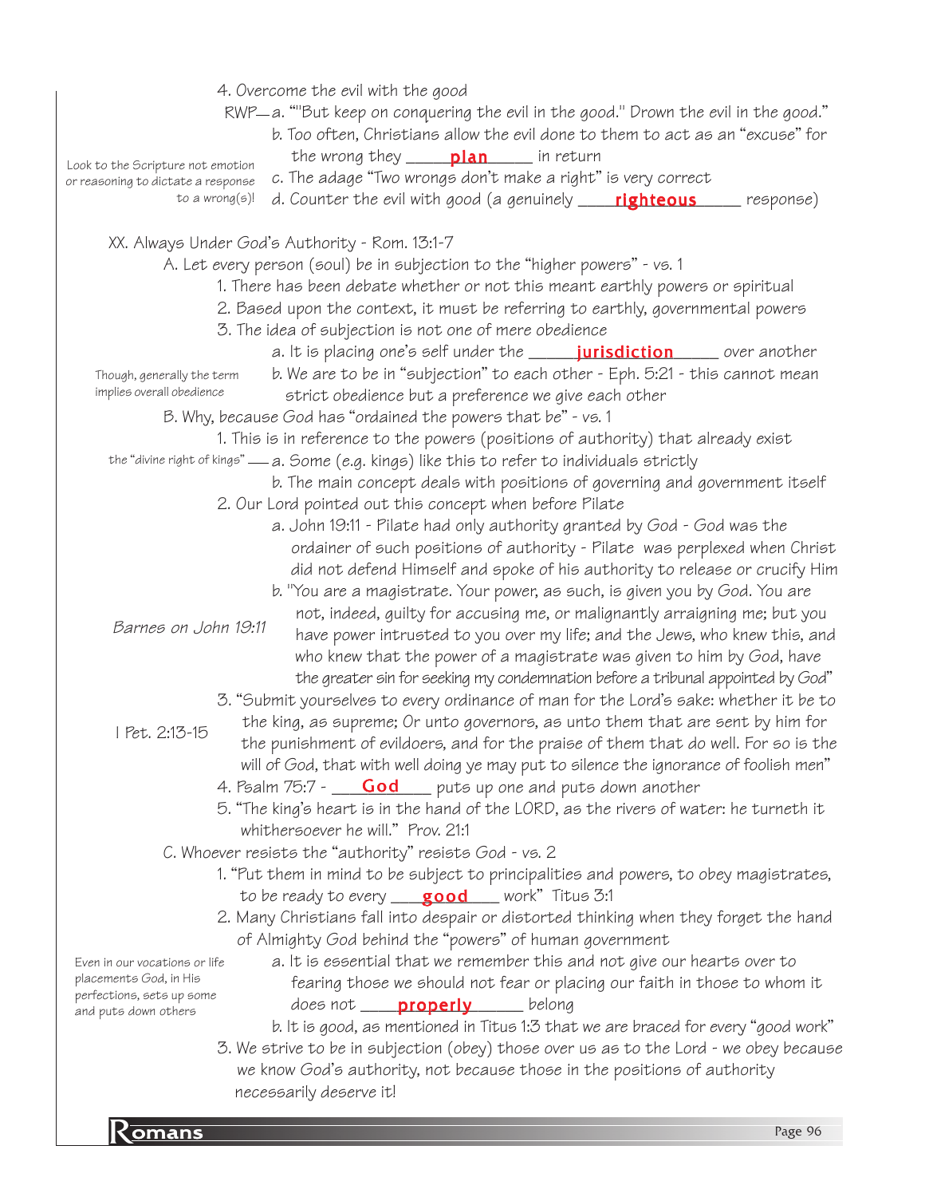4. Overcome the evil with the good

RWP—a. "'But keep on conquering the evil in the good.' Drown the evil in the good."

b. Too often, Christians allow the evil done to them to act as an "excuse" for the wrong they ____**plan**____ in return

*Look to the Scripture not emotion or reasoning to dictate a response to a wrong(s)!*

c. The adage "Two wrongs don't make a right" is very correct

d. Counter the evil with good (a genuinely ____**righteous**____ response)

XX. Always Under God's Authority - Rom. 13:1-7

A. Let every person (soul) be in subjection to the "higher powers" - vs. 1

1. There has been debate whether or not this meant earthly powers or spiritual
2. Based upon the context, it must be referring to earthly, governmental powers
3. The idea of subjection is not one of mere obedience

a. It is placing one's self under the ____**jurisdiction**____ over another

*Though, generally the term implies overall obedience*

b. We are to be in "subjection" to each other - Eph. 5:21 - this cannot mean strict obedience but a preference we give each other

B. Why, because God has "ordained the powers that be" - vs. 1

1. This is in reference to the powers (positions of authority) that already exist

*the "divine right of kings"* — a. Some (e.g. kings) like this to refer to individuals strictly

b. The main concept deals with positions of governing and government itself

2. Our Lord pointed out this concept when before Pilate

a. John 19:11 - Pilate had only authority granted by God - God was the ordainer of such positions of authority - Pilate was perplexed when Christ did not defend Himself and spoke of his authority to release or crucify Him

*Barnes on John 19:11*

b. "You are a magistrate. Your power, as such, is given you by God. You are not, indeed, guilty for accusing me, or malignantly arraigning me; but you have power intrusted to you over my life; and the Jews, who knew this, and who knew that the power of a magistrate was given to him by God, have the greater sin for seeking my condemnation before a tribunal appointed by God"

*I Pet. 2:13-15*

3. "Submit yourselves to every ordinance of man for the Lord's sake: whether it be to the king, as supreme; Or unto governors, as unto them that are sent by him for the punishment of evildoers, and for the praise of them that do well. For so is the will of God, that with well doing ye may put to silence the ignorance of foolish men"
4. Psalm 75:7 - ____**God**____ puts up one and puts down another
5. "The king's heart is in the hand of the LORD, as the rivers of water: he turneth it whithersoever he will." Prov. 21:1

C. Whoever resists the "authority" resists God - vs. 2

1. "Put them in mind to be subject to principalities and powers, to obey magistrates, to be ready to every ____**good**____ work" Titus 3:1
2. Many Christians fall into despair or distorted thinking when they forget the hand of Almighty God behind the "powers" of human government

*Even in our vocations or life placements God, in His perfections, sets up some and puts down others*

a. It is essential that we remember this and not give our hearts over to fearing those we should not fear or placing our faith in those to whom it does not ____**properly**____ belong

b. It is good, as mentioned in Titus 1:3 that we are braced for every "good work"

3. We strive to be in subjection (obey) those over us as to the Lord - we obey because we know God's authority, not because those in the positions of authority necessarily deserve it!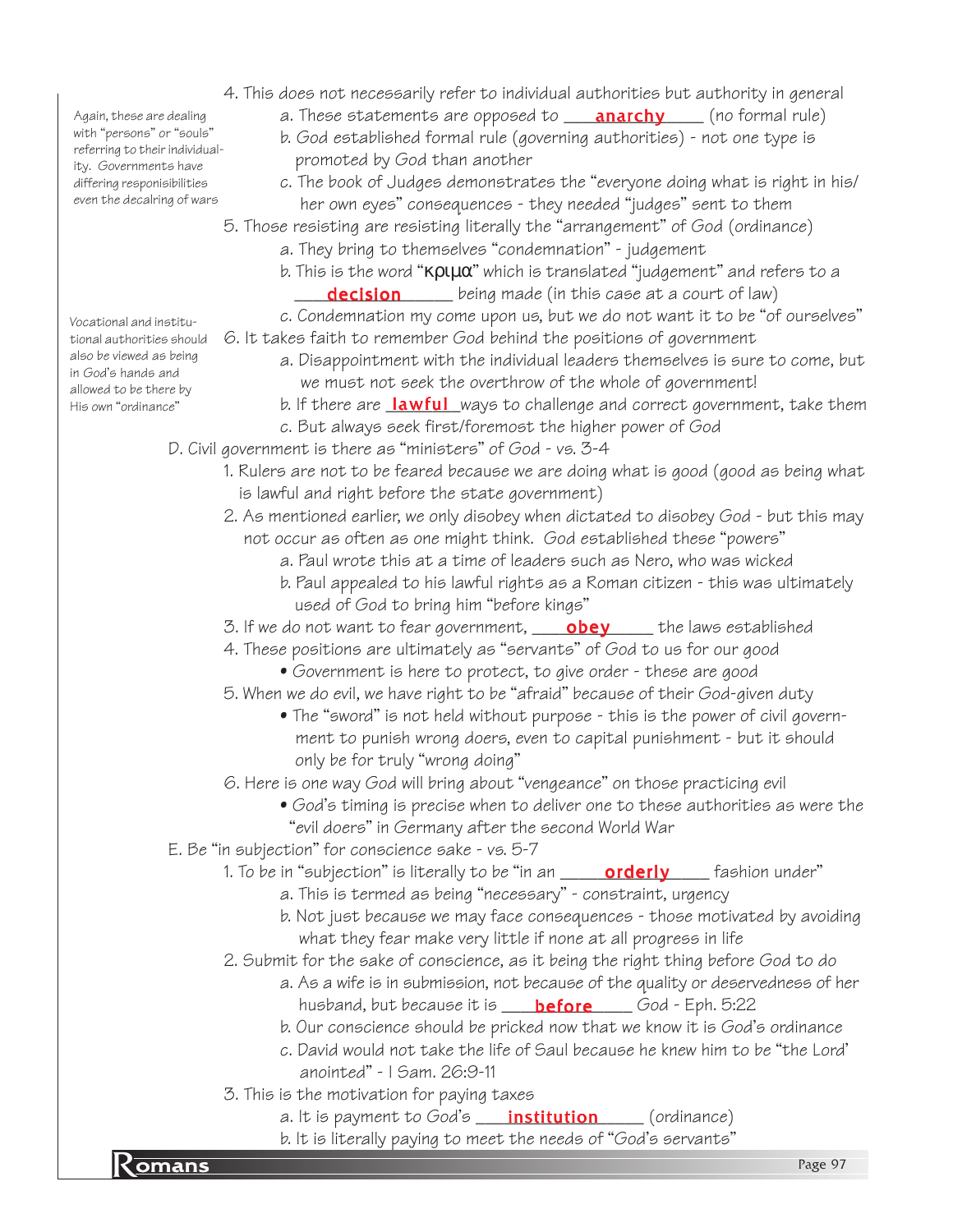4. This does not necessarily refer to individual authorities but authority in general
   - a. These statements are opposed to ___**anarchy**___ (no formal rule)
   - b. God established formal rule (governing authorities) - not one type is promoted by God than another
   - c. The book of Judges demonstrates the "everyone doing what is right in his/her own eyes" consequences - they needed "judges" sent to them

*Again, these are dealing with "persons" or "souls" referring to their individuality. Governments have differing responisibilities even the decalring of wars*

5. Those resisting are resisting literally the "arrangement" of God (ordinance)
   - a. They bring to themselves "condemnation" - judgement
   - b. This is the word "κριμα" which is translated "judgement" and refers to a ___**decision**___ being made (in this case at a court of law)
   - c. Condemnation my come upon us, but we do not want it to be "of ourselves"

6. It takes faith to remember God behind the positions of government
   - a. Disappointment with the individual leaders themselves is sure to come, but we must not seek the overthrow of the whole of government!
   - b. If there are ___**lawful**___ ways to challenge and correct government, take them
   - c. But always seek first/foremost the higher power of God

*Vocational and institutional authorities should also be viewed as being in God's hands and allowed to be there by His own "ordinance"*

D. Civil government is there as "ministers" of God - vs. 3-4

1. Rulers are not to be feared because we are doing what is good (good as being what is lawful and right before the state government)
2. As mentioned earlier, we only disobey when dictated to disobey God - but this may not occur as often as one might think. God established these "powers"
   - a. Paul wrote this at a time of leaders such as Nero, who was wicked
   - b. Paul appealed to his lawful rights as a Roman citizen - this was ultimately used of God to bring him "before kings"
3. If we do not want to fear government, ___**obey**___ the laws established
4. These positions are ultimately as "servants" of God to us for our good
   - Government is here to protect, to give order - these are good
5. When we do evil, we have right to be "afraid" because of their God-given duty
   - The "sword" is not held without purpose - this is the power of civil government to punish wrong doers, even to capital punishment - but it should only be for truly "wrong doing"
6. Here is one way God will bring about "vengeance" on those practicing evil
   - God's timing is precise when to deliver one to these authorities as were the "evil doers" in Germany after the second World War

E. Be "in subjection" for conscience sake - vs. 5-7

1. To be in "subjection" is literally to be "in an ___**orderly**___ fashion under"
   - a. This is termed as being "necessary" - constraint, urgency
   - b. Not just because we may face consequences - those motivated by avoiding what they fear make very little if none at all progress in life
2. Submit for the sake of conscience, as it being the right thing before God to do
   - a. As a wife is in submission, not because of the quality or deservedness of her husband, but because it is ___**before**___ God - Eph. 5:22
   - b. Our conscience should be pricked now that we know it is God's ordinance
   - c. David would not take the life of Saul because he knew him to be "the Lord' anointed" - I Sam. 26:9-11
3. This is the motivation for paying taxes
   - a. It is payment to God's ___**institution**___ (ordinance)
   - b. It is literally paying to meet the needs of "God's servants"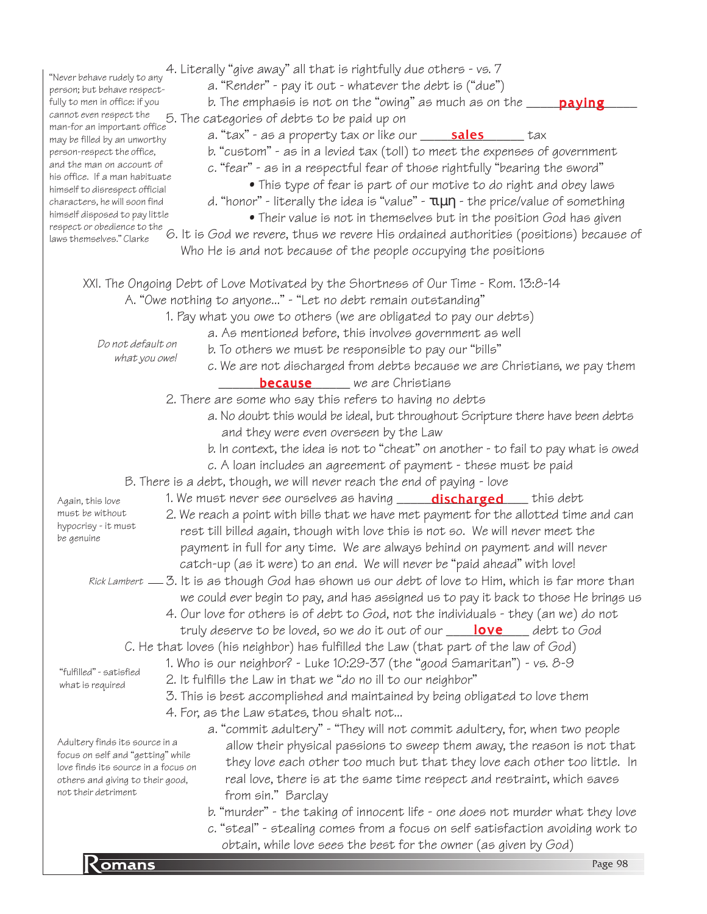> "Never behave rudely to any person; but behave respectfully to men in office: if you cannot even respect the man-for an important office may be filled by an unworthy person-respect the office, and the man on account of his office. If a man habituate himself to disrespect official characters, he will soon find himself disposed to pay little respect or obedience to the laws themselves." Clarke

4. Literally "give away" all that is rightfully due others - vs. 7
   a. "Render" - pay it out - whatever the debt is ("due")
   b. The emphasis is not on the "owing" as much as on the **paying**
5. The categories of debts to be paid up on
   a. "tax" - as a property tax or like our **sales** tax
   b. "custom" - as in a levied tax (toll) to meet the expenses of government
   c. "fear" - as in a respectful fear of those rightfully "bearing the sword"
      - This type of fear is part of our motive to do right and obey laws
   d. "honor" - literally the idea is "value" - τιμη - the price/value of something
      - Their value is not in themselves but in the position God has given
6. It is God we revere, thus we revere His ordained authorities (positions) because of Who He is and not because of the people occupying the positions

## XXI. The Ongoing Debt of Love Motivated by the Shortness of Our Time - Rom. 13:8-14

A. "Owe nothing to anyone..." - "Let no debt remain outstanding"

> *Do not default on what you owe!*

1. Pay what you owe to others (we are obligated to pay our debts)
   a. As mentioned before, this involves government as well
   b. To others we must be responsible to pay our "bills"
   c. We are not discharged from debts because we are Christians, we pay them **because** we are Christians
2. There are some who say this refers to having no debts
   a. No doubt this would be ideal, but throughout Scripture there have been debts and they were even overseen by the Law
   b. In context, the idea is not to "cheat" on another - to fail to pay what is owed
   c. A loan includes an agreement of payment - these must be paid

B. There is a debt, though, we will never reach the end of paying - love

> Again, this love must be without hypocrisy - it must be genuine

1. We must never see ourselves as having **discharged** this debt
2. We reach a point with bills that we have met payment for the allotted time and can rest till billed again, though with love this is not so. We will never meet the payment in full for any time. We are always behind on payment and will never catch-up (as it were) to an end. We will never be "paid ahead" with love!
3. It is as though God has shown us our debt of love to Him, which is far more than we could ever begin to pay, and has assigned us to pay it back to those He brings us — *Rick Lambert*
4. Our love for others is of debt to God, not the individuals - they (an we) do not truly deserve to be loved, so we do it out of our **love** debt to God

C. He that loves (his neighbor) has fulfilled the Law (that part of the law of God)

> "fulfilled" - satisfied what is required

1. Who is our neighbor? - Luke 10:29-37 (the "good Samaritan") - vs. 8-9
2. It fulfills the Law in that we "do no ill to our neighbor"
3. This is best accomplished and maintained by being obligated to love them
4. For, as the Law states, thou shalt not...

> Adultery finds its source in a focus on self and "getting" while love finds its source in a focus on others and giving to their good, not their detriment

   a. "commit adultery" - "They will not commit adultery, for, when two people allow their physical passions to sweep them away, the reason is not that they love each other too much but that they love each other too little. In real love, there is at the same time respect and restraint, which saves from sin." Barclay
   b. "murder" - the taking of innocent life - one does not murder what they love
   c. "steal" - stealing comes from a focus on self satisfaction avoiding work to obtain, while love sees the best for the owner (as given by God)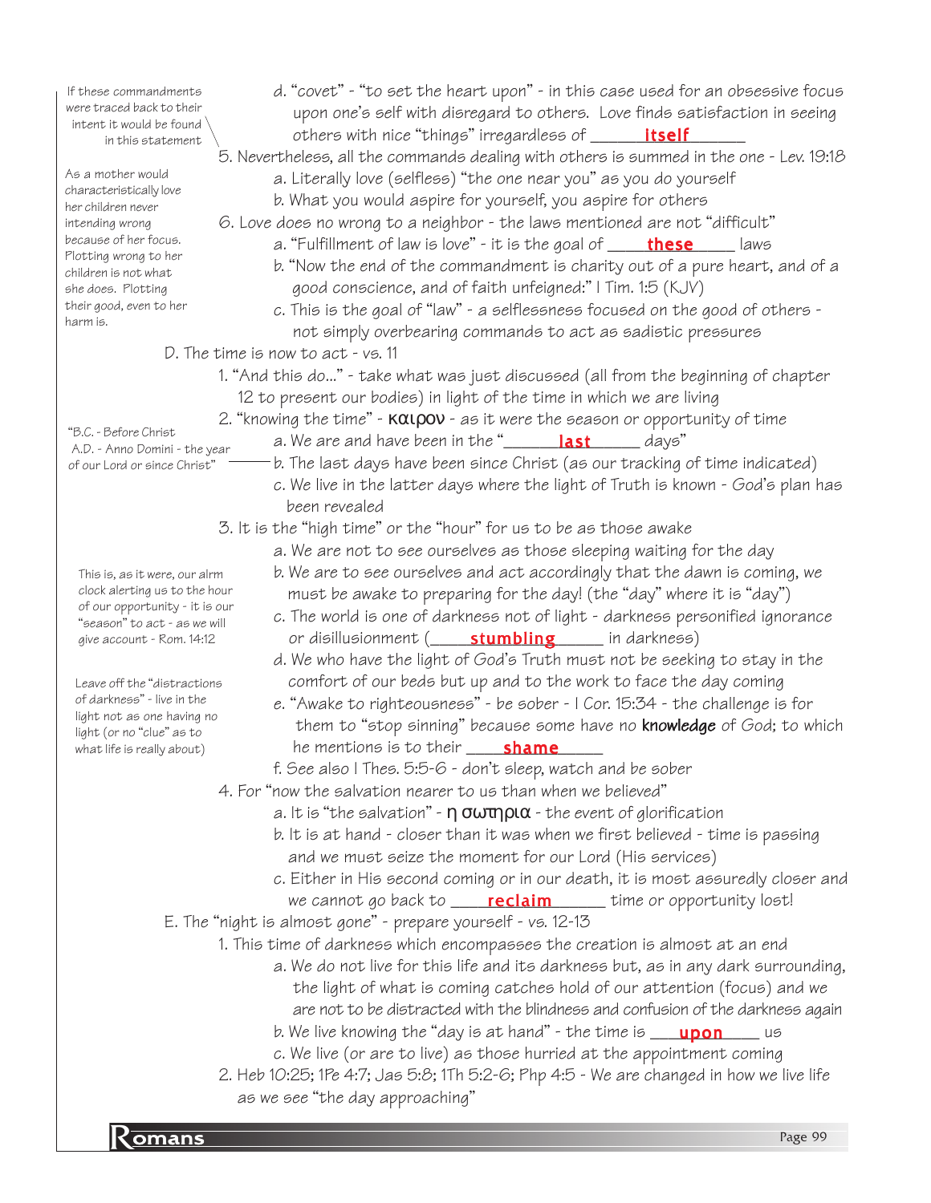> If these commandments were traced back to their intent it would be found in this statement

d. "covet" - "to set the heart upon" - in this case used for an obsessive focus upon one's self with disregard to others. Love finds satisfaction in seeing others with nice "things" irregardless of ______**itself**______

5. Nevertheless, all the commands dealing with others is summed in the one - Lev. 19:18

> As a mother would characteristically love her children never intending wrong because of her focus. Plotting wrong to her children is not what she does. Plotting their good, even to her harm is.

a. Literally love (selfless) "the one near you" as you do yourself

b. What you would aspire for yourself, you aspire for others

6. Love does no wrong to a neighbor - the laws mentioned are not "difficult"

a. "Fulfillment of law is love" - it is the goal of ____**these**_____ laws

b. "Now the end of the commandment is charity out of a pure heart, and of a good conscience, and of faith unfeigned:" I Tim. 1:5 (KJV)

c. This is the goal of "law" - a selflessness focused on the good of others - not simply overbearing commands to act as sadistic pressures

D. The time is now to act - vs. 11

1. "And this do..." - take what was just discussed (all from the beginning of chapter 12 to present our bodies) in light of the time in which we are living

2. "knowing the time" - καιρον - as it were the season or opportunity of time

> "B.C. - Before Christ A.D. - Anno Domini - the year of our Lord or since Christ"

a. We are and have been in the "______**last**______ days"

b. The last days have been since Christ (as our tracking of time indicated)

c. We live in the latter days where the light of Truth is known - God's plan has been revealed

3. It is the "high time" or the "hour" for us to be as those awake

a. We are not to see ourselves as those sleeping waiting for the day

> This is, as it were, our alrm clock alerting us to the hour of our opportunity - it is our "season" to act - as we will give account - Rom. 14:12

b. We are to see ourselves and act accordingly that the dawn is coming, we must be awake to preparing for the day! (the "day" where it is "day")

c. The world is one of darkness not of light - darkness personified ignorance or disillusionment (_____**stumbling**______ in darkness)

d. We who have the light of God's Truth must not be seeking to stay in the comfort of our beds but up and to the work to face the day coming

> Leave off the "distractions of darkness" - live in the light not as one having no light (or no "clue" as to what life is really about)

e. "Awake to righteousness" - be sober - I Cor. 15:34 - the challenge is for them to "stop sinning" because some have no **knowledge** of God; to which he mentions is to their ____**shame**______

f. See also I Thes. 5:5-6 - don't sleep, watch and be sober

4. For "now the salvation nearer to us than when we believed"

a. It is "the salvation" - η σωτηρια - the event of glorification

b. It is at hand - closer than it was when we first believed - time is passing and we must seize the moment for our Lord (His services)

c. Either in His second coming or in our death, it is most assuredly closer and we cannot go back to ____**reclaim**______ time or opportunity lost!

E. The "night is almost gone" - prepare yourself - vs. 12-13

1. This time of darkness which encompasses the creation is almost at an end

a. We do not live for this life and its darkness but, as in any dark surrounding, the light of what is coming catches hold of our attention (focus) and we are not to be distracted with the blindness and confusion of the darkness again

b. We live knowing the "day is at hand" - the time is ___**upon**____ us

c. We live (or are to live) as those hurried at the appointment coming

2. Heb 10:25; 1Pe 4:7; Jas 5:8; 1Th 5:2-6; Php 4:5 - We are changed in how we live life as we see "the day approaching"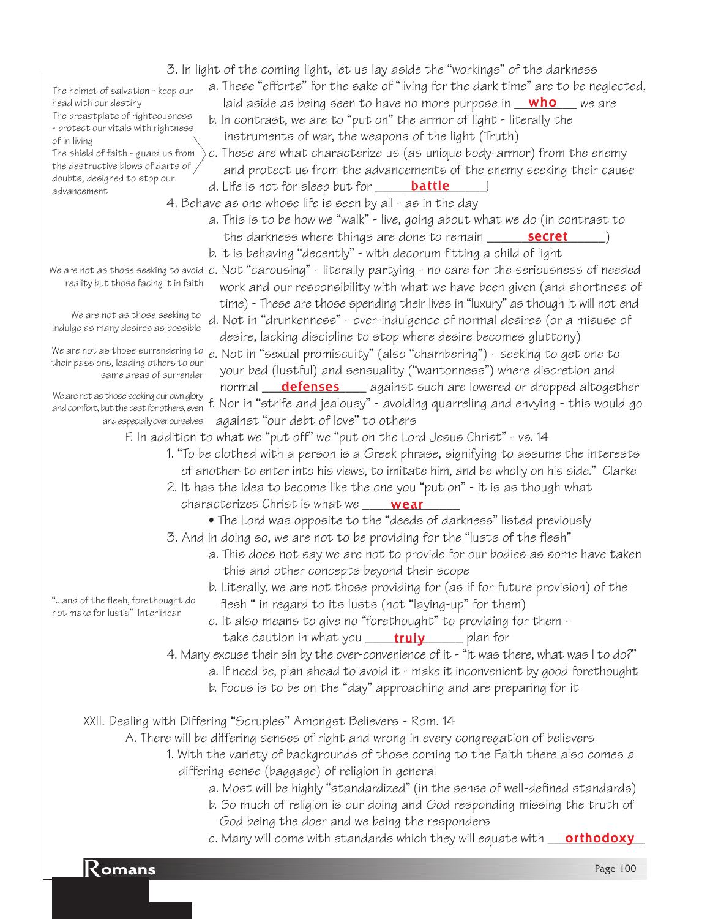3. In light of the coming light, let us lay aside the "workings" of the darkness

> The helmet of salvation - keep our head with our destiny
> The breastplate of righteousness - protect our vitals with rightness of in living
> The shield of faith - guard us from the destructive blows of darts of doubts, designed to stop our advancement

   a. These "efforts" for the sake of "living for the dark time" are to be neglected, laid aside as being seen to have no more purpose in __**who**__ we are
   b. In contrast, we are to "put on" the armor of light - literally the instruments of war, the weapons of the light (Truth)
   c. These are what characterize us (as unique body-armor) from the enemy and protect us from the advancements of the enemy seeking their cause
   d. Life is not for sleep but for ____**battle**____!

4. Behave as one whose life is seen by all - as in the day
   a. This is to be how we "walk" - live, going about what we do (in contrast to the darkness where things are done to remain ____**secret**____)
   b. It is behaving "decently" - with decorum fitting a child of light
   c. Not "carousing" - literally partying - no care for the seriousness of needed work and our responsibility with what we have been given (and shortness of time) - These are those spending their lives in "luxury" as though it will not end

> We are not as those seeking to avoid reality but those facing it in faith

   d. Not in "drunkenness" - over-indulgence of normal desires (or a misuse of desire, lacking discipline to stop where desire becomes gluttony)

> We are not as those seeking to indulge as many desires as possible

   e. Not in "sexual promiscuity" (also "chambering") - seeking to get one to your bed (lustful) and sensuality ("wantonness") where discretion and normal ___**defenses**___ against such are lowered or dropped altogether

> We are not as those surrendering to their passions, leading others to our same areas of surrender

   f. Nor in "strife and jealousy" - avoiding quarreling and envying - this would go against "our debt of love" to others

> We are not as those seeking our own glory and comfort, but the best for others, even and especially over ourselves

F. In addition to what we "put off" we "put on the Lord Jesus Christ" - vs. 14

1. "To be clothed with a person is a Greek phrase, signifying to assume the interests of another-to enter into his views, to imitate him, and be wholly on his side." Clarke
2. It has the idea to become like the one you "put on" - it is as though what characterizes Christ is what we ____**wear**____
   - The Lord was opposite to the "deeds of darkness" listed previously
3. And in doing so, we are not to be providing for the "lusts of the flesh"
   a. This does not say we are not to provide for our bodies as some have taken this and other concepts beyond their scope
   b. Literally, we are not those providing for (as if for future provision) of the flesh " in regard to its lusts (not "laying-up" for them)

> "...and of the flesh, forethought do not make for lusts" Interlinear

   c. It also means to give no "forethought" to providing for them - take caution in what you ____**truly**____ plan for
4. Many excuse their sin by the over-convenience of it - "it was there, what was I to do?"
   a. If need be, plan ahead to avoid it - make it inconvenient by good forethought
   b. Focus is to be on the "day" approaching and are preparing for it

XXII. Dealing with Differing "Scruples" Amongst Believers - Rom. 14

A. There will be differing senses of right and wrong in every congregation of believers

1. With the variety of backgrounds of those coming to the Faith there also comes a differing sense (baggage) of religion in general
   a. Most will be highly "standardized" (in the sense of well-defined standards)
   b. So much of religion is our doing and God responding missing the truth of God being the doer and we being the responders
   c. Many will come with standards which they will equate with ___**orthodoxy**___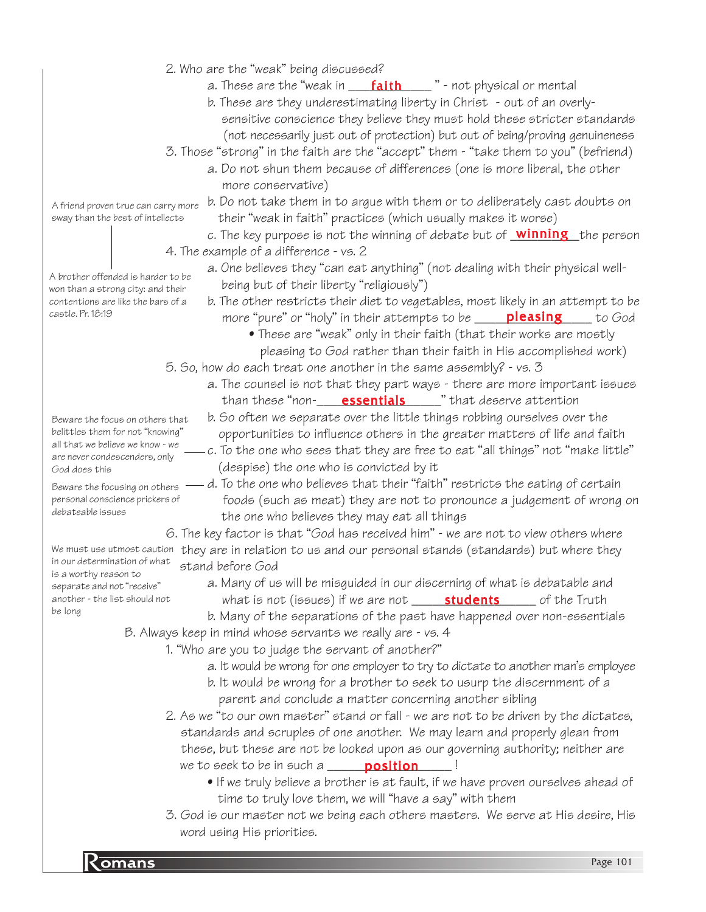2. Who are the "weak" being discussed?

   a. These are the "weak in **faith**" - not physical or mental

   b. These are they underestimating liberty in Christ - out of an overly-sensitive conscience they believe they must hold these stricter standards (not necessarily just out of protection) but out of being/proving genuineness

3. Those "strong" in the faith are the "accept" them - "take them to you" (befriend)

   a. Do not shun them because of differences (one is more liberal, the other more conservative)

   b. Do not take them in to argue with them or to deliberately cast doubts on their "weak in faith" practices (which usually makes it worse)

   c. The key purpose is not the winning of debate but of **winning** the person

4. The example of a difference - vs. 2

   a. One believes they "can eat anything" (not dealing with their physical well-being but of their liberty "religiously")

   b. The other restricts their diet to vegetables, most likely in an attempt to be more "pure" or "holy" in their attempts to be **pleasing** to God

      - These are "weak" only in their faith (that their works are mostly pleasing to God rather than their faith in His accomplished work)

5. So, how do each treat one another in the same assembly? - vs. 3

   a. The counsel is not that they part ways - there are more important issues than these "non-**essentials**" that deserve attention

   b. So often we separate over the little things robbing ourselves over the opportunities to influence others in the greater matters of life and faith

   c. To the one who sees that they are free to eat "all things" not "make little" (despise) the one who is convicted by it

   d. To the one who believes that their "faith" restricts the eating of certain foods (such as meat) they are not to pronounce a judgement of wrong on the one who believes they may eat all things

6. The key factor is that "God has received him" - we are not to view others where they are in relation to us and our personal stands (standards) but where they stand before God

   a. Many of us will be misguided in our discerning of what is debatable and what is not (issues) if we are not **students** of the Truth

   b. Many of the separations of the past have happened over non-essentials

B. Always keep in mind whose servants we really are - vs. 4

1. "Who are you to judge the servant of another?"

   a. It would be wrong for one employer to try to dictate to another man's employee

   b. It would be wrong for a brother to seek to usurp the discernment of a parent and conclude a matter concerning another sibling

2. As we "to our own master" stand or fall - we are not to be driven by the dictates, standards and scruples of one another. We may learn and properly glean from these, but these are not be looked upon as our governing authority; neither are we to seek to be in such a **position** !

   - If we truly believe a brother is at fault, if we have proven ourselves ahead of time to truly love them, we will "have a say" with them

3. God is our master not we being each others masters. We serve at His desire, His word using His priorities.

*Margin notes:*

A friend proven true can carry more sway than the best of intellects

A brother offended is harder to be won than a strong city: and their contentions are like the bars of a castle. Pr. 18:19

Beware the focus on others that belittles them for not "knowing" all that we believe we know - we are never condescenders, only God does this

Beware the focusing on others personal conscience prickers of debateable issues

We must use utmost caution in our determination of what is a worthy reason to separate and not "receive" another - the list should not be long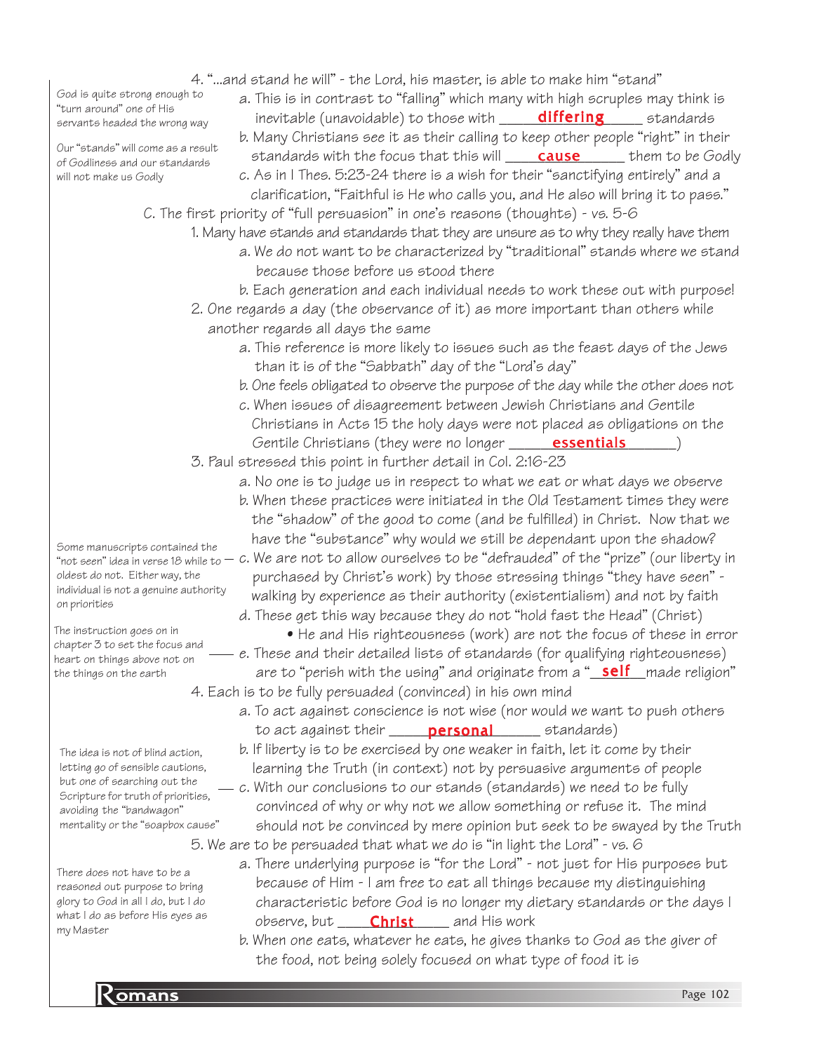4. "...and stand he will" - the Lord, his master, is able to make him "stand"

   *God is quite strong enough to "turn around" one of His servants headed the wrong way*

   *Our "stands" will come as a result of Godliness and our standards will not make us Godly*

   a. This is in contrast to "falling" which many with high scruples may think is inevitable (unavoidable) to those with ____**differing**____ standards
   b. Many Christians see it as their calling to keep other people "right" in their standards with the focus that this will ____**cause**____ them to be Godly
   c. As in I Thes. 5:23-24 there is a wish for their "sanctifying entirely" and a clarification, "Faithful is He who calls you, and He also will bring it to pass."

C. The first priority of "full persuasion" in one's reasons (thoughts) - vs. 5-6

1. Many have stands and standards that they are unsure as to why they really have them
   a. We do not want to be characterized by "traditional" stands where we stand because those before us stood there
   b. Each generation and each individual needs to work these out with purpose!
2. One regards a day (the observance of it) as more important than others while another regards all days the same
   a. This reference is more likely to issues such as the feast days of the Jews than it is of the "Sabbath" day of the "Lord's day"
   b. One feels obligated to observe the purpose of the day while the other does not
   c. When issues of disagreement between Jewish Christians and Gentile Christians in Acts 15 the holy days were not placed as obligations on the Gentile Christians (they were no longer ____**essentials**____)
3. Paul stressed this point in further detail in Col. 2:16-23
   a. No one is to judge us in respect to what we eat or what days we observe
   b. When these practices were initiated in the Old Testament times they were the "shadow" of the good to come (and be fulfilled) in Christ. Now that we have the "substance" why would we still be dependant upon the shadow?
   c. We are not to allow ourselves to be "defrauded" of the "prize" (our liberty in purchased by Christ's work) by those stressing things "they have seen" - walking by experience as their authority (existentialism) and not by faith

      *Some manuscripts contained the "not seen" idea in verse 18 while to oldest do not. Either way, the individual is not a genuine authority on priorities*

   d. These get this way because they do not "hold fast the Head" (Christ)
      - He and His righteousness (work) are not the focus of these in error
   e. These and their detailed lists of standards (for qualifying righteousness) are to "perish with the using" and originate from a "__**self**__made religion"

      *The instruction goes on in chapter 3 to set the focus and heart on things above not on the things on the earth*

4. Each is to be fully persuaded (convinced) in his own mind
   a. To act against conscience is not wise (nor would we want to push others to act against their ____**personal**____ standards)
   b. If liberty is to be exercised by one weaker in faith, let it come by their learning the Truth (in context) not by persuasive arguments of people
   c. With our conclusions to our stands (standards) we need to be fully convinced of why or why not we allow something or refuse it. The mind should not be convinced by mere opinion but seek to be swayed by the Truth

      *The idea is not of blind action, letting go of sensible cautions, but one of searching out the Scripture for truth of priorities, avoiding the "bandwagon" mentality or the "soapbox cause"*

5. We are to be persuaded that what we do is "in light the Lord" - vs. 6
   a. There underlying purpose is "for the Lord" - not just for His purposes but because of Him - I am free to eat all things because my distinguishing characteristic before God is no longer my dietary standards or the days I observe, but ____**Christ**____ and His work
   b. When one eats, whatever he eats, he gives thanks to God as the giver of the food, not being solely focused on what type of food it is

   *There does not have to be a reasoned out purpose to bring glory to God in all I do, but I do what I do as before His eyes as my Master*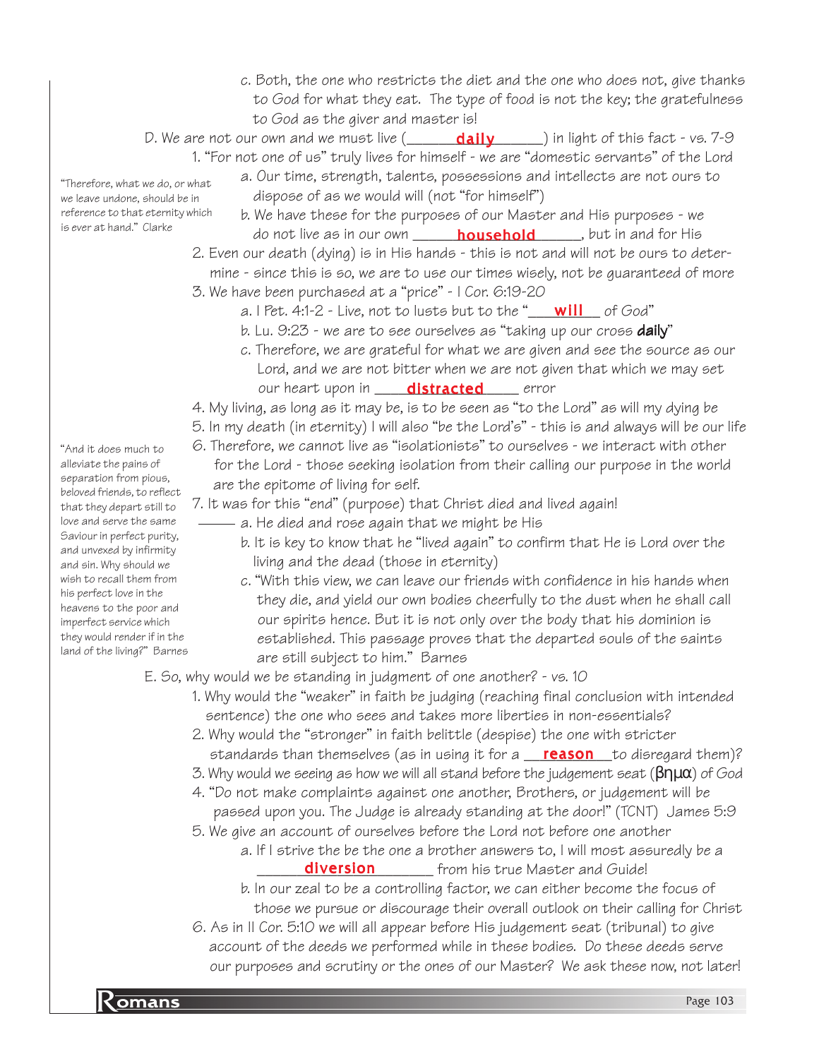c. Both, the one who restricts the diet and the one who does not, give thanks to God for what they eat. The type of food is not the key; the gratefulness to God as the giver and master is!

D. We are not our own and we must live (______**daily**______) in light of this fact - vs. 7-9

1. "For not one of us" truly lives for himself - we are "domestic servants" of the Lord
   a. Our time, strength, talents, possessions and intellects are not ours to dispose of as we would will (not "for himself")
   b. We have these for the purposes of our Master and His purposes - we do not live as in our own ______**household**______, but in and for His

> "Therefore, what we do, or what we leave undone, should be in reference to that eternity which is ever at hand." Clarke

2. Even our death (dying) is in His hands - this is not and will not be ours to determine - since this is so, we are to use our times wisely, not be guaranteed of more
3. We have been purchased at a "price" - I Cor. 6:19-20
   a. I Pet. 4:1-2 - Live, not to lusts but to the "___**will**___ of God"
   b. Lu. 9:23 - we are to see ourselves as "taking up our cross **daily**"
   c. Therefore, we are grateful for what we are given and see the source as our Lord, and we are not bitter when we are not given that which we may set our heart upon in _____**distracted**_____ error
4. My living, as long as it may be, is to be seen as "to the Lord" as will my dying be
5. In my death (in eternity) I will also "be the Lord's" - this is and always will be our life
6. Therefore, we cannot live as "isolationists" to ourselves - we interact with other for the Lord - those seeking isolation from their calling our purpose in the world are the epitome of living for self.
7. It was for this "end" (purpose) that Christ died and lived again!
   a. He died and rose again that we might be His
   b. It is key to know that he "lived again" to confirm that He is Lord over the living and the dead (those in eternity)
   c. "With this view, we can leave our friends with confidence in his hands when they die, and yield our own bodies cheerfully to the dust when he shall call our spirits hence. But it is not only over the body that his dominion is established. This passage proves that the departed souls of the saints are still subject to him." Barnes

> "And it does much to alleviate the pains of separation from pious, beloved friends, to reflect that they depart still to love and serve the same Saviour in perfect purity, and unvexed by infirmity and sin. Why should we wish to recall them from his perfect love in the heavens to the poor and imperfect service which they would render if in the land of the living?" Barnes

E. So, why would we be standing in judgment of one another? - vs. 10

1. Why would the "weaker" in faith be judging (reaching final conclusion with intended sentence) the one who sees and takes more liberties in non-essentials?
2. Why would the "stronger" in faith belittle (despise) the one with stricter standards than themselves (as in using it for a ___**reason**___to disregard them)?
3. Why would we seeing as how we will all stand before the judgement seat (βημα) of God
4. "Do not make complaints against one another, Brothers, or judgement will be passed upon you. The Judge is already standing at the door!" (TCNT) James 5:9
5. We give an account of ourselves before the Lord not before one another
   a. If I strive the be the one a brother answers to, I will most assuredly be a ______**diversion**________ from his true Master and Guide!
   b. In our zeal to be a controlling factor, we can either become the focus of those we pursue or discourage their overall outlook on their calling for Christ
6. As in II Cor. 5:10 we will all appear before His judgement seat (tribunal) to give account of the deeds we performed while in these bodies. Do these deeds serve our purposes and scrutiny or the ones of our Master? We ask these now, not later!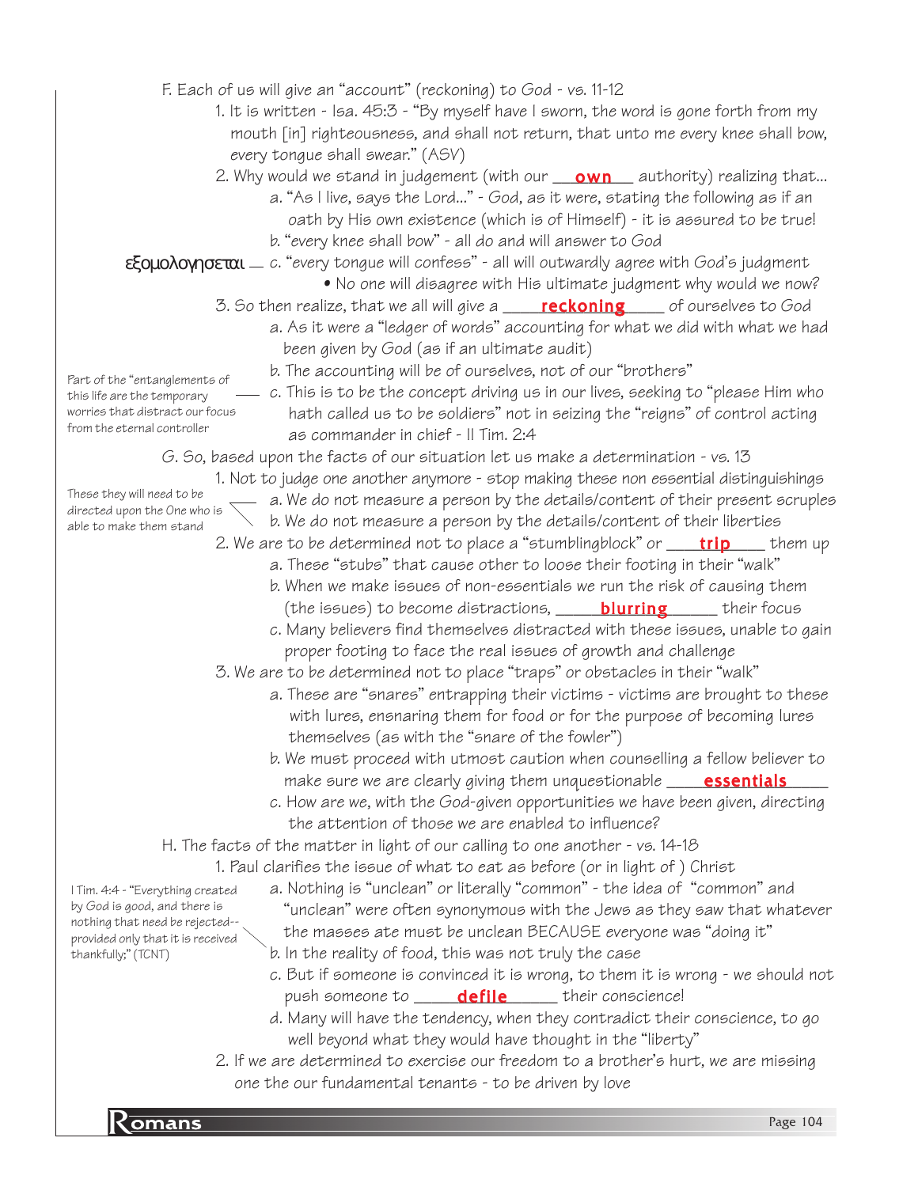F. Each of us will give an "account" (reckoning) to God - vs. 11-12

1. It is written - Isa. 45:3 - "By myself have I sworn, the word is gone forth from my mouth [in] righteousness, and shall not return, that unto me every knee shall bow, every tongue shall swear." (ASV)
2. Why would we stand in judgement (with our **own** authority) realizing that...
   - a. "As I live, says the Lord..." - God, as it were, stating the following as if an oath by His own existence (which is of Himself) - it is assured to be true!
   - b. "every knee shall bow" - all do and will answer to God
   - c. "every tongue will confess" - all will outwardly agree with God's judgment (εξομολογησεται)
     - No one will disagree with His ultimate judgment why would we now?
3. So then realize, that we all will give a **reckoning** of ourselves to God
   - a. As it were a "ledger of words" accounting for what we did with what we had been given by God (as if an ultimate audit)
   - b. The accounting will be of ourselves, not of our "brothers"
   - c. This is to be the concept driving us in our lives, seeking to "please Him who hath called us to be soldiers" not in seizing the "reigns" of control acting as commander in chief - II Tim. 2:4

     *Part of the "entanglements of this life are the temporary worries that distract our focus from the eternal controller*

G. So, based upon the facts of our situation let us make a determination - vs. 13

1. Not to judge one another anymore - stop making these non essential distinguishings
   - a. We do not measure a person by the details/content of their present scruples
   - b. We do not measure a person by the details/content of their liberties

   *These they will need to be directed upon the One who is able to make them stand*
2. We are to be determined not to place a "stumblingblock" or **trip** them up
   - a. These "stubs" that cause other to loose their footing in their "walk"
   - b. When we make issues of non-essentials we run the risk of causing them (the issues) to become distractions, **blurring** their focus
   - c. Many believers find themselves distracted with these issues, unable to gain proper footing to face the real issues of growth and challenge
3. We are to be determined not to place "traps" or obstacles in their "walk"
   - a. These are "snares" entrapping their victims - victims are brought to these with lures, ensnaring them for food or for the purpose of becoming lures themselves (as with the "snare of the fowler")
   - b. We must proceed with utmost caution when counselling a fellow believer to make sure we are clearly giving them unquestionable **essentials**
   - c. How are we, with the God-given opportunities we have been given, directing the attention of those we are enabled to influence?

H. The facts of the matter in light of our calling to one another - vs. 14-18

1. Paul clarifies the issue of what to eat as before (or in light of ) Christ
   - a. Nothing is "unclean" or literally "common" - the idea of "common" and "unclean" were often synonymous with the Jews as they saw that whatever the masses ate must be unclean BECAUSE everyone was "doing it"
   - b. In the reality of food, this was not truly the case

     *I Tim. 4:4 - "Everything created by God is good, and there is nothing that need be rejected--provided only that it is received thankfully;" (TCNT)*
   - c. But if someone is convinced it is wrong, to them it is wrong - we should not push someone to **defile** their conscience!
   - d. Many will have the tendency, when they contradict their conscience, to go well beyond what they would have thought in the "liberty"
2. If we are determined to exercise our freedom to a brother's hurt, we are missing one the our fundamental tenants - to be driven by love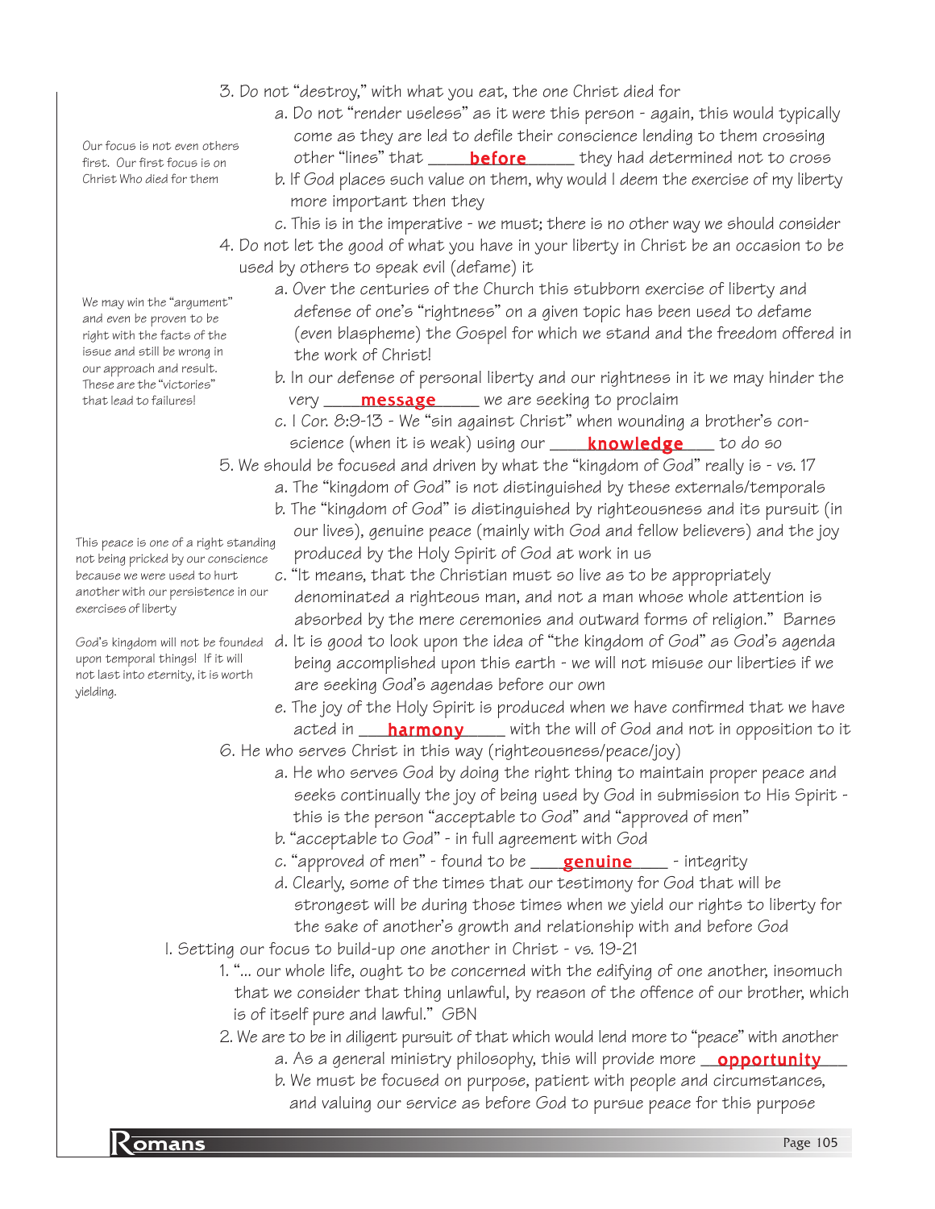3. Do not "destroy," with what you eat, the one Christ died for
   - a. Do not "render useless" as it were this person - again, this would typically come as they are led to defile their conscience lending to them crossing other "lines" that **before** they had determined not to cross
   - b. If God places such value on them, why would I deem the exercise of my liberty more important then they
   - c. This is in the imperative - we must; there is no other way we should consider

> Our focus is not even others first. Our first focus is on Christ Who died for them

4. Do not let the good of what you have in your liberty in Christ be an occasion to be used by others to speak evil (defame) it
   - a. Over the centuries of the Church this stubborn exercise of liberty and defense of one's "rightness" on a given topic has been used to defame (even blaspheme) the Gospel for which we stand and the freedom offered in the work of Christ!
   - b. In our defense of personal liberty and our rightness in it we may hinder the very **message** we are seeking to proclaim
   - c. I Cor. 8:9-13 - We "sin against Christ" when wounding a brother's conscience (when it is weak) using our **knowledge** to do so

> We may win the "argument" and even be proven to be right with the facts of the issue and still be wrong in our approach and result. These are the "victories" that lead to failures!

5. We should be focused and driven by what the "kingdom of God" really is - vs. 17
   - a. The "kingdom of God" is not distinguished by these externals/temporals
   - b. The "kingdom of God" is distinguished by righteousness and its pursuit (in our lives), genuine peace (mainly with God and fellow believers) and the joy produced by the Holy Spirit of God at work in us
   - c. "It means, that the Christian must so live as to be appropriately denominated a righteous man, and not a man whose whole attention is absorbed by the mere ceremonies and outward forms of religion." Barnes
   - d. It is good to look upon the idea of "the kingdom of God" as God's agenda being accomplished upon this earth - we will not misuse our liberties if we are seeking God's agendas before our own
   - e. The joy of the Holy Spirit is produced when we have confirmed that we have acted in **harmony** with the will of God and not in opposition to it

> This peace is one of a right standing not being pricked by our conscience because we were used to hurt another with our persistence in our exercises of liberty

> God's kingdom will not be founded upon temporal things! If it will not last into eternity, it is worth yielding.

6. He who serves Christ in this way (righteousness/peace/joy)
   - a. He who serves God by doing the right thing to maintain proper peace and seeks continually the joy of being used by God in submission to His Spirit - this is the person "acceptable to God" and "approved of men"
   - b. "acceptable to God" - in full agreement with God
   - c. "approved of men" - found to be **genuine** - integrity
   - d. Clearly, some of the times that our testimony for God that will be strongest will be during those times when we yield our rights to liberty for the sake of another's growth and relationship with and before God

I. Setting our focus to build-up one another in Christ - vs. 19-21

1. "... our whole life, ought to be concerned with the edifying of one another, insomuch that we consider that thing unlawful, by reason of the offence of our brother, which is of itself pure and lawful." GBN
2. We are to be in diligent pursuit of that which would lend more to "peace" with another
   - a. As a general ministry philosophy, this will provide more **opportunity**
   - b. We must be focused on purpose, patient with people and circumstances, and valuing our service as before God to pursue peace for this purpose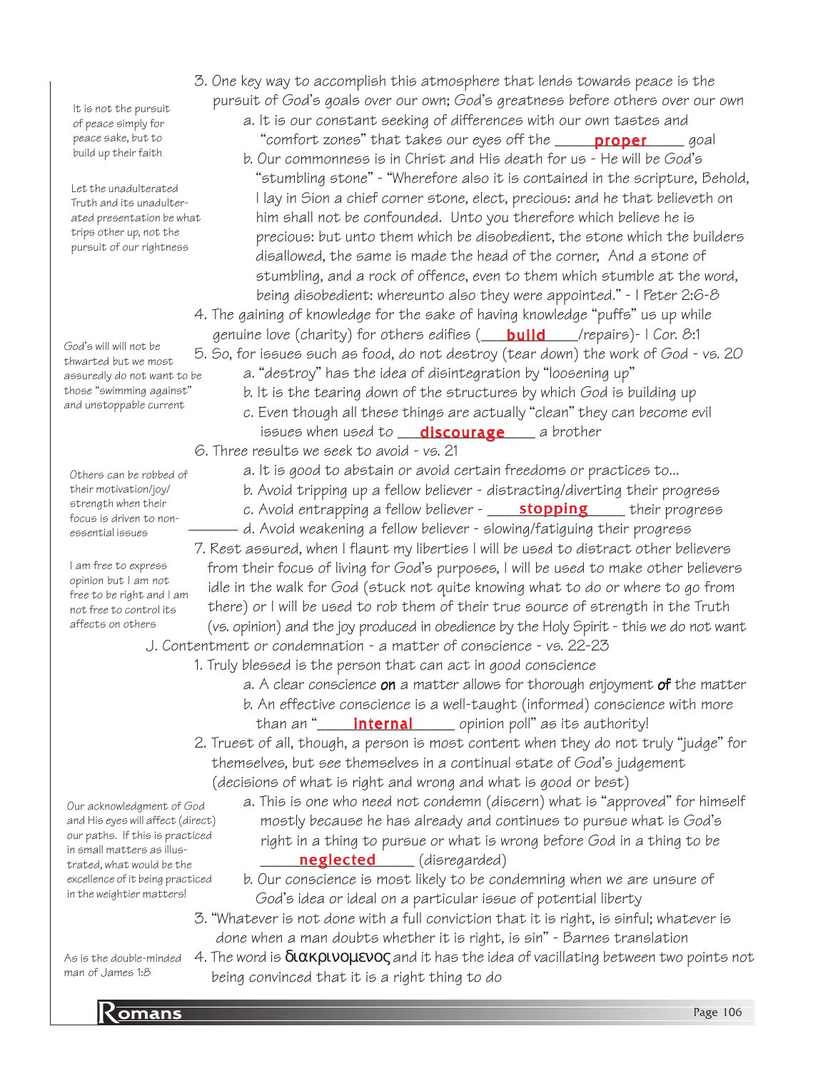3. One key way to accomplish this atmosphere that lends towards peace is the pursuit of God's goals over our own; God's greatness before others over our own

> It is not the pursuit of peace simply for peace sake, but to build up their faith

   a. It is our constant seeking of differences with our own tastes and "comfort zones" that takes our eyes off the ____**proper**____ goal

   b. Our commonness is in Christ and His death for us - He will be God's "stumbling stone" - "Wherefore also it is contained in the scripture, Behold, I lay in Sion a chief corner stone, elect, precious: and he that believeth on him shall not be confounded. Unto you therefore which believe he is precious: but unto them which be disobedient, the stone which the builders disallowed, the same is made the head of the corner, And a stone of stumbling, and a rock of offence, even to them which stumble at the word, being disobedient: whereunto also they were appointed." - I Peter 2:6-8

> Let the unadulterated Truth and its unadulterated presentation be what trips other up, not the pursuit of our rightness

4. The gaining of knowledge for the sake of having knowledge "puffs" us up while genuine love (charity) for others edifies (___**build**___/repairs)- I Cor. 8:1

5. So, for issues such as food, do not destroy (tear down) the work of God - vs. 20

> God's will will not be thwarted but we most assuredly do not want to be those "swimming against" and unstoppable current

   a. "destroy" has the idea of disintegration by "loosening up"

   b. It is the tearing down of the structures by which God is building up

   c. Even though all these things are actually "clean" they can become evil issues when used to ___**discourage**___ a brother

6. Three results we seek to avoid - vs. 21

   a. It is good to abstain or avoid certain freedoms or practices to...

   b. Avoid tripping up a fellow believer - distracting/diverting their progress

   c. Avoid entrapping a fellow believer - ___**stopping**___ their progress

   d. Avoid weakening a fellow believer - slowing/fatiguing their progress

> Others can be robbed of their motivation/joy/strength when their focus is driven to non-essential issues

7. Rest assured, when I flaunt my liberties I will be used to distract other believers from their focus of living for God's purposes, I will be used to make other believers idle in the walk for God (stuck not quite knowing what to do or where to go from there) or I will be used to rob them of their true source of strength in the Truth (vs. opinion) and the joy produced in obedience by the Holy Spirit - this we do not want

> I am free to express opinion but I am not free to be right and I am not free to control its affects on others

J. Contentment or condemnation - a matter of conscience - vs. 22-23

1. Truly blessed is the person that can act in good conscience

   a. A clear conscience **on** a matter allows for thorough enjoyment **of** the matter

   b. An effective conscience is a well-taught (informed) conscience with more than an "____**internal**____ opinion poll" as its authority!

2. Truest of all, though, a person is most content when they do not truly "judge" for themselves, but see themselves in a continual state of God's judgement (decisions of what is right and wrong and what is good or best)

   a. This is one who need not condemn (discern) what is "approved" for himself mostly because he has already and continues to pursue what is God's right in a thing to pursue or what is wrong before God in a thing to be ____**neglected**____ (disregarded)

   b. Our conscience is most likely to be condemning when we are unsure of God's idea or ideal on a particular issue of potential liberty

> Our acknowledgment of God and His eyes will affect (direct) our paths. If this is practiced in small matters as illustrated, what would be the excellence of it being practiced in the weightier matters!

3. "Whatever is not done with a full conviction that it is right, is sinful; whatever is done when a man doubts whether it is right, is sin" - Barnes translation

4. The word is διακρινομενος and it has the idea of vacillating between two points not being convinced that it is a right thing to do

> As is the double-minded man of James 1:8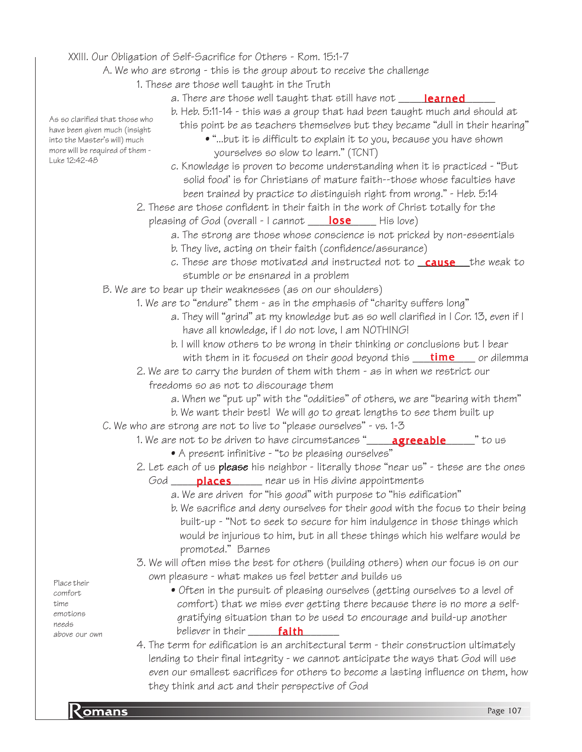## XXIII. Our Obligation of Self-Sacrifice for Others - Rom. 15:1-7

A. We who are strong - this is the group about to receive the challenge

1. These are those well taught in the Truth
   - a. There are those well taught that still have not ____**learned**_____
   - b. Heb. 5:11-14 - this was a group that had been taught much and should at this point be as teachers themselves but they became "dull in their hearing"
     - "...but it is difficult to explain it to you, because you have shown yourselves so slow to learn." (TCNT)
   - c. Knowledge is proven to become understanding when it is practiced - "But solid food' is for Christians of mature faith--those whose faculties have been trained by practice to distinguish right from wrong." - Heb. 5:14

*As so clarified that those who have been given much (insight into the Master's will) much more will be required of them - Luke 12:42-48*

2. These are those confident in their faith in the work of Christ totally for the pleasing of God (overall - I cannot ____**lose**____ His love)
   - a. The strong are those whose conscience is not pricked by non-essentials
   - b. They live, acting on their faith (confidence/assurance)
   - c. These are those motivated and instructed not to ___**cause**___the weak to stumble or be ensnared in a problem

B. We are to bear up their weaknesses (as on our shoulders)

1. We are to "endure" them - as in the emphasis of "charity suffers long"
   - a. They will "grind" at my knowledge but as so well clarified in I Cor. 13, even if I have all knowledge, if I do not love, I am NOTHING!
   - b. I will know others to be wrong in their thinking or conclusions but I bear with them in it focused on their good beyond this ___**time**____ or dilemma
2. We are to carry the burden of them with them - as in when we restrict our freedoms so as not to discourage them
   - a. When we "put up" with the "oddities" of others, we are "bearing with them"
   - b. We want their best! We will go to great lengths to see them built up

C. We who are strong are not to live to "please ourselves" - vs. 1-3

1. We are not to be driven to have circumstances "____**agreeable**_____" to us
   - A present infinitive - "to be pleasing ourselves"
2. Let each of us **please** his neighbor - literally those "near us" - these are the ones God ____**places**_____ near us in His divine appointments
   - a. We are driven for "his good" with purpose to "his edification"
   - b. We sacrifice and deny ourselves for their good with the focus to their being built-up - "Not to seek to secure for him indulgence in those things which would be injurious to him, but in all these things which his welfare would be promoted." Barnes
3. We will often miss the best for others (building others) when our focus is on our own pleasure - what makes us feel better and builds us
   - Often in the pursuit of pleasing ourselves (getting ourselves to a level of comfort) that we miss ever getting there because there is no more a self-gratifying situation than to be used to encourage and build-up another believer in their _____**faith**______

*Place their comfort time emotions needs above our own*

4. The term for edification is an architectural term - their construction ultimately lending to their final integrity - we cannot anticipate the ways that God will use even our smallest sacrifices for others to become a lasting influence on them, how they think and act and their perspective of God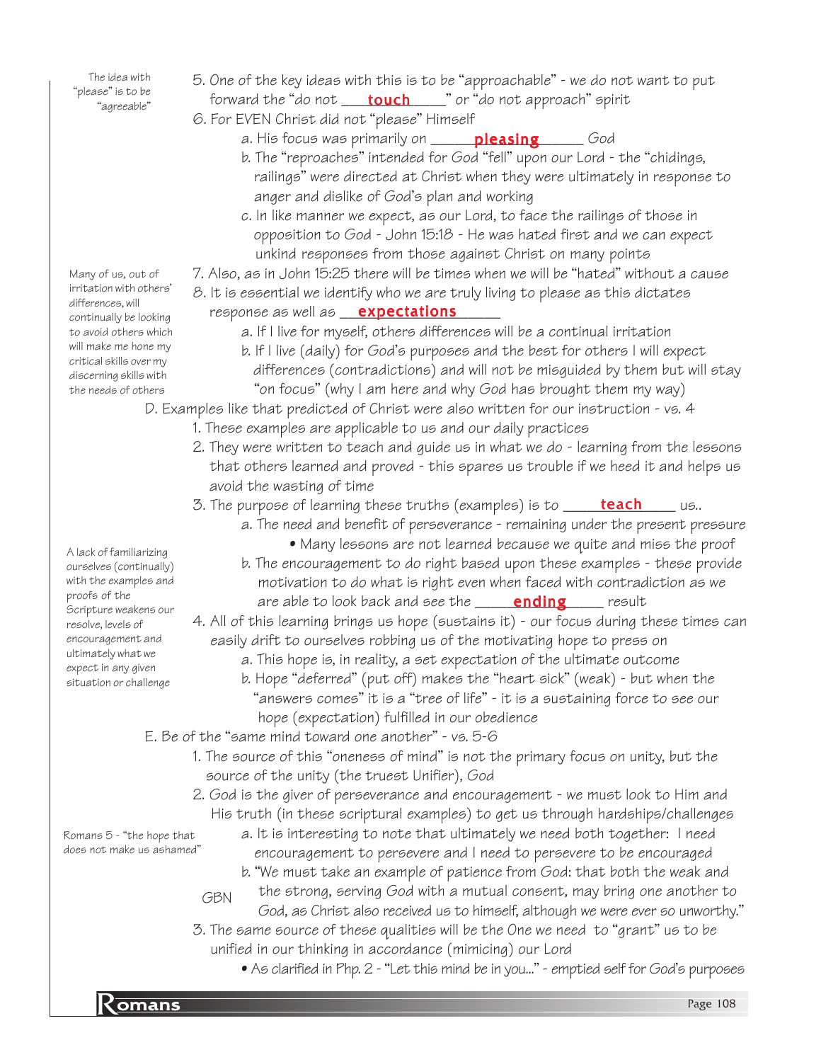> The idea with "please" is to be "agreeable"

5. One of the key ideas with this is to be "approachable" - we do not want to put forward the "do not ___**touch**___" or "do not approach" spirit
6. For EVEN Christ did not "please" Himself
   a. His focus was primarily on ___**pleasing**___ God
   b. The "reproaches" intended for God "fell" upon our Lord - the "chidings, railings" were directed at Christ when they were ultimately in response to anger and dislike of God's plan and working
   c. In like manner we expect, as our Lord, to face the railings of those in opposition to God - John 15:18 - He was hated first and we can expect unkind responses from those against Christ on many points

> Many of us, out of irritation with others' differences, will continually be looking to avoid others which will make me hone my critical skills over my discerning skills with the needs of others

7. Also, as in John 15:25 there will be times when we will be "hated" without a cause
8. It is essential we identify who we are truly living to please as this dictates response as well as ___**expectations**___
   a. If I live for myself, others differences will be a continual irritation
   b. If I live (daily) for God's purposes and the best for others I will expect differences (contradictions) and will not be misguided by them but will stay "on focus" (why I am here and why God has brought them my way)

D. Examples like that predicted of Christ were also written for our instruction - vs. 4
1. These examples are applicable to us and our daily practices
2. They were written to teach and guide us in what we do - learning from the lessons that others learned and proved - this spares us trouble if we heed it and helps us avoid the wasting of time
3. The purpose of learning these truths (examples) is to ___**teach**___ us..
   a. The need and benefit of perseverance - remaining under the present pressure
      - Many lessons are not learned because we quite and miss the proof
   b. The encouragement to do right based upon these examples - these provide motivation to do what is right even when faced with contradiction as we are able to look back and see the ___**ending**___ result

> A lack of familiarizing ourselves (continually) with the examples and proofs of the Scripture weakens our resolve, levels of encouragement and ultimately what we expect in any given situation or challenge

4. All of this learning brings us hope (sustains it) - our focus during these times can easily drift to ourselves robbing us of the motivating hope to press on
   a. This hope is, in reality, a set expectation of the ultimate outcome
   b. Hope "deferred" (put off) makes the "heart sick" (weak) - but when the "answers comes" it is a "tree of life" - it is a sustaining force to see our hope (expectation) fulfilled in our obedience

E. Be of the "same mind toward one another" - vs. 5-6
1. The source of this "oneness of mind" is not the primary focus on unity, but the source of the unity (the truest Unifier), God
2. God is the giver of perseverance and encouragement - we must look to Him and His truth (in these scriptural examples) to get us through hardships/challenges
   a. It is interesting to note that ultimately we need both together: I need encouragement to persevere and I need to persevere to be encouraged
   b. "We must take an example of patience from God: that both the weak and the strong, serving God with a mutual consent, may bring one another to God, as Christ also received us to himself, although we were ever so unworthy." GBN

> Romans 5 - "the hope that does not make us ashamed"

3. The same source of these qualities will be the One we need to "grant" us to be unified in our thinking in accordance (mimicing) our Lord
   - As clarified in Php. 2 - "Let this mind be in you..." - emptied self for God's purposes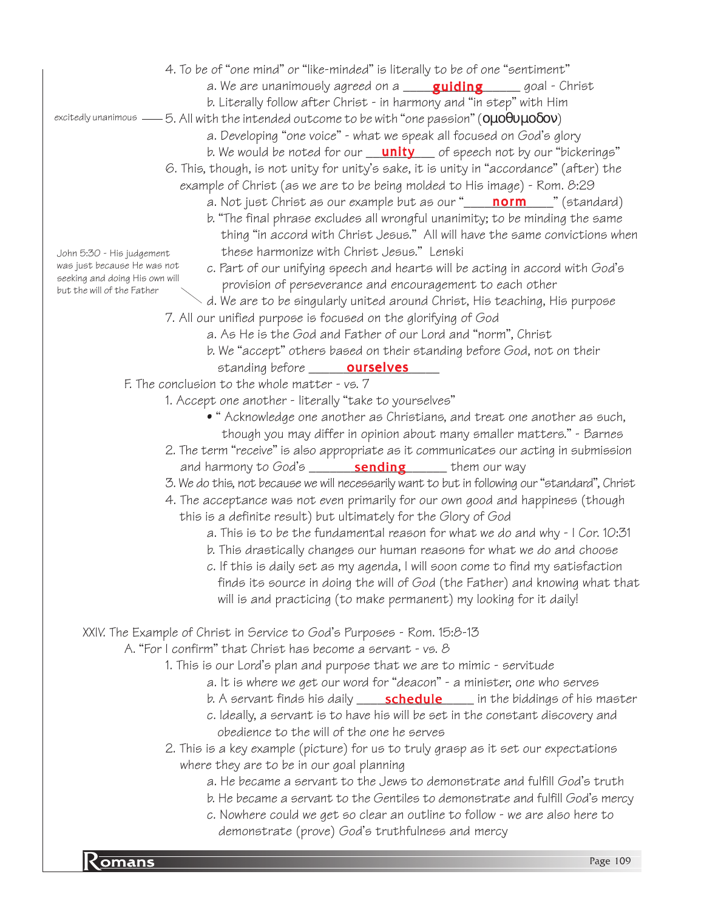4. To be of "one mind" or "like-minded" is literally to be of one "sentiment"
   a. We are unanimously agreed on a ____**guiding**_____ goal - Christ
   b. Literally follow after Christ - in harmony and "in step" with Him

excitedly unanimous — 5. All with the intended outcome to be with "one passion" (ομοθυμοδον)
   a. Developing "one voice" - what we speak all focused on God's glory
   b. We would be noted for our __**unity**___ of speech not by our "bickerings"

6. This, though, is not unity for unity's sake, it is unity in "accordance" (after) the example of Christ (as we are to be being molded to His image) - Rom. 8:29
   a. Not just Christ as our example but as our "____**norm**____" (standard)
   b. "The final phrase excludes all wrongful unanimity; to be minding the same thing "in accord with Christ Jesus." All will have the same convictions when these harmonize with Christ Jesus." Lenski
   c. Part of our unifying speech and hearts will be acting in accord with God's provision of perseverance and encouragement to each other
   d. We are to be singularly united around Christ, His teaching, His purpose

John 5:30 - His judgement was just because He was not seeking and doing His own will but the will of the Father

7. All our unified purpose is focused on the glorifying of God
   a. As He is the God and Father of our Lord and "norm", Christ
   b. We "accept" others based on their standing before God, not on their standing before _____**ourselves**_____

F. The conclusion to the whole matter - vs. 7
1. Accept one another - literally "take to yourselves"
   - " Acknowledge one another as Christians, and treat one another as such, though you may differ in opinion about many smaller matters." - Barnes
2. The term "receive" is also appropriate as it communicates our acting in submission and harmony to God's _______**sending**______ them our way
3. We do this, not because we will necessarily want to but in following our "standard", Christ
4. The acceptance was not even primarily for our own good and happiness (though this is a definite result) but ultimately for the Glory of God
   a. This is to be the fundamental reason for what we do and why - I Cor. 10:31
   b. This drastically changes our human reasons for what we do and choose
   c. If this is daily set as my agenda, I will soon come to find my satisfaction finds its source in doing the will of God (the Father) and knowing what that will is and practicing (to make permanent) my looking for it daily!

XXIV. The Example of Christ in Service to God's Purposes - Rom. 15:8-13
A. "For I confirm" that Christ has become a servant - vs. 8
1. This is our Lord's plan and purpose that we are to mimic - servitude
   a. It is where we get our word for "deacon" - a minister, one who serves
   b. A servant finds his daily ____**schedule**_____ in the biddings of his master
   c. Ideally, a servant is to have his will be set in the constant discovery and obedience to the will of the one he serves
2. This is a key example (picture) for us to truly grasp as it set our expectations where they are to be in our goal planning
   a. He became a servant to the Jews to demonstrate and fulfill God's truth
   b. He became a servant to the Gentiles to demonstrate and fulfill God's mercy
   c. Nowhere could we get so clear an outline to follow - we are also here to demonstrate (prove) God's truthfulness and mercy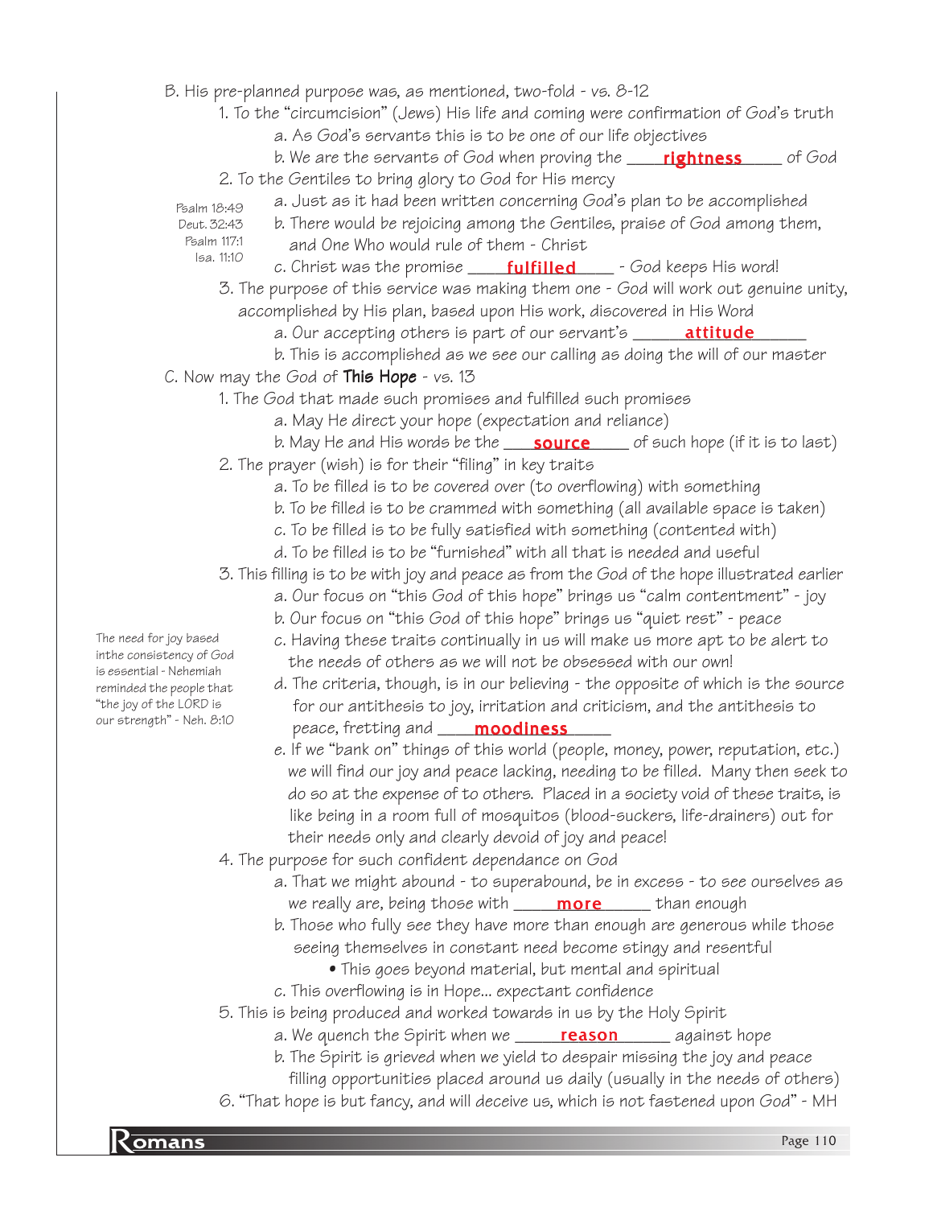B. His pre-planned purpose was, as mentioned, two-fold - vs. 8-12

1. To the "circumcision" (Jews) His life and coming were confirmation of God's truth
   - a. As God's servants this is to be one of our life objectives
   - b. We are the servants of God when proving the ____**rightness**_____ of God
2. To the Gentiles to bring glory to God for His mercy
   - a. Just as it had been written concerning God's plan to be accomplished
   - b. There would be rejoicing among the Gentiles, praise of God among them, and One Who would rule of them - Christ
   - c. Christ was the promise ____**fulfilled**____ - God keeps His word!

   *Psalm 18:49, Deut. 32:43, Psalm 117:1, Isa. 11:10*
3. The purpose of this service was making them one - God will work out genuine unity, accomplished by His plan, based upon His work, discovered in His Word
   - a. Our accepting others is part of our servant's ______**attitude**______
   - b. This is accomplished as we see our calling as doing the will of our master

C. Now may the God of **This Hope** - vs. 13

1. The God that made such promises and fulfilled such promises
   - a. May He direct your hope (expectation and reliance)
   - b. May He and His words be the ___**source**____ of such hope (if it is to last)
2. The prayer (wish) is for their "filing" in key traits
   - a. To be filled is to be covered over (to overflowing) with something
   - b. To be filled is to be crammed with something (all available space is taken)
   - c. To be filled is to be fully satisfied with something (contented with)
   - d. To be filled is to be "furnished" with all that is needed and useful
3. This filling is to be with joy and peace as from the God of the hope illustrated earlier
   - a. Our focus on "this God of this hope" brings us "calm contentment" - joy
   - b. Our focus on "this God of this hope" brings us "quiet rest" - peace
   - c. Having these traits continually in us will make us more apt to be alert to the needs of others as we will not be obsessed with our own!
   - d. The criteria, though, is in our believing - the opposite of which is the source for our antithesis to joy, irritation and criticism, and the antithesis to peace, fretting and ____**moodiness**_____
   - e. If we "bank on" things of this world (people, money, power, reputation, etc.) we will find our joy and peace lacking, needing to be filled. Many then seek to do so at the expense of to others. Placed in a society void of these traits, is like being in a room full of mosquitos (blood-suckers, life-drainers) out for their needs only and clearly devoid of joy and peace!

   *The need for joy based inthe consistency of God is essential - Nehemiah reminded the people that "the joy of the LORD is our strength" - Neh. 8:10*
4. The purpose for such confident dependance on God
   - a. That we might abound - to superabound, be in excess - to see ourselves as we really are, being those with ____**more**_____ than enough
   - b. Those who fully see they have more than enough are generous while those seeing themselves in constant need become stingy and resentful
     - This goes beyond material, but mental and spiritual
   - c. This overflowing is in Hope... expectant confidence
5. This is being produced and worked towards in us by the Holy Spirit
   - a. We quench the Spirit when we _____**reason**______ against hope
   - b. The Spirit is grieved when we yield to despair missing the joy and peace filling opportunities placed around us daily (usually in the needs of others)
6. "That hope is but fancy, and will deceive us, which is not fastened upon God" - MH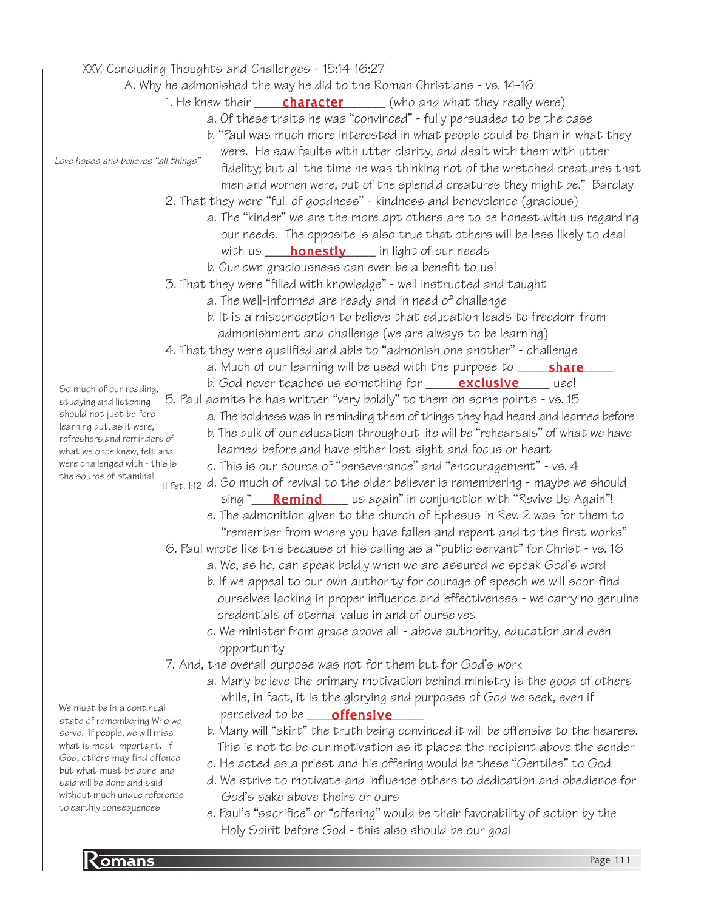XXV. Concluding Thoughts and Challenges - 15:14-16:27

A. Why he admonished the way he did to the Roman Christians - vs. 14-16

1. He knew their **character** (who and what they really were)
   - a. Of these traits he was "convinced" - fully persuaded to be the case
   - b. "Paul was much more interested in what people could be than in what they were. He saw faults with utter clarity, and dealt with them with utter fidelity; but all the time he was thinking not of the wretched creatures that men and women were, but of the splendid creatures they might be." Barclay

   *Love hopes and believes "all things"*

2. That they were "full of goodness" - kindness and benevolence (gracious)
   - a. The "kinder" we are the more apt others are to be honest with us regarding our needs. The opposite is also true that others will be less likely to deal with us **honestly** in light of our needs
   - b. Our own graciousness can even be a benefit to us!
3. That they were "filled with knowledge" - well instructed and taught
   - a. The well-informed are ready and in need of challenge
   - b. It is a misconception to believe that education leads to freedom from admonishment and challenge (we are always to be learning)
4. That they were qualified and able to "admonish one another" - challenge
   - a. Much of our learning will be used with the purpose to **share**
   - b. God never teaches us something for **exclusive** use!
5. Paul admits he has written "very boldly" to them on some points - vs. 15
   - a. The boldness was in reminding them of things they had heard and learned before
   - b. The bulk of our education throughout life will be "rehearsals" of what we have learned before and have either lost sight and focus or heart
   - c. This is our source of "perseverance" and "encouragement" - vs. 4
   - d. So much of revival to the older believer is remembering - maybe we should sing "**Remind** us again" in conjunction with "Revive Us Again"! (II Pet. 1:12)
   - e. The admonition given to the church of Ephesus in Rev. 2 was for them to "remember from where you have fallen and repent and to the first works"

   *So much of our reading, studying and listening should not just be fore learning but, as it were, refreshers and reminders of what we once knew, felt and were challenged with - this is the source of stamina!*

6. Paul wrote like this because of his calling as a "public servant" for Christ - vs. 16
   - a. We, as he, can speak boldly when we are assured we speak God's word
   - b. If we appeal to our own authority for courage of speech we will soon find ourselves lacking in proper influence and effectiveness - we carry no genuine credentials of eternal value in and of ourselves
   - c. We minister from grace above all - above authority, education and even opportunity
7. And, the overall purpose was not for them but for God's work
   - a. Many believe the primary motivation behind ministry is the good of others while, in fact, it is the glorying and purposes of God we seek, even if perceived to be **offensive**
   - b. Many will "skirt" the truth being convinced it will be offensive to the hearers. This is not to be our motivation as it places the recipient above the sender
   - c. He acted as a priest and his offering would be these "Gentiles" to God
   - d. We strive to motivate and influence others to dedication and obedience for God's sake above theirs or ours
   - e. Paul's "sacrifice" or "offering" would be their favorability of action by the Holy Spirit before God - this also should be our goal

   *We must be in a continual state of remembering Who we serve. If people, we will miss what is most important. If God, others may find offence but what must be done and said will be done and said without much undue reference to earthly consequences*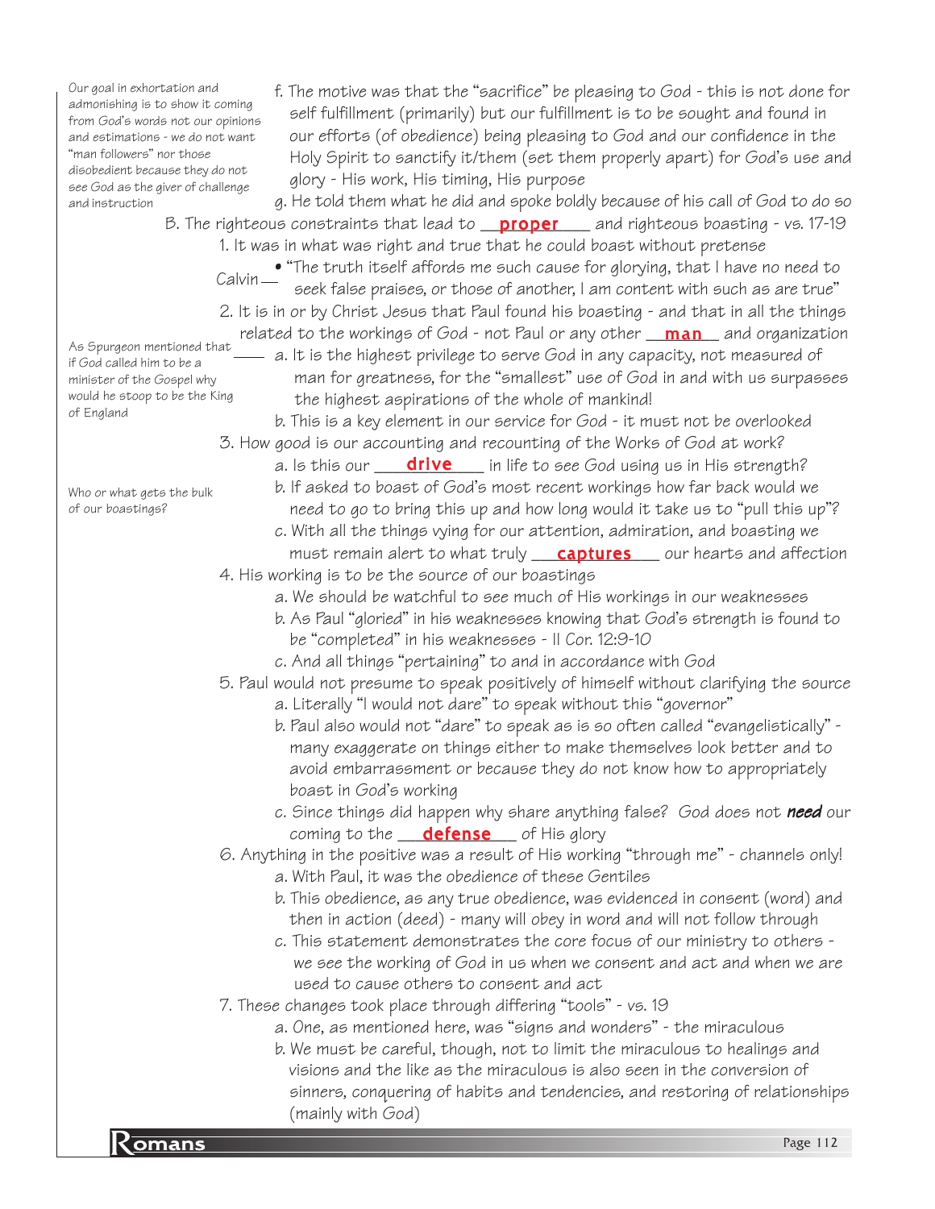*Our goal in exhortation and admonishing is to show it coming from God's words not our opinions and estimations - we do not want "man followers" nor those disobedient because they do not see God as the giver of challenge and instruction*

f. The motive was that the "sacrifice" be pleasing to God - this is not done for self fulfillment (primarily) but our fulfillment is to be sought and found in our efforts (of obedience) being pleasing to God and our confidence in the Holy Spirit to sanctify it/them (set them properly apart) for God's use and glory - His work, His timing, His purpose

g. He told them what he did and spoke boldly because of his call of God to do so

B. The righteous constraints that lead to __**proper**__ and righteous boasting - vs. 17-19

1. It was in what was right and true that he could boast without pretense

Calvin — • "The truth itself affords me such cause for glorying, that I have no need to seek false praises, or those of another, I am content with such as are true"

2. It is in or by Christ Jesus that Paul found his boasting - and that in all the things related to the workings of God - not Paul or any other __**man**__ and organization

*As Spurgeon mentioned that if God called him to be a minister of the Gospel why would he stoop to be the King of England*

a. It is the highest privilege to serve God in any capacity, not measured of man for greatness, for the "smallest" use of God in and with us surpasses the highest aspirations of the whole of mankind!

b. This is a key element in our service for God - it must not be overlooked

3. How good is our accounting and recounting of the Works of God at work?

a. Is this our __**drive**__ in life to see God using us in His strength?

*Who or what gets the bulk of our boastings?*

b. If asked to boast of God's most recent workings how far back would we need to go to bring this up and how long would it take us to "pull this up"?

c. With all the things vying for our attention, admiration, and boasting we must remain alert to what truly __**captures**__ our hearts and affection

4. His working is to be the source of our boastings

a. We should be watchful to see much of His workings in our weaknesses

b. As Paul "gloried" in his weaknesses knowing that God's strength is found to be "completed" in his weaknesses - II Cor. 12:9-10

c. And all things "pertaining" to and in accordance with God

5. Paul would not presume to speak positively of himself without clarifying the source

a. Literally "I would not dare" to speak without this "governor"

b. Paul also would not "dare" to speak as is so often called "evangelistically" - many exaggerate on things either to make themselves look better and to avoid embarrassment or because they do not know how to appropriately boast in God's working

c. Since things did happen why share anything false? God does not ***need*** our coming to the __**defense**__ of His glory

6. Anything in the positive was a result of His working "through me" - channels only!

a. With Paul, it was the obedience of these Gentiles

b. This obedience, as any true obedience, was evidenced in consent (word) and then in action (deed) - many will obey in word and will not follow through

c. This statement demonstrates the core focus of our ministry to others - we see the working of God in us when we consent and act and when we are used to cause others to consent and act

7. These changes took place through differing "tools" - vs. 19

a. One, as mentioned here, was "signs and wonders" - the miraculous

b. We must be careful, though, not to limit the miraculous to healings and visions and the like as the miraculous is also seen in the conversion of sinners, conquering of habits and tendencies, and restoring of relationships (mainly with God)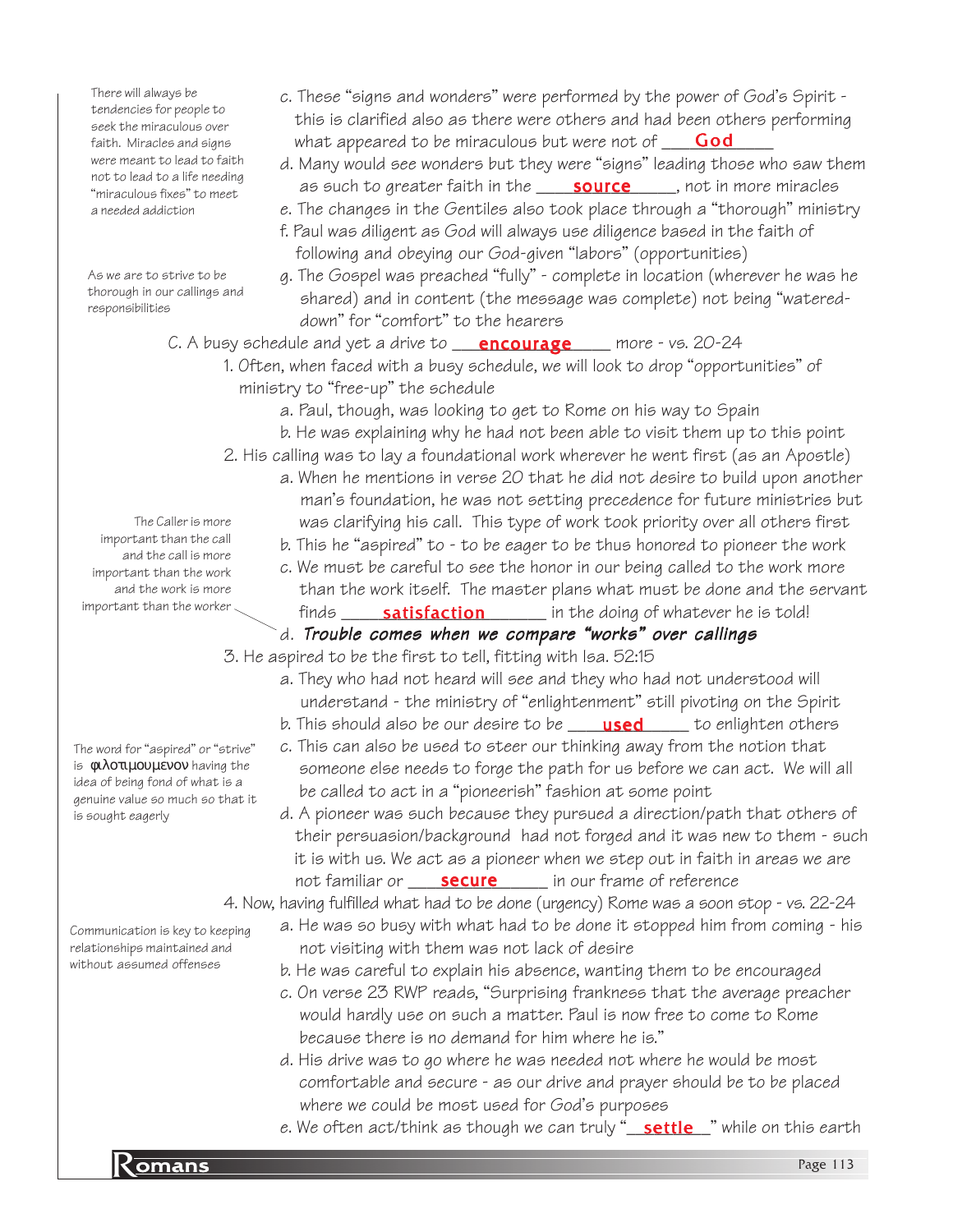c. These "signs and wonders" were performed by the power of God's Spirit - this is clarified also as there were others and had been others performing what appeared to be miraculous but were not of ___**God**___

> There will always be tendencies for people to seek the miraculous over faith. Miracles and signs were meant to lead to faith not to lead to a life needing "miraculous fixes" to meet a needed addiction

d. Many would see wonders but they were "signs" leading those who saw them as such to greater faith in the ___**source**___, not in more miracles

e. The changes in the Gentiles also took place through a "thorough" ministry

f. Paul was diligent as God will always use diligence based in the faith of following and obeying our God-given "labors" (opportunities)

g. The Gospel was preached "fully" - complete in location (wherever he was he shared) and in content (the message was complete) not being "watered-down" for "comfort" to the hearers

> As we are to strive to be thorough in our callings and responsibilities

C. A busy schedule and yet a drive to ___**encourage**___ more - vs. 20-24

1. Often, when faced with a busy schedule, we will look to drop "opportunities" of ministry to "free-up" the schedule
   a. Paul, though, was looking to get to Rome on his way to Spain
   b. He was explaining why he had not been able to visit them up to this point
2. His calling was to lay a foundational work wherever he went first (as an Apostle)
   a. When he mentions in verse 20 that he did not desire to build upon another man's foundation, he was not setting precedence for future ministries but was clarifying his call. This type of work took priority over all others first
   b. This he "aspired" to - to be eager to be thus honored to pioneer the work
   c. We must be careful to see the honor in our being called to the work more than the work itself. The master plans what must be done and the servant finds ___**satisfaction**___ in the doing of whatever he is told!
   d. ***Trouble comes when we compare "works" over callings***

> The Caller is more important than the call and the call is more important than the work and the work is more important than the worker

3. He aspired to be the first to tell, fitting with Isa. 52:15
   a. They who had not heard will see and they who had not understood will understand - the ministry of "enlightenment" still pivoting on the Spirit
   b. This should also be our desire to be ___**used**___ to enlighten others
   c. This can also be used to steer our thinking away from the notion that someone else needs to forge the path for us before we can act. We will all be called to act in a "pioneerish" fashion at some point
   d. A pioneer was such because they pursued a direction/path that others of their persuasion/background had not forged and it was new to them - such it is with us. We act as a pioneer when we step out in faith in areas we are not familiar or ___**secure**___ in our frame of reference

> The word for "aspired" or "strive" is φιλοτιμουμενον having the idea of being fond of what is a genuine value so much so that it is sought eagerly

4. Now, having fulfilled what had to be done (urgency) Rome was a soon stop - vs. 22-24
   a. He was so busy with what had to be done it stopped him from coming - his not visiting with them was not lack of desire
   b. He was careful to explain his absence, wanting them to be encouraged
   c. On verse 23 RWP reads, "Surprising frankness that the average preacher would hardly use on such a matter. Paul is now free to come to Rome because there is no demand for him where he is."
   d. His drive was to go where he was needed not where he would be most comfortable and secure - as our drive and prayer should be to be placed where we could be most used for God's purposes
   e. We often act/think as though we can truly "___**settle**___" while on this earth

> Communication is key to keeping relationships maintained and without assumed offenses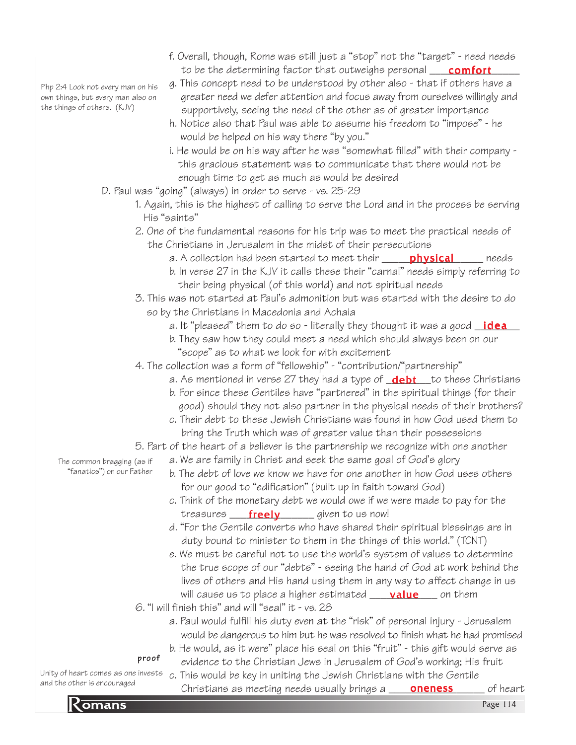f. Overall, though, Rome was still just a "stop" not the "target" - need needs to be the determining factor that outweighs personal ___**comfort**___

> Php 2:4 Look not every man on his own things, but every man also on the things of others. (KJV)

g. This concept need to be understood by other also - that if others have a greater need we defer attention and focus away from ourselves willingly and supportively, seeing the need of the other as of greater importance

h. Notice also that Paul was able to assume his freedom to "impose" - he would be helped on his way there "by you."

i. He would be on his way after he was "somewhat filled" with their company - this gracious statement was to communicate that there would not be enough time to get as much as would be desired

D. Paul was "going" (always) in order to serve - vs. 25-29

1. Again, this is the highest of calling to serve the Lord and in the process be serving His "saints"
2. One of the fundamental reasons for his trip was to meet the practical needs of the Christians in Jerusalem in the midst of their persecutions
   a. A collection had been started to meet their _____**physical**_____ needs
   b. In verse 27 in the KJV it calls these their "carnal" needs simply referring to their being physical (of this world) and not spiritual needs
3. This was not started at Paul's admonition but was started with the desire to do so by the Christians in Macedonia and Achaia
   a. It "pleased" them to do so - literally they thought it was a good _**idea**_
   b. They saw how they could meet a need which should always been on our "scope" as to what we look for with excitement
4. The collection was a form of "fellowship" - "contribution/"partnership"
   a. As mentioned in verse 27 they had a type of _**debt**__to these Christians
   b. For since these Gentiles have "partnered" in the spiritual things (for their good) should they not also partner in the physical needs of their brothers?
   c. Their debt to these Jewish Christians was found in how God used them to bring the Truth which was of greater value than their possessions
5. Part of the heart of a believer is the partnership we recognize with one another

> The common bragging (as if "fanatics") on our Father

   a. We are family in Christ and seek the same goal of God's glory
   b. The debt of love we know we have for one another in how God uses others for our good to "edification" (built up in faith toward God)
   c. Think of the monetary debt we would owe if we were made to pay for the treasures ___**freely**_____ given to us now!
   d. "For the Gentile converts who have shared their spiritual blessings are in duty bound to minister to them in the things of this world." (TCNT)
   e. We must be careful not to use the world's system of values to determine the true scope of our "debts" - seeing the hand of God at work behind the lives of others and His hand using them in any way to affect change in us will cause us to place a higher estimated ____**value**____ on them
6. "I will finish this" and will "seal" it - vs. 28
   a. Paul would fulfill his duty even at the "risk" of personal injury - Jerusalem would be dangerous to him but he was resolved to finish what he had promised
   b. He would, as it were" place his seal on this "fruit" - this gift would serve as evidence to the Christian Jews in Jerusalem of God's working; His fruit

> proof

> Unity of heart comes as one invests and the other is encouraged

   c. This would be key in uniting the Jewish Christians with the Gentile Christians as meeting needs usually brings a ____**oneness**______ of heart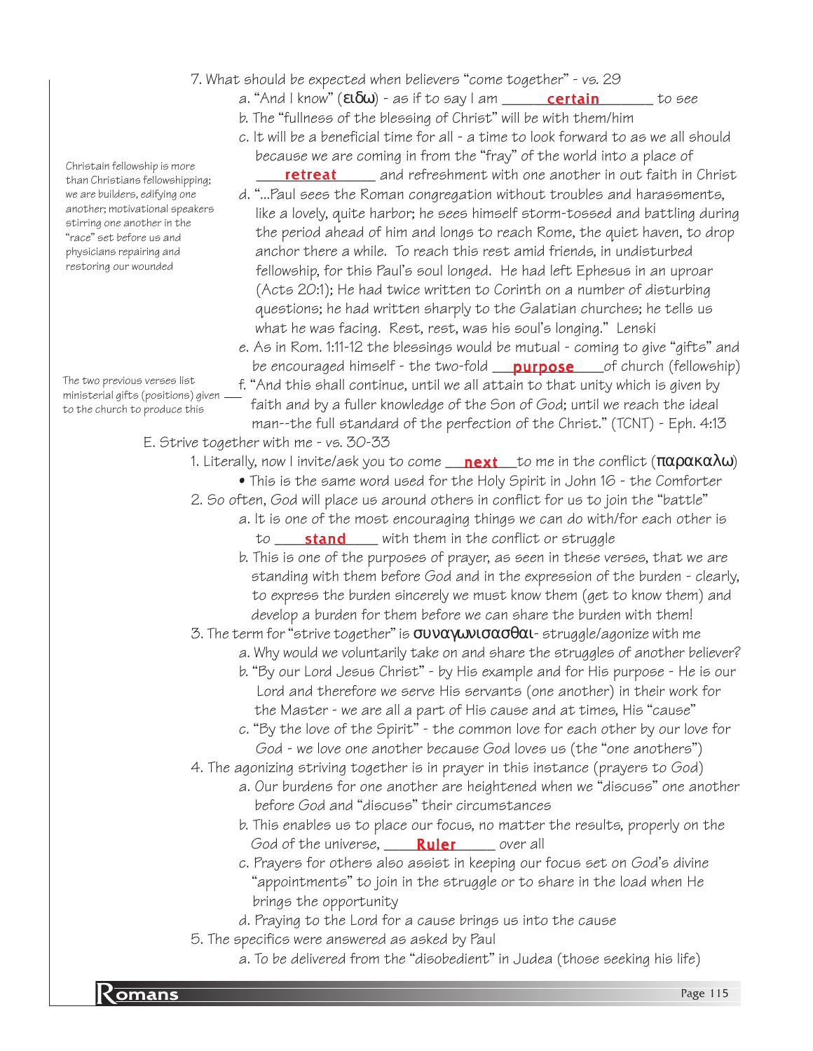7. What should be expected when believers "come together" - vs. 29
   - a. "And I know" (ειδω) - as if to say I am ______**certain**______ to see
   - b. The "fullness of the blessing of Christ" will be with them/him
   - c. It will be a beneficial time for all - a time to look forward to as we all should because we are coming in from the "fray" of the world into a place of ____**retreat**_____ and refreshment with one another in out faith in Christ
   - d. "...Paul sees the Roman congregation without troubles and harassments, like a lovely, quite harbor; he sees himself storm-tossed and battling during the period ahead of him and longs to reach Rome, the quiet haven, to drop anchor there a while. To reach this rest amid friends, in undisturbed fellowship, for this Paul's soul longed. He had left Ephesus in an uproar (Acts 20:1); He had twice written to Corinth on a number of disturbing questions; he had written sharply to the Galatian churches; he tells us what he was facing. Rest, rest, was his soul's longing." Lenski
   - e. As in Rom. 1:11-12 the blessings would be mutual - coming to give "gifts" and be encouraged himself - the two-fold ___**purpose**___of church (fellowship)
   - f. "And this shall continue, until we all attain to that unity which is given by faith and by a fuller knowledge of the Son of God; until we reach the ideal man--the full standard of the perfection of the Christ." (TCNT) - Eph. 4:13

*Christain fellowship is more than Christians fellowshipping; we are builders, edifying one another; motivational speakers stirring one another in the "race" set before us and physicians repairing and restoring our wounded*

*The two previous verses list ministerial gifts (positions) given to the church to produce this*

E. Strive together with me - vs. 30-33

1. Literally, now I invite/ask you to come ___**next**___to me in the conflict (παρακαλω)
   - This is the same word used for the Holy Spirit in John 16 - the Comforter
2. So often, God will place us around others in conflict for us to join the "battle"
   - a. It is one of the most encouraging things we can do with/for each other is to ____**stand**____ with them in the conflict or struggle
   - b. This is one of the purposes of prayer, as seen in these verses, that we are standing with them before God and in the expression of the burden - clearly, to express the burden sincerely we must know them (get to know them) and develop a burden for them before we can share the burden with them!
3. The term for "strive together" is συναγωνισασθαι- struggle/agonize with me
   - a. Why would we voluntarily take on and share the struggles of another believer?
   - b. "By our Lord Jesus Christ" - by His example and for His purpose - He is our Lord and therefore we serve His servants (one another) in their work for the Master - we are all a part of His cause and at times, His "cause"
   - c. "By the love of the Spirit" - the common love for each other by our love for God - we love one another because God loves us (the "one anothers")
4. The agonizing striving together is in prayer in this instance (prayers to God)
   - a. Our burdens for one another are heightened when we "discuss" one another before God and "discuss" their circumstances
   - b. This enables us to place our focus, no matter the results, properly on the God of the universe, ____**Ruler**_____ over all
   - c. Prayers for others also assist in keeping our focus set on God's divine "appointments" to join in the struggle or to share in the load when He brings the opportunity
   - d. Praying to the Lord for a cause brings us into the cause
5. The specifics were answered as asked by Paul
   - a. To be delivered from the "disobedient" in Judea (those seeking his life)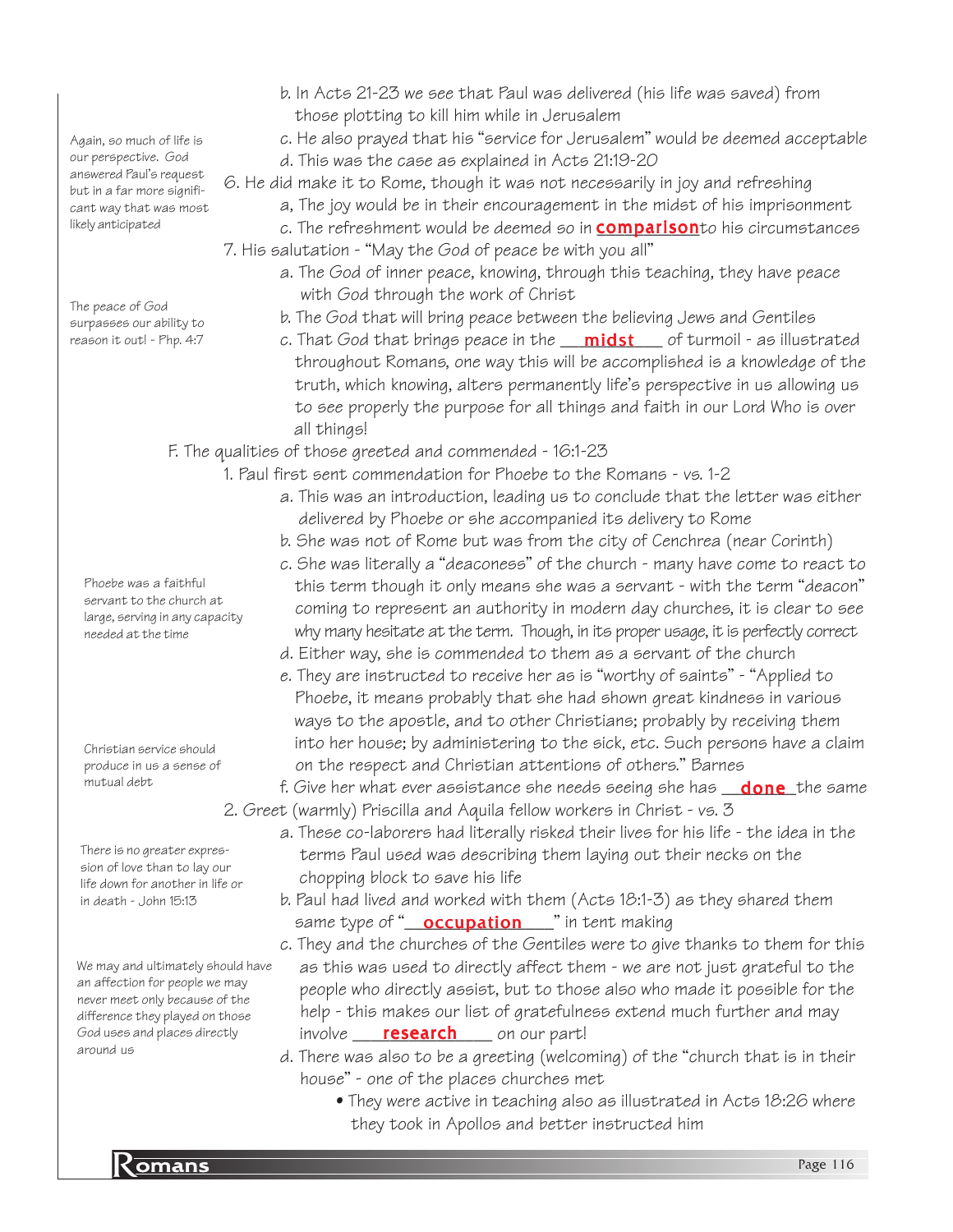b. In Acts 21-23 we see that Paul was delivered (his life was saved) from those plotting to kill him while in Jerusalem

c. He also prayed that his "service for Jerusalem" would be deemed acceptable

d. This was the case as explained in Acts 21:19-20

*Again, so much of life is our perspective. God answered Paul's request but in a far more significant way that was most likely anticipated*

6. He did make it to Rome, though it was not necessarily in joy and refreshing

a, The joy would be in their encouragement in the midst of his imprisonment

c. The refreshment would be deemed so in **comparison**to his circumstances

7. His salutation - "May the God of peace be with you all"

a. The God of inner peace, knowing, through this teaching, they have peace with God through the work of Christ

b. The God that will bring peace between the believing Jews and Gentiles

c. That God that brings peace in the __**midst**__ of turmoil - as illustrated throughout Romans, one way this will be accomplished is a knowledge of the truth, which knowing, alters permanently life's perspective in us allowing us to see properly the purpose for all things and faith in our Lord Who is over all things!

*The peace of God surpasses our ability to reason it out! - Php. 4:7*

F. The qualities of those greeted and commended - 16:1-23

1. Paul first sent commendation for Phoebe to the Romans - vs. 1-2

a. This was an introduction, leading us to conclude that the letter was either delivered by Phoebe or she accompanied its delivery to Rome

b. She was not of Rome but was from the city of Cenchrea (near Corinth)

c. She was literally a "deaconess" of the church - many have come to react to this term though it only means she was a servant - with the term "deacon" coming to represent an authority in modern day churches, it is clear to see why many hesitate at the term. Though, in its proper usage, it is perfectly correct

*Phoebe was a faithful servant to the church at large, serving in any capacity needed at the time*

d. Either way, she is commended to them as a servant of the church

e. They are instructed to receive her as is "worthy of saints" - "Applied to Phoebe, it means probably that she had shown great kindness in various ways to the apostle, and to other Christians; probably by receiving them into her house; by administering to the sick, etc. Such persons have a claim on the respect and Christian attentions of others." Barnes

f. Give her what ever assistance she needs seeing she has __**done**__ the same

*Christian service should produce in us a sense of mutual debt*

2. Greet (warmly) Priscilla and Aquila fellow workers in Christ - vs. 3

a. These co-laborers had literally risked their lives for his life - the idea in the terms Paul used was describing them laying out their necks on the chopping block to save his life

b. Paul had lived and worked with them (Acts 18:1-3) as they shared them same type of "__**occupation**__" in tent making

*There is no greater expression of love than to lay our life down for another in life or in death - John 15:13*

c. They and the churches of the Gentiles were to give thanks to them for this as this was used to directly affect them - we are not just grateful to the people who directly assist, but to those also who made it possible for the help - this makes our list of gratefulness extend much further and may involve __**research**__ on our part!

*We may and ultimately should have an affection for people we may never meet only because of the difference they played on those God uses and places directly around us*

d. There was also to be a greeting (welcoming) of the "church that is in their house" - one of the places churches met

- They were active in teaching also as illustrated in Acts 18:26 where they took in Apollos and better instructed him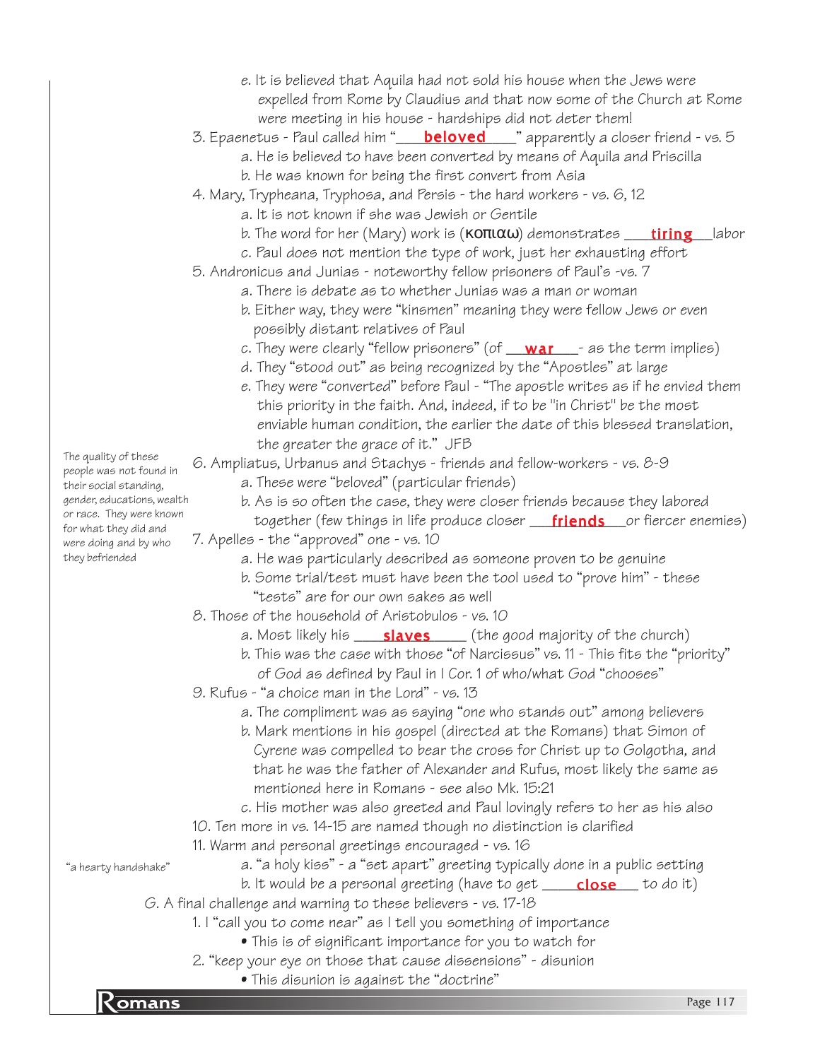e. It is believed that Aquila had not sold his house when the Jews were expelled from Rome by Claudius and that now some of the Church at Rome were meeting in his house - hardships did not deter them!

3. Epaenetus - Paul called him "**beloved**" apparently a closer friend - vs. 5
   a. He is believed to have been converted by means of Aquila and Priscilla
   b. He was known for being the first convert from Asia

4. Mary, Trypheana, Tryphosa, and Persis - the hard workers - vs. 6, 12
   a. It is not known if she was Jewish or Gentile
   b. The word for her (Mary) work is (**κοπιαω**) demonstrates **tiring** labor
   c. Paul does not mention the type of work, just her exhausting effort

5. Andronicus and Junias - noteworthy fellow prisoners of Paul's -vs. 7
   a. There is debate as to whether Junias was a man or woman
   b. Either way, they were "kinsmen" meaning they were fellow Jews or even possibly distant relatives of Paul
   c. They were clearly "fellow prisoners" (of **war** - as the term implies)
   d. They "stood out" as being recognized by the "Apostles" at large
   e. They were "converted" before Paul - "The apostle writes as if he envied them this priority in the faith. And, indeed, if to be "in Christ" be the most enviable human condition, the earlier the date of this blessed translation, the greater the grace of it." JFB

The quality of these people was not found in their social standing, gender, educations, wealth or race. They were known for what they did and were doing and by who they befriended

6. Ampliatus, Urbanus and Stachys - friends and fellow-workers - vs. 8-9
   a. These were "beloved" (particular friends)
   b. As is so often the case, they were closer friends because they labored together (few things in life produce closer **friends** or fiercer enemies)

7. Apelles - the "approved" one - vs. 10
   a. He was particularly described as someone proven to be genuine
   b. Some trial/test must have been the tool used to "prove him" - these "tests" are for our own sakes as well

8. Those of the household of Aristobulos - vs. 10
   a. Most likely his **slaves** (the good majority of the church)
   b. This was the case with those "of Narcissus" vs. 11 - This fits the "priority" of God as defined by Paul in I Cor. 1 of who/what God "chooses"

9. Rufus - "a choice man in the Lord" - vs. 13
   a. The compliment was as saying "one who stands out" among believers
   b. Mark mentions in his gospel (directed at the Romans) that Simon of Cyrene was compelled to bear the cross for Christ up to Golgotha, and that he was the father of Alexander and Rufus, most likely the same as mentioned here in Romans - see also Mk. 15:21
   c. His mother was also greeted and Paul lovingly refers to her as his also

10. Ten more in vs. 14-15 are named though no distinction is clarified

11. Warm and personal greetings encouraged - vs. 16
   a. "a holy kiss" - a "set apart" greeting typically done in a public setting
   b. It would be a personal greeting (have to get **close** to do it)

"a hearty handshake"

G. A final challenge and warning to these believers - vs. 17-18

1. I "call you to come near" as I tell you something of importance
   - This is of significant importance for you to watch for

2. "keep your eye on those that cause dissensions" - disunion
   - This disunion is against the "doctrine"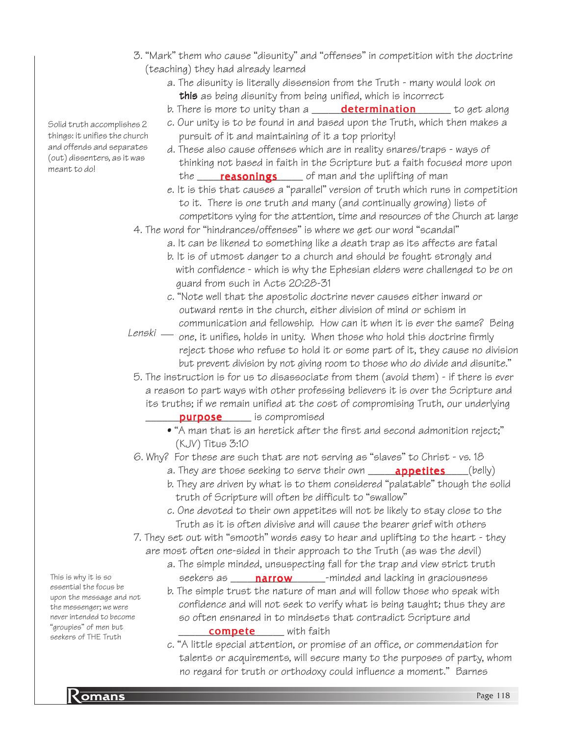3. "Mark" them who cause "disunity" and "offenses" in competition with the doctrine (teaching) they had already learned
   a. The disunity is literally dissension from the Truth - many would look on **this** as being disunity from being unified, which is incorrect
   b. There is more to unity than a ______**determination**______ to get along
   c. Our unity is to be found in and based upon the Truth, which then makes a pursuit of it and maintaining of it a top priority!
   d. These also cause offenses which are in reality snares/traps - ways of thinking not based in faith in the Scripture but a faith focused more upon the ____**reasonings**____ of man and the uplifting of man
   e. It is this that causes a "parallel" version of truth which runs in competition to it. There is one truth and many (and continually growing) lists of competitors vying for the attention, time and resources of the Church at large

*Solid truth accomplishes 2 things: it unifies the church and offends and separates (out) dissenters, as it was meant to do!*

4. The word for "hindrances/offenses" is where we get our word "scandal"
   a. It can be likened to something like a death trap as its affects are fatal
   b. It is of utmost danger to a church and should be fought strongly and with confidence - which is why the Ephesian elders were challenged to be on guard from such in Acts 20:28-31
   c. "Note well that the apostolic doctrine never causes either inward or outward rents in the church, either division of mind or schism in communication and fellowship. How can it when it is ever the same? Being one, it unifies, holds in unity. When those who hold this doctrine firmly reject those who refuse to hold it or some part of it, they cause no division but prevent division by not giving room to those who do divide and disunite." — *Lenski*
5. The instruction is for us to disassociate from them (avoid them) - if there is ever a reason to part ways with other professing believers it is over the Scripture and its truths; if we remain unified at the cost of compromising Truth, our underlying ______**purpose**______ is compromised
   - "A man that is an heretick after the first and second admonition reject;" (KJV) Titus 3:10
6. Why? For these are such that are not serving as "slaves" to Christ - vs. 18
   a. They are those seeking to serve their own _____**appetites**_____(belly)
   b. They are driven by what is to them considered "palatable" though the solid truth of Scripture will often be difficult to "swallow"
   c. One devoted to their own appetites will not be likely to stay close to the Truth as it is often divisive and will cause the bearer grief with others
7. They set out with "smooth" words easy to hear and uplifting to the heart - they are most often one-sided in their approach to the Truth (as was the devil)
   a. The simple minded, unsuspecting fall for the trap and view strict truth seekers as _____**narrow**______-minded and lacking in graciousness
   b. The simple trust the nature of man and will follow those who speak with confidence and will not seek to verify what is being taught; thus they are so often ensnared in to mindsets that contradict Scripture and ______**compete**______ with faith
   c. "A little special attention, or promise of an office, or commendation for talents or acquirements, will secure many to the purposes of party, whom no regard for truth or orthodoxy could influence a moment." Barnes

*This is why it is so essential the focus be upon the message and not the messenger; we were never intended to become "groupies" of men but seekers of THE Truth*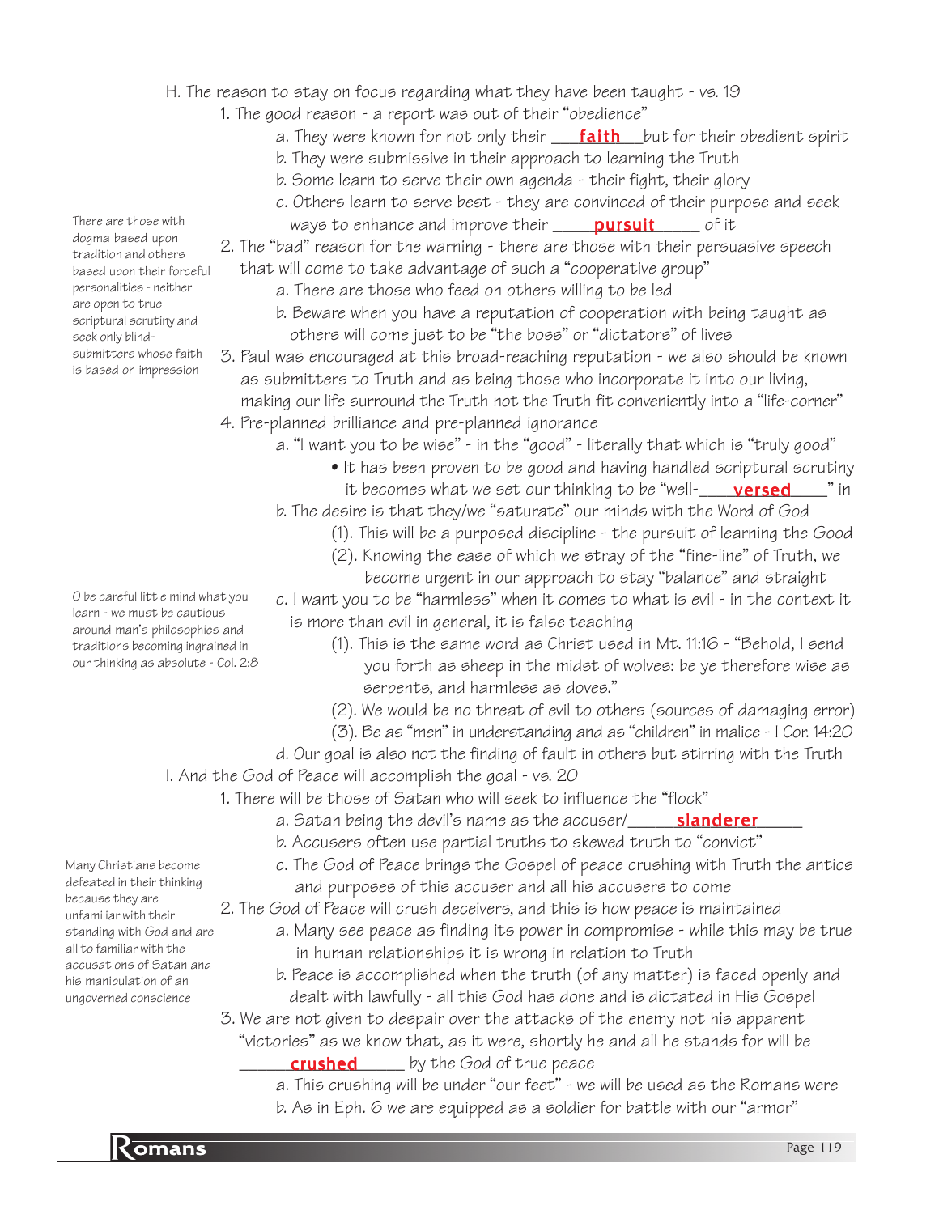H. The reason to stay on focus regarding what they have been taught - vs. 19

1. The good reason - a report was out of their "obedience"
   - a. They were known for not only their ___**faith**___but for their obedient spirit
   - b. They were submissive in their approach to learning the Truth
   - b. Some learn to serve their own agenda - their fight, their glory
   - c. Others learn to serve best - they are convinced of their purpose and seek ways to enhance and improve their ____**pursuit**_____ of it

*There are those with dogma based upon tradition and others based upon their forceful personalities - neither are open to true scriptural scrutiny and seek only blind-submitters whose faith is based on impression*

2. The "bad" reason for the warning - there are those with their persuasive speech that will come to take advantage of such a "cooperative group"
   - a. There are those who feed on others willing to be led
   - b. Beware when you have a reputation of cooperation with being taught as others will come just to be "the boss" or "dictators" of lives
3. Paul was encouraged at this broad-reaching reputation - we also should be known as submitters to Truth and as being those who incorporate it into our living, making our life surround the Truth not the Truth fit conveniently into a "life-corner"
4. Pre-planned brilliance and pre-planned ignorance
   - a. "I want you to be wise" - in the "good" - literally that which is "truly good"
     - It has been proven to be good and having handled scriptural scrutiny it becomes what we set our thinking to be "well-____**versed**____" in
   - b. The desire is that they/we "saturate" our minds with the Word of God
     - (1). This will be a purposed discipline - the pursuit of learning the Good
     - (2). Knowing the ease of which we stray of the "fine-line" of Truth, we become urgent in our approach to stay "balance" and straight
   - c. I want you to be "harmless" when it comes to what is evil - in the context it is more than evil in general, it is false teaching
     - (1). This is the same word as Christ used in Mt. 11:16 - "Behold, I send you forth as sheep in the midst of wolves: be ye therefore wise as serpents, and harmless as doves."
     - (2). We would be no threat of evil to others (sources of damaging error)
     - (3). Be as "men" in understanding and as "children" in malice - I Cor. 14:20
   - d. Our goal is also not the finding of fault in others but stirring with the Truth

*O be careful little mind what you learn - we must be cautious around man's philosophies and traditions becoming ingrained in our thinking as absolute - Col. 2:8*

I. And the God of Peace will accomplish the goal - vs. 20

1. There will be those of Satan who will seek to influence the "flock"
   - a. Satan being the devil's name as the accuser/_____**slanderer**_____
   - b. Accusers often use partial truths to skewed truth to "convict"
   - c. The God of Peace brings the Gospel of peace crushing with Truth the antics and purposes of this accuser and all his accusers to come
2. The God of Peace will crush deceivers, and this is how peace is maintained
   - a. Many see peace as finding its power in compromise - while this may be true in human relationships it is wrong in relation to Truth
   - b. Peace is accomplished when the truth (of any matter) is faced openly and dealt with lawfully - all this God has done and is dictated in His Gospel
3. We are not given to despair over the attacks of the enemy not his apparent "victories" as we know that, as it were, shortly he and all he stands for will be _____**crushed**_____ by the God of true peace
   - a. This crushing will be under "our feet" - we will be used as the Romans were
   - b. As in Eph. 6 we are equipped as a soldier for battle with our "armor"

*Many Christians become defeated in their thinking because they are unfamiliar with their standing with God and are all to familiar with the accusations of Satan and his manipulation of an ungoverned conscience*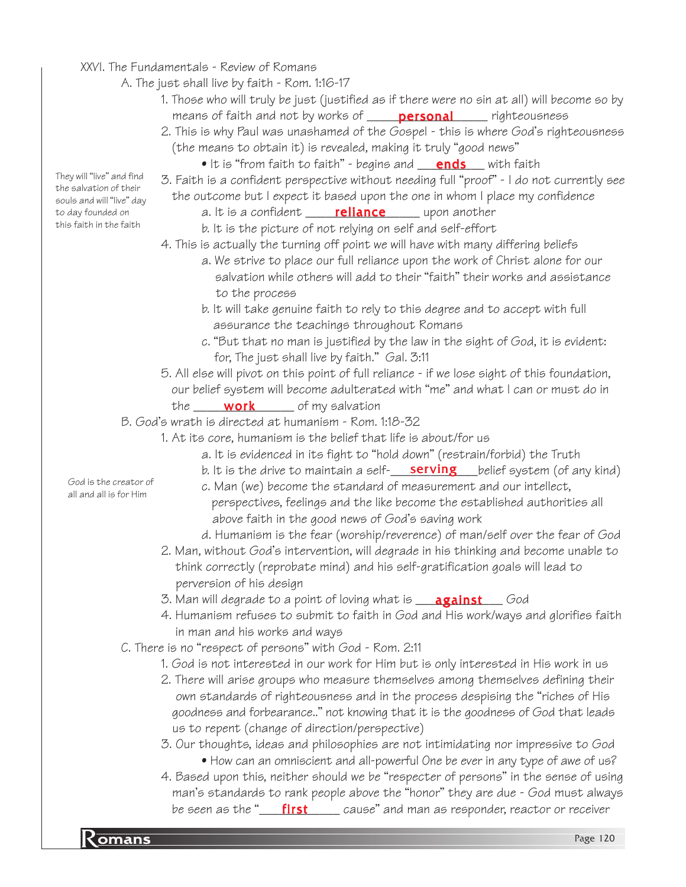## XXVI. The Fundamentals - Review of Romans

### A. The just shall live by faith - Rom. 1:16-17

1. Those who will truly be just (justified as if there were no sin at all) will become so by means of faith and not by works of ____**personal**_____ righteousness
2. This is why Paul was unashamed of the Gospel - this is where God's righteousness (the means to obtain it) is revealed, making it truly "good news"
   - It is "from faith to faith" - begins and ___**ends**___ with faith

*They will "live" and find the salvation of their souls and will "live" day to day founded on this faith in the faith*

3. Faith is a confident perspective without needing full "proof" - I do not currently see the outcome but I expect it based upon the one in whom I place my confidence
   a. It is a confident ____**reliance**_____ upon another
   b. It is the picture of not relying on self and self-effort
4. This is actually the turning off point we will have with many differing beliefs
   a. We strive to place our full reliance upon the work of Christ alone for our salvation while others will add to their "faith" their works and assistance to the process
   b. It will take genuine faith to rely to this degree and to accept with full assurance the teachings throughout Romans
   c. "But that no man is justified by the law in the sight of God, it is evident: for, The just shall live by faith." Gal. 3:11
5. All else will pivot on this point of full reliance - if we lose sight of this foundation, our belief system will become adulterated with "me" and what I can or must do in the ____**work**______ of my salvation

### B. God's wrath is directed at humanism - Rom. 1:18-32

1. At its core, humanism is the belief that life is about/for us
   a. It is evidenced in its fight to "hold down" (restrain/forbid) the Truth
   b. It is the drive to maintain a self-___**serving**___belief system (of any kind)

*God is the creator of all and all is for Him*

   c. Man (we) become the standard of measurement and our intellect, perspectives, feelings and the like become the established authorities all above faith in the good news of God's saving work
   d. Humanism is the fear (worship/reverence) of man/self over the fear of God
2. Man, without God's intervention, will degrade in his thinking and become unable to think correctly (reprobate mind) and his self-gratification goals will lead to perversion of his design
3. Man will degrade to a point of loving what is ___**against**___ God
4. Humanism refuses to submit to faith in God and His work/ways and glorifies faith in man and his works and ways

### C. There is no "respect of persons" with God - Rom. 2:11

1. God is not interested in our work for Him but is only interested in His work in us
2. There will arise groups who measure themselves among themselves defining their own standards of righteousness and in the process despising the "riches of His goodness and forbearance.." not knowing that it is the goodness of God that leads us to repent (change of direction/perspective)
3. Our thoughts, ideas and philosophies are not intimidating nor impressive to God
   - How can an omniscient and all-powerful One be ever in any type of awe of us?
4. Based upon this, neither should we be "respecter of persons" in the sense of using man's standards to rank people above the "honor" they are due - God must always be seen as the "___**first**_____ cause" and man as responder, reactor or receiver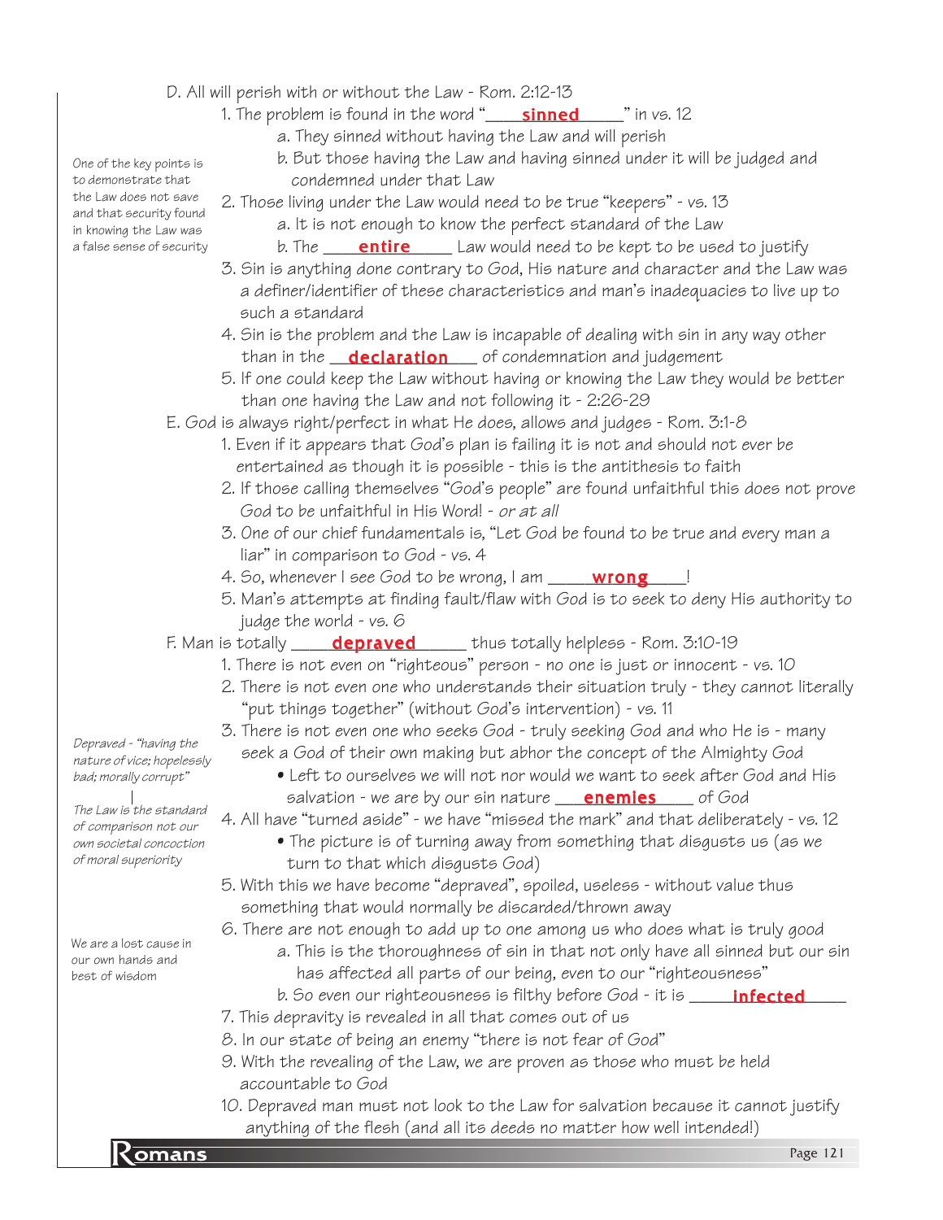D. All will perish with or without the Law - Rom. 2:12-13

1. The problem is found in the word "____**sinned**_____" in vs. 12
   a. They sinned without having the Law and will perish
   b. But those having the Law and having sinned under it will be judged and condemned under that Law
2. Those living under the Law would need to be true "keepers" - vs. 13
   a. It is not enough to know the perfect standard of the Law
   b. The ____**entire**_____ Law would need to be kept to be used to justify
3. Sin is anything done contrary to God, His nature and character and the Law was a definer/identifier of these characteristics and man's inadequacies to live up to such a standard
4. Sin is the problem and the Law is incapable of dealing with sin in any way other than in the __**declaration**___ of condemnation and judgement
5. If one could keep the Law without having or knowing the Law they would be better than one having the Law and not following it - 2:26-29

*One of the key points is to demonstrate that the Law does not save and that security found in knowing the Law was a false sense of security*

E. God is always right/perfect in what He does, allows and judges - Rom. 3:1-8

1. Even if it appears that God's plan is failing it is not and should not ever be entertained as though it is possible - this is the antithesis to faith
2. If those calling themselves "God's people" are found unfaithful this does not prove God to be unfaithful in His Word! - *or at all*
3. One of our chief fundamentals is, "Let God be found to be true and every man a liar" in comparison to God - vs. 4
4. So, whenever I see God to be wrong, I am ____**wrong**____!
5. Man's attempts at finding fault/flaw with God is to seek to deny His authority to judge the world - vs. 6

F. Man is totally ____**depraved**______ thus totally helpless - Rom. 3:10-19

1. There is not even on "righteous" person - no one is just or innocent - vs. 10
2. There is not even one who understands their situation truly - they cannot literally "put things together" (without God's intervention) - vs. 11
3. There is not even one who seeks God - truly seeking God and who He is - many seek a God of their own making but abhor the concept of the Almighty God
   - Left to ourselves we will not nor would we want to seek after God and His salvation - we are by our sin nature ___**enemies**_____ of God
4. All have "turned aside" - we have "missed the mark" and that deliberately - vs. 12
   - The picture is of turning away from something that disgusts us (as we turn to that which disgusts God)
5. With this we have become "depraved", spoiled, useless - without value thus something that would normally be discarded/thrown away
6. There are not enough to add up to one among us who does what is truly good
   a. This is the thoroughness of sin in that not only have all sinned but our sin has affected all parts of our being, even to our "righteousness"
   b. So even our righteousness is filthy before God - it is _____**infected**_____
7. This depravity is revealed in all that comes out of us
8. In our state of being an enemy "there is not fear of God"
9. With the revealing of the Law, we are proven as those who must be held accountable to God
10. Depraved man must not look to the Law for salvation because it cannot justify anything of the flesh (and all its deeds no matter how well intended!)

*Depraved - "having the nature of vice; hopelessly bad; morally corrupt"*

*The Law is the standard of comparison not our own societal concoction of moral superiority*

We are a lost cause in our own hands and best of wisdom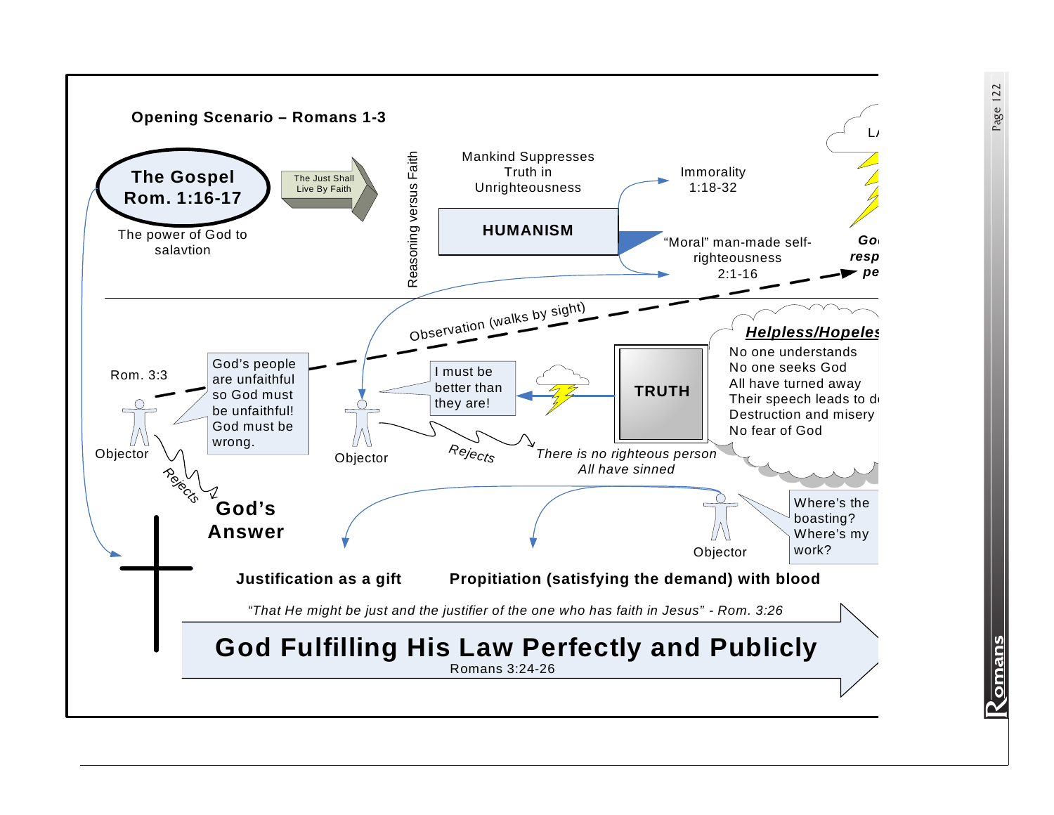## Opening Scenario – Romans 1-3

**The Gospel**
**Rom. 1:16-17**

The power of God to salavtion

The Just Shall Live By Faith

Reasoning versus Faith

Mankind Suppresses Truth in Unrighteousness

**HUMANISM**

Immorality 1:18-32

"Moral" man-made self-righteousness 2:1-16

L

***Go resp pe***

Observation (walks by sight)

***Helpless/Hopeles***

No one understands
No one seeks God
All have turned away
Their speech leads to d
Destruction and misery
No fear of God

Rom. 3:3

God's people are unfaithful so God must be unfaithful! God must be wrong.

Objector

Rejects

I must be better than they are!

Objector

**TRUTH**

Rejects

*There is no righteous person*
*All have sinned*

**God's Answer**

Where's the boasting? Where's my work?

Objector

**Justification as a gift**

**Propitiation (satisfying the demand) with blood**

*"That He might be just and the justifier of the one who has faith in Jesus" - Rom. 3:26*

# God Fulfilling His Law Perfectly and Publicly

Romans 3:24-26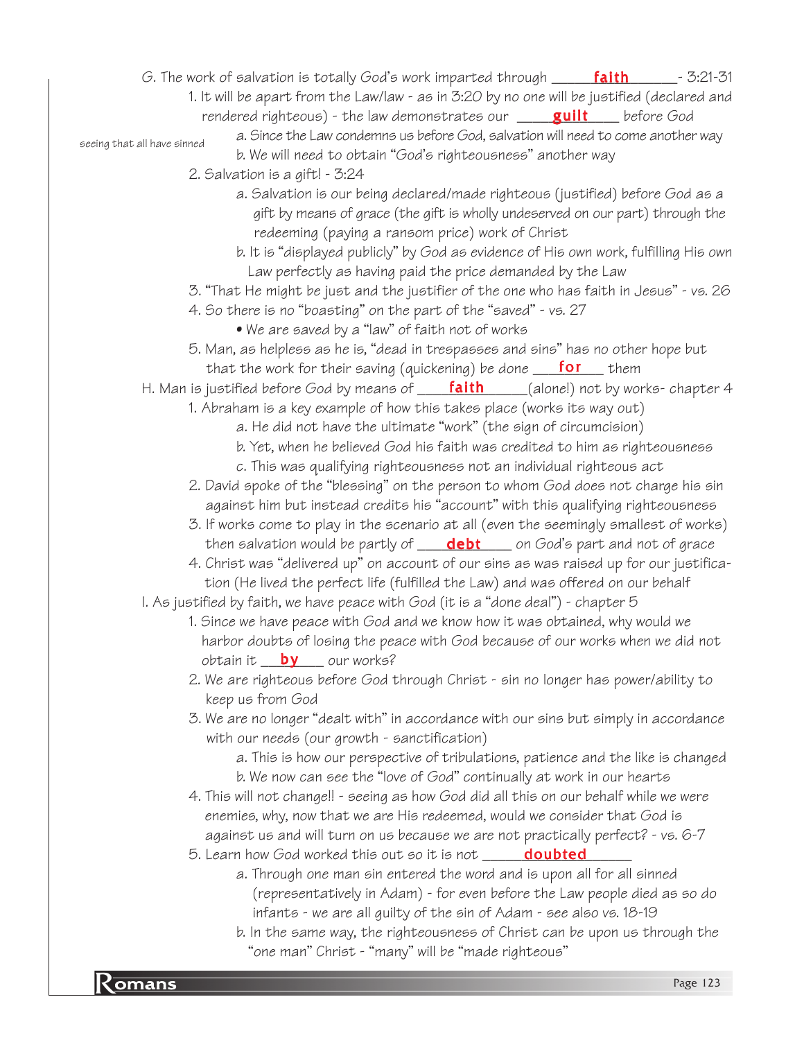G. The work of salvation is totally God's work imparted through ______**faith**______- 3:21-31

1. It will be apart from the Law/law - as in 3:20 by no one will be justified (declared and rendered righteous) - the law demonstrates our ____**guilt**____ before God

   seeing that all have sinned

   a. Since the Law condemns us before God, salvation will need to come another way

   b. We will need to obtain "God's righteousness" another way

2. Salvation is a gift! - 3:24

   a. Salvation is our being declared/made righteous (justified) before God as a gift by means of grace (the gift is wholly undeserved on our part) through the redeeming (paying a ransom price) work of Christ

   b. It is "displayed publicly" by God as evidence of His own work, fulfilling His own Law perfectly as having paid the price demanded by the Law

3. "That He might be just and the justifier of the one who has faith in Jesus" - vs. 26

4. So there is no "boasting" on the part of the "saved" - vs. 27

   • We are saved by a "law" of faith not of works

5. Man, as helpless as he is, "dead in trespasses and sins" has no other hope but that the work for their saving (quickening) be done ___**for**___ them

H. Man is justified before God by means of ____**faith**______(alone!) not by works- chapter 4

1. Abraham is a key example of how this takes place (works its way out)

   a. He did not have the ultimate "work" (the sign of circumcision)

   b. Yet, when he believed God his faith was credited to him as righteousness

   c. This was qualifying righteousness not an individual righteous act

2. David spoke of the "blessing" on the person to whom God does not charge his sin against him but instead credits his "account" with this qualifying righteousness

3. If works come to play in the scenario at all (even the seemingly smallest of works) then salvation would be partly of ____**debt**____ on God's part and not of grace

4. Christ was "delivered up" on account of our sins as was raised up for our justification (He lived the perfect life (fulfilled the Law) and was offered on our behalf

I. As justified by faith, we have peace with God (it is a "done deal") - chapter 5

1. Since we have peace with God and we know how it was obtained, why would we harbor doubts of losing the peace with God because of our works when we did not obtain it ___**by**___ our works?

2. We are righteous before God through Christ - sin no longer has power/ability to keep us from God

3. We are no longer "dealt with" in accordance with our sins but simply in accordance with our needs (our growth - sanctification)

   a. This is how our perspective of tribulations, patience and the like is changed

   b. We now can see the "love of God" continually at work in our hearts

4. This will not change!! - seeing as how God did all this on our behalf while we were enemies, why, now that we are His redeemed, would we consider that God is against us and will turn on us because we are not practically perfect? - vs. 6-7

5. Learn how God worked this out so it is not ______**doubted**______

   a. Through one man sin entered the word and is upon all for all sinned (representatively in Adam) - for even before the Law people died as so do infants - we are all guilty of the sin of Adam - see also vs. 18-19

   b. In the same way, the righteousness of Christ can be upon us through the "one man" Christ - "many" will be "made righteous"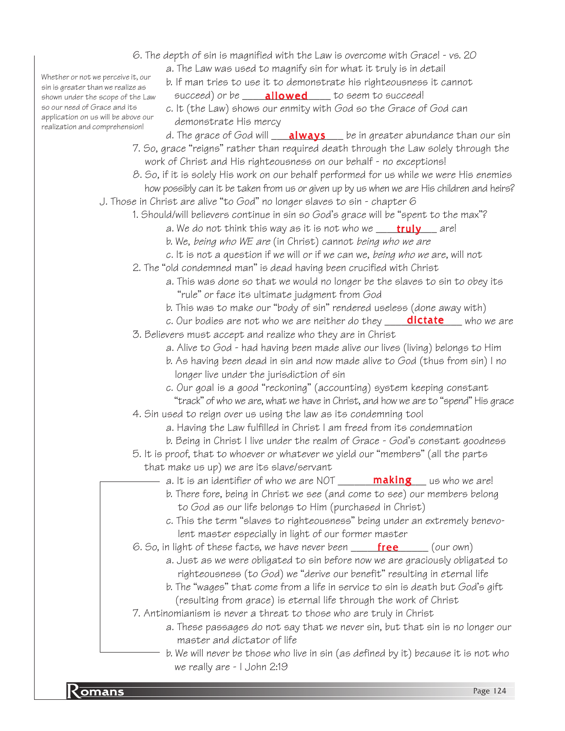6. The depth of sin is magnified with the Law is overcome with Grace! - vs. 20
   - a. The Law was used to magnify sin for what it truly is in detail
   - b. If man tries to use it to demonstrate his righteousness it cannot succeed) or be **allowed** to seem to succeed!
   - c. It (the Law) shows our enmity with God so the Grace of God can demonstrate His mercy
   - d. The grace of God will **always** be in greater abundance than our sin

Whether or not we perceive it, our sin is greater than we realize as shown under the scope of the Law so our need of Grace and its application on us will be above our realization and comprehension!

7. So, grace "reigns" rather than required death through the Law solely through the work of Christ and His righteousness on our behalf - no exceptions!
8. So, if it is solely His work on our behalf performed for us while we were His enemies how possibly can it be taken from us or given up by us when we are His children and heirs?

J. Those in Christ are alive "to God" no longer slaves to sin - chapter 6

1. Should/will believers continue in sin so God's grace will be "spent to the max"?
   - a. We do not think this way as it is not who we **truly** are!
   - b. We, *being who WE are* (in Christ) cannot *being who we are*
   - c. It is not a question if we will or if we can we, *being who we* are, will not
2. The "old condemned man" is dead having been crucified with Christ
   - a. This was done so that we would no longer be the slaves to sin to obey its "rule" or face its ultimate judgment from God
   - b. This was to make our "body of sin" rendered useless (done away with)
   - c. Our bodies are not who we are neither do they **dictate** who we are
3. Believers must accept and realize who they are in Christ
   - a. Alive to God - had having been made alive our lives (living) belongs to Him
   - b. As having been dead in sin and now made alive to God (thus from sin) I no longer live under the jurisdiction of sin
   - c. Our goal is a good "reckoning" (accounting) system keeping constant "track" of who we are, what we have in Christ, and how we are to "spend" His grace
4. Sin used to reign over us using the law as its condemning tool
   - a. Having the Law fulfilled in Christ I am freed from its condemnation
   - b. Being in Christ I live under the realm of Grace - God's constant goodness
5. It is proof, that to whoever or whatever we yield our "members" (all the parts that make us up) we are its slave/servant
   - a. It is an identifier of who we are NOT **making** us who we are!
   - b. There fore, being in Christ we see (and come to see) our members belong to God as our life belongs to Him (purchased in Christ)
   - c. This the term "slaves to righteousness" being under an extremely benevolent master especially in light of our former master
6. So, in light of these facts, we have never been **free** (our own)
   - a. Just as we were obligated to sin before now we are graciously obligated to righteousness (to God) we "derive our benefit" resulting in eternal life
   - b. The "wages" that come from a life in service to sin is death but God's gift (resulting from grace) is eternal life through the work of Christ
7. Antinomianism is never a threat to those who are truly in Christ
   - a. These passages do not say that we never sin, but that sin is no longer our master and dictator of life
   - b. We will never be those who live in sin (as defined by it) because it is not who we really are - I John 2:19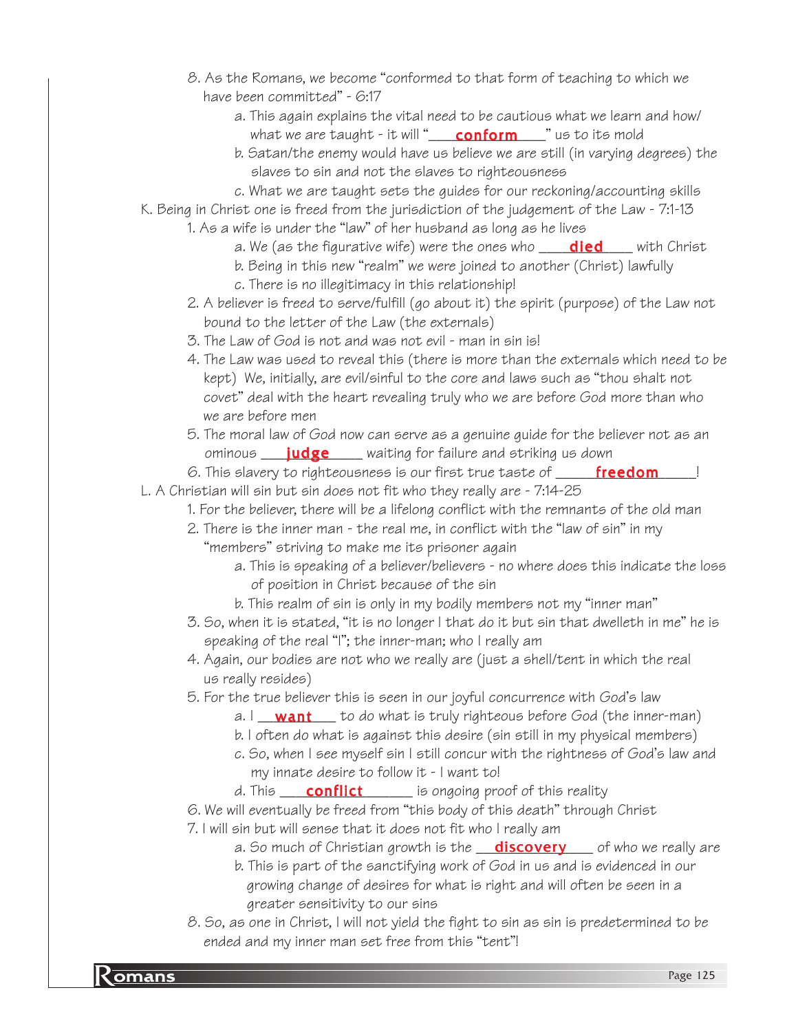8. As the Romans, we become "conformed to that form of teaching to which we have been committed" - 6:17
   - a. This again explains the vital need to be cautious what we learn and how/ what we are taught - it will "___**conform**___" us to its mold
   - b. Satan/the enemy would have us believe we are still (in varying degrees) the slaves to sin and not the slaves to righteousness
   - c. What we are taught sets the guides for our reckoning/accounting skills

K. Being in Christ one is freed from the jurisdiction of the judgement of the Law - 7:1-13

1. As a wife is under the "law" of her husband as long as he lives
   - a. We (as the figurative wife) were the ones who ___**died**___ with Christ
   - b. Being in this new "realm" we were joined to another (Christ) lawfully
   - c. There is no illegitimacy in this relationship!
2. A believer is freed to serve/fulfill (go about it) the spirit (purpose) of the Law not bound to the letter of the Law (the externals)
3. The Law of God is not and was not evil - man in sin is!
4. The Law was used to reveal this (there is more than the externals which need to be kept) We, initially, are evil/sinful to the core and laws such as "thou shalt not covet" deal with the heart revealing truly who we are before God more than who we are before men
5. The moral law of God now can serve as a genuine guide for the believer not as an ominous ___**judge**___ waiting for failure and striking us down
6. This slavery to righteousness is our first true taste of ___**freedom**___!

L. A Christian will sin but sin does not fit who they really are - 7:14-25

1. For the believer, there will be a lifelong conflict with the remnants of the old man
2. There is the inner man - the real me, in conflict with the "law of sin" in my "members" striving to make me its prisoner again
   - a. This is speaking of a believer/believers - no where does this indicate the loss of position in Christ because of the sin
   - b. This realm of sin is only in my bodily members not my "inner man"
3. So, when it is stated, "it is no longer I that do it but sin that dwelleth in me" he is speaking of the real "I"; the inner-man; who I really am
4. Again, our bodies are not who we really are (just a shell/tent in which the real us really resides)
5. For the true believer this is seen in our joyful concurrence with God's law
   - a. I ___**want**___ to do what is truly righteous before God (the inner-man)
   - b. I often do what is against this desire (sin still in my physical members)
   - c. So, when I see myself sin I still concur with the rightness of God's law and my innate desire to follow it - I want to!
   - d. This ___**conflict**___ is ongoing proof of this reality
6. We will eventually be freed from "this body of this death" through Christ
7. I will sin but will sense that it does not fit who I really am
   - a. So much of Christian growth is the ___**discovery**___ of who we really are
   - b. This is part of the sanctifying work of God in us and is evidenced in our growing change of desires for what is right and will often be seen in a greater sensitivity to our sins
8. So, as one in Christ, I will not yield the fight to sin as sin is predetermined to be ended and my inner man set free from this "tent"!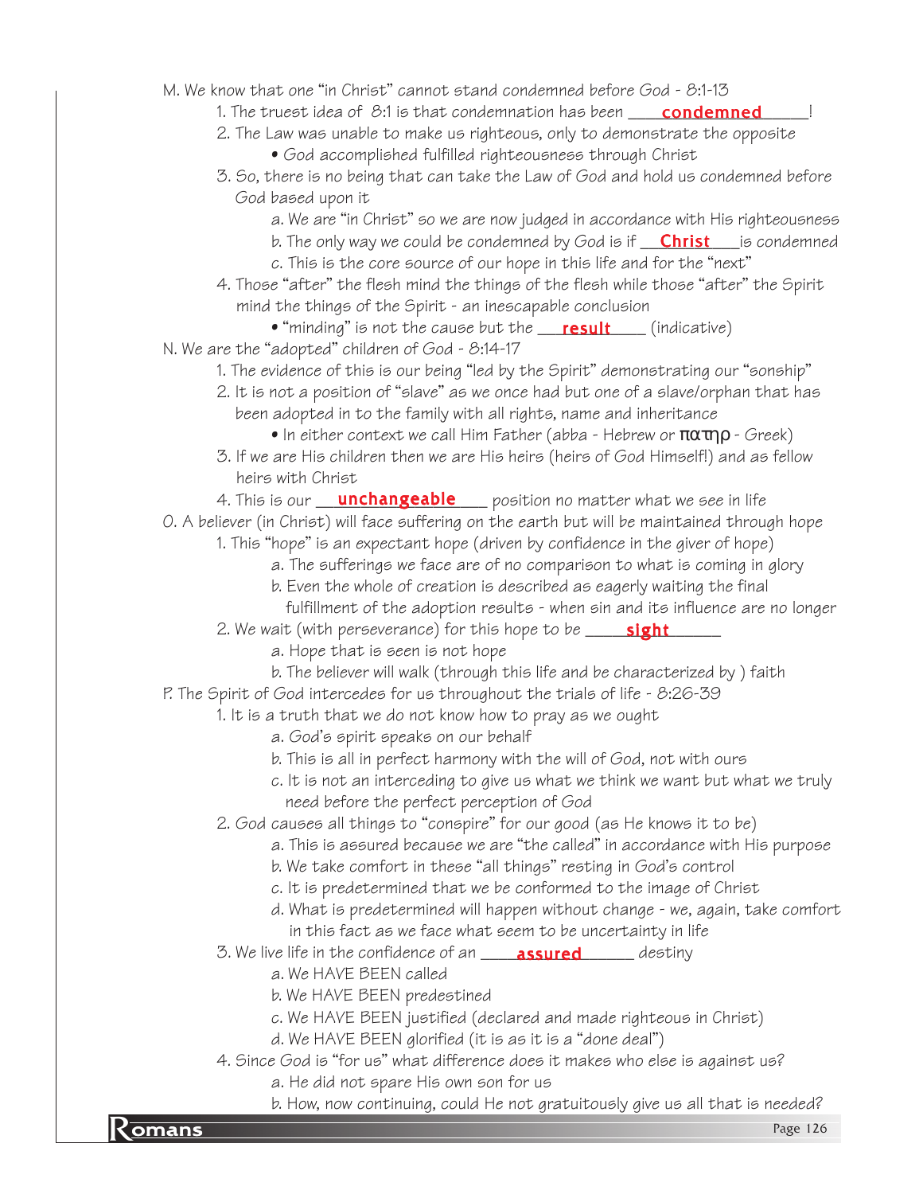M. We know that one “in Christ” cannot stand condemned before God - 8:1-13

1. The truest idea of 8:1 is that condemnation has been ___**condemned**_____!
2. The Law was unable to make us righteous, only to demonstrate the opposite
   - God accomplished fulfilled righteousness through Christ
3. So, there is no being that can take the Law of God and hold us condemned before God based upon it
   a. We are “in Christ” so we are now judged in accordance with His righteousness
   b. The only way we could be condemned by God is if ___**Christ**___is condemned
   c. This is the core source of our hope in this life and for the “next”
4. Those “after” the flesh mind the things of the flesh while those “after” the Spirit mind the things of the Spirit - an inescapable conclusion
   - “minding” is not the cause but the ___**result**____ (indicative)

N. We are the “adopted” children of God - 8:14-17

1. The evidence of this is our being “led by the Spirit” demonstrating our “sonship”
2. It is not a position of “slave” as we once had but one of a slave/orphan that has been adopted in to the family with all rights, name and inheritance
   - In either context we call Him Father (abba - Hebrew or πατηρ - Greek)
3. If we are His children then we are His heirs (heirs of God Himself!) and as fellow heirs with Christ
4. This is our ___**unchangeable**____ position no matter what we see in life

O. A believer (in Christ) will face suffering on the earth but will be maintained through hope

1. This “hope” is an expectant hope (driven by confidence in the giver of hope)
   a. The sufferings we face are of no comparison to what is coming in glory
   b. Even the whole of creation is described as eagerly waiting the final fulfillment of the adoption results - when sin and its influence are no longer
2. We wait (with perseverance) for this hope to be _____**sight**______
   a. Hope that is seen is not hope
   b. The believer will walk (through this life and be characterized by ) faith

P. The Spirit of God intercedes for us throughout the trials of life - 8:26-39

1. It is a truth that we do not know how to pray as we ought
   a. God’s spirit speaks on our behalf
   b. This is all in perfect harmony with the will of God, not with ours
   c. It is not an interceding to give us what we think we want but what we truly need before the perfect perception of God
2. God causes all things to “conspire” for our good (as He knows it to be)
   a. This is assured because we are “the called” in accordance with His purpose
   b. We take comfort in these “all things” resting in God’s control
   c. It is predetermined that we be conformed to the image of Christ
   d. What is predetermined will happen without change - we, again, take comfort in this fact as we face what seem to be uncertainty in life
3. We live life in the confidence of an _____**assured**______ destiny
   a. We HAVE BEEN called
   b. We HAVE BEEN predestined
   c. We HAVE BEEN justified (declared and made righteous in Christ)
   d. We HAVE BEEN glorified (it is as it is a “done deal”)
4. Since God is “for us” what difference does it makes who else is against us?
   a. He did not spare His own son for us
   b. How, now continuing, could He not gratuitously give us all that is needed?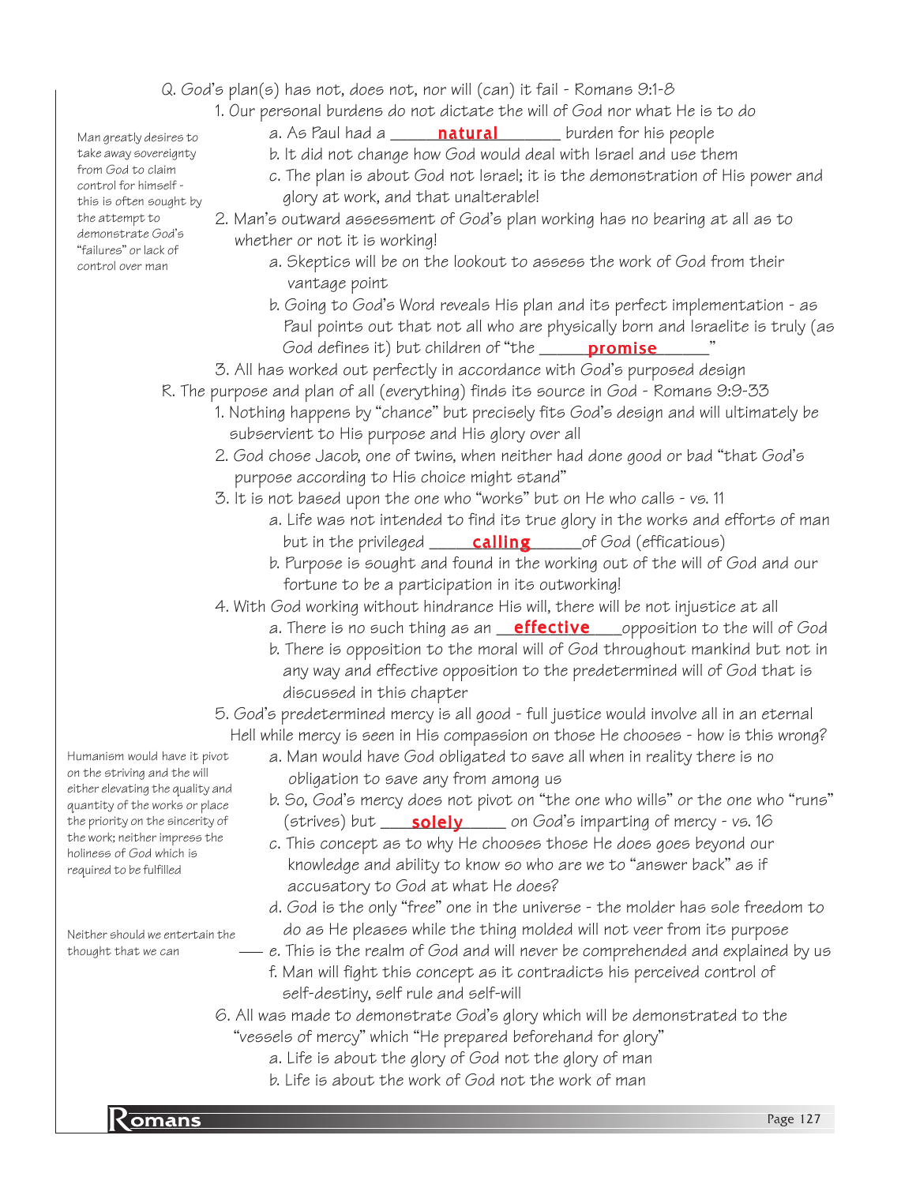Q. God's plan(s) has not, does not, nor will (can) it fail - Romans 9:1-8

1. Our personal burdens do not dictate the will of God nor what He is to do
   - a. As Paul had a **natural** burden for his people
   - b. It did not change how God would deal with Israel and use them
   - c. The plan is about God not Israel; it is the demonstration of His power and glory at work, and that unalterable!
2. Man's outward assessment of God's plan working has no bearing at all as to whether or not it is working!
   - a. Skeptics will be on the lookout to assess the work of God from their vantage point
   - b. Going to God's Word reveals His plan and its perfect implementation - as Paul points out that not all who are physically born and Israelite is truly (as God defines it) but children of "the **promise**"
3. All has worked out perfectly in accordance with God's purposed design

*Man greatly desires to take away sovereignty from God to claim control for himself - this is often sought by the attempt to demonstrate God's "failures" or lack of control over man*

R. The purpose and plan of all (everything) finds its source in God - Romans 9:9-33

1. Nothing happens by "chance" but precisely fits God's design and will ultimately be subservient to His purpose and His glory over all
2. God chose Jacob, one of twins, when neither had done good or bad "that God's purpose according to His choice might stand"
3. It is not based upon the one who "works" but on He who calls - vs. 11
   - a. Life was not intended to find its true glory in the works and efforts of man but in the privileged **calling** of God (efficatious)
   - b. Purpose is sought and found in the working out of the will of God and our fortune to be a participation in its outworking!
4. With God working without hindrance His will, there will be not injustice at all
   - a. There is no such thing as an **effective** opposition to the will of God
   - b. There is opposition to the moral will of God throughout mankind but not in any way and effective opposition to the predetermined will of God that is discussed in this chapter
5. God's predetermined mercy is all good - full justice would involve all in an eternal Hell while mercy is seen in His compassion on those He chooses - how is this wrong?
   - a. Man would have God obligated to save all when in reality there is no obligation to save any from among us
   - b. So, God's mercy does not pivot on "the one who wills" or the one who "runs" (strives) but **solely** on God's imparting of mercy - vs. 16
   - c. This concept as to why He chooses those He does goes beyond our knowledge and ability to know so who are we to "answer back" as if accusatory to God at what He does?
   - d. God is the only "free" one in the universe - the molder has sole freedom to do as He pleases while the thing molded will not veer from its purpose
   - e. This is the realm of God and will never be comprehended and explained by us
   - f. Man will fight this concept as it contradicts his perceived control of self-destiny, self rule and self-will
6. All was made to demonstrate God's glory which will be demonstrated to the "vessels of mercy" which "He prepared beforehand for glory"
   - a. Life is about the glory of God not the glory of man
   - b. Life is about the work of God not the work of man

*Humanism would have it pivot on the striving and the will either elevating the quality and quantity of the works or place the priority on the sincerity of the work; neither impress the holiness of God which is required to be fulfilled*

*Neither should we entertain the thought that we can* (refers to 5.e)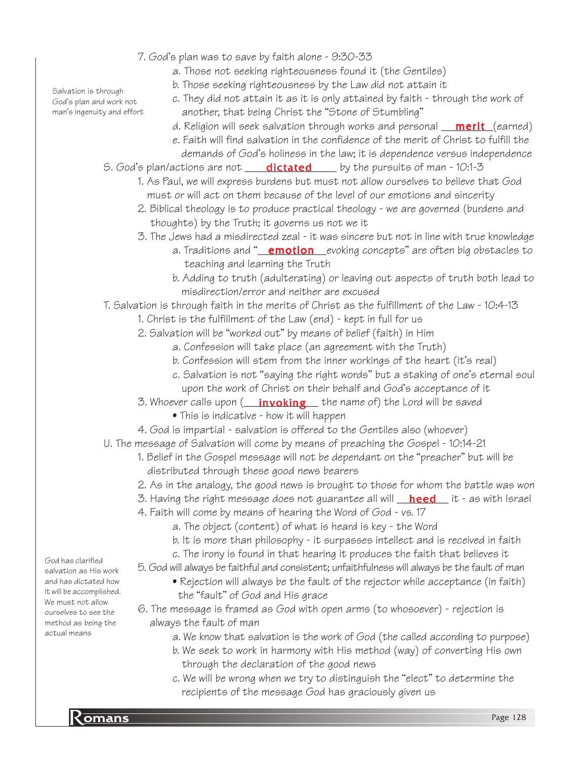7. God's plan was to save by faith alone - 9:30-33
    a. Those not seeking righteousness found it (the Gentiles)
    b. Those seeking righteousness by the Law did not attain it
    c. They did not attain it as it is only attained by faith - through the work of another, that being Christ the "Stone of Stumbling"
    d. Religion will seek salvation through works and personal **merit** (earned)
    e. Faith will find salvation in the confidence of the merit of Christ to fulfill the demands of God's holiness in the law; it is dependence versus independence

*Salvation is through God's plan and work not man's ingenuity and effort*

S. God's plan/actions are not **dictated** by the pursuits of man - 10:1-3
  1. As Paul, we will express burdens but must not allow ourselves to believe that God must or will act on them because of the level of our emotions and sincerity
  2. Biblical theology is to produce practical theology - we are governed (burdens and thoughts) by the Truth; it governs us not we it
  3. The Jews had a misdirected zeal - it was sincere but not in line with true knowledge
      a. Traditions and "**emotion** evoking concepts" are often big obstacles to teaching and learning the Truth
      b. Adding to truth (adulterating) or leaving out aspects of truth both lead to misdirection/error and neither are excused

T. Salvation is through faith in the merits of Christ as the fulfillment of the Law - 10:4-13
  1. Christ is the fulfillment of the Law (end) - kept in full for us
  2. Salvation will be "worked out" by means of belief (faith) in Him
      a. Confession will take place (an agreement with the Truth)
      b. Confession will stem from the inner workings of the heart (it's real)
      c. Salvation is not "saying the right words" but a staking of one's eternal soul upon the work of Christ on their behalf and God's acceptance of it
  3. Whoever calls upon (**invoking** the name of) the Lord will be saved
      - This is indicative - how it will happen
  4. God is impartial - salvation is offered to the Gentiles also (whoever)

U. The message of Salvation will come by means of preaching the Gospel - 10:14-21
  1. Belief in the Gospel message will not be dependant on the "preacher" but will be distributed through these good news bearers
  2. As in the analogy, the good news is brought to those for whom the battle was won
  3. Having the right message does not guarantee all will **heed** it - as with Israel
  4. Faith will come by means of hearing the Word of God - vs. 17
      a. The object (content) of what is heard is key - the Word
      b. It is more than philosophy - it surpasses intellect and is received in faith
      c. The irony is found in that hearing it produces the faith that believes it
  5. God will always be faithful and consistent; unfaithfulness will always be the fault of man
      - Rejection will always be the fault of the rejector while acceptance (in faith) the "fault" of God and His grace
  6. The message is framed as God with open arms (to whosoever) - rejection is always the fault of man
      a. We know that salvation is the work of God (the called according to purpose)
      b. We seek to work in harmony with His method (way) of converting His own through the declaration of the good news
      c. We will be wrong when we try to distinguish the "elect" to determine the recipients of the message God has graciously given us

*God has clarified salvation as His work and has dictated how it will be accomplished. We must not allow ourselves to see the method as being the actual means*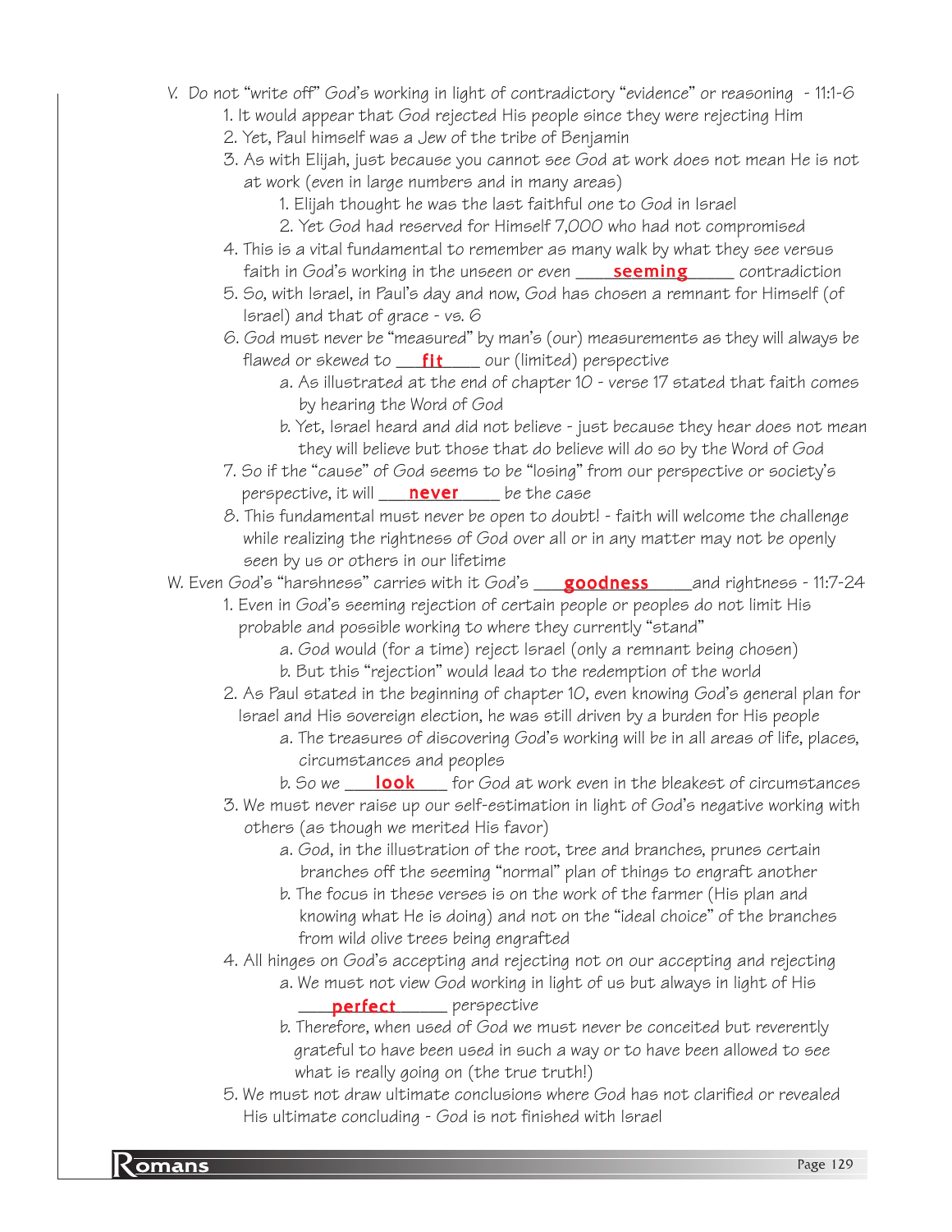V. Do not "write off" God's working in light of contradictory "evidence" or reasoning - 11:1-6

1. It would appear that God rejected His people since they were rejecting Him
2. Yet, Paul himself was a Jew of the tribe of Benjamin
3. As with Elijah, just because you cannot see God at work does not mean He is not at work (even in large numbers and in many areas)
    1. Elijah thought he was the last faithful one to God in Israel
    2. Yet God had reserved for Himself 7,000 who had not compromised
4. This is a vital fundamental to remember as many walk by what they see versus faith in God's working in the unseen or even ____**seeming**_____ contradiction
5. So, with Israel, in Paul's day and now, God has chosen a remnant for Himself (of Israel) and that of grace - vs. 6
6. God must never be "measured" by man's (our) measurements as they will always be flawed or skewed to ___**fit**____ our (limited) perspective
    a. As illustrated at the end of chapter 10 - verse 17 stated that faith comes by hearing the Word of God
    b. Yet, Israel heard and did not believe - just because they hear does not mean they will believe but those that do believe will do so by the Word of God
7. So if the "cause" of God seems to be "losing" from our perspective or society's perspective, it will ___**never**_____ be the case
8. This fundamental must never be open to doubt! - faith will welcome the challenge while realizing the rightness of God over all or in any matter may not be openly seen by us or others in our lifetime

W. Even God's "harshness" carries with it God's ___**goodness**_____and rightness - 11:7-24

1. Even in God's seeming rejection of certain people or peoples do not limit His probable and possible working to where they currently "stand"
    a. God would (for a time) reject Israel (only a remnant being chosen)
    b. But this "rejection" would lead to the redemption of the world
2. As Paul stated in the beginning of chapter 10, even knowing God's general plan for Israel and His sovereign election, he was still driven by a burden for His people
    a. The treasures of discovering God's working will be in all areas of life, places, circumstances and peoples
    b. So we ___**look**____ for God at work even in the bleakest of circumstances
3. We must never raise up our self-estimation in light of God's negative working with others (as though we merited His favor)
    a. God, in the illustration of the root, tree and branches, prunes certain branches off the seeming "normal" plan of things to engraft another
    b. The focus in these verses is on the work of the farmer (His plan and knowing what He is doing) and not on the "ideal choice" of the branches from wild olive trees being engrafted
4. All hinges on God's accepting and rejecting not on our accepting and rejecting
    a. We must not view God working in light of us but always in light of His ____**perfect**______ perspective
    b. Therefore, when used of God we must never be conceited but reverently grateful to have been used in such a way or to have been allowed to see what is really going on (the true truth!)
5. We must not draw ultimate conclusions where God has not clarified or revealed His ultimate concluding - God is not finished with Israel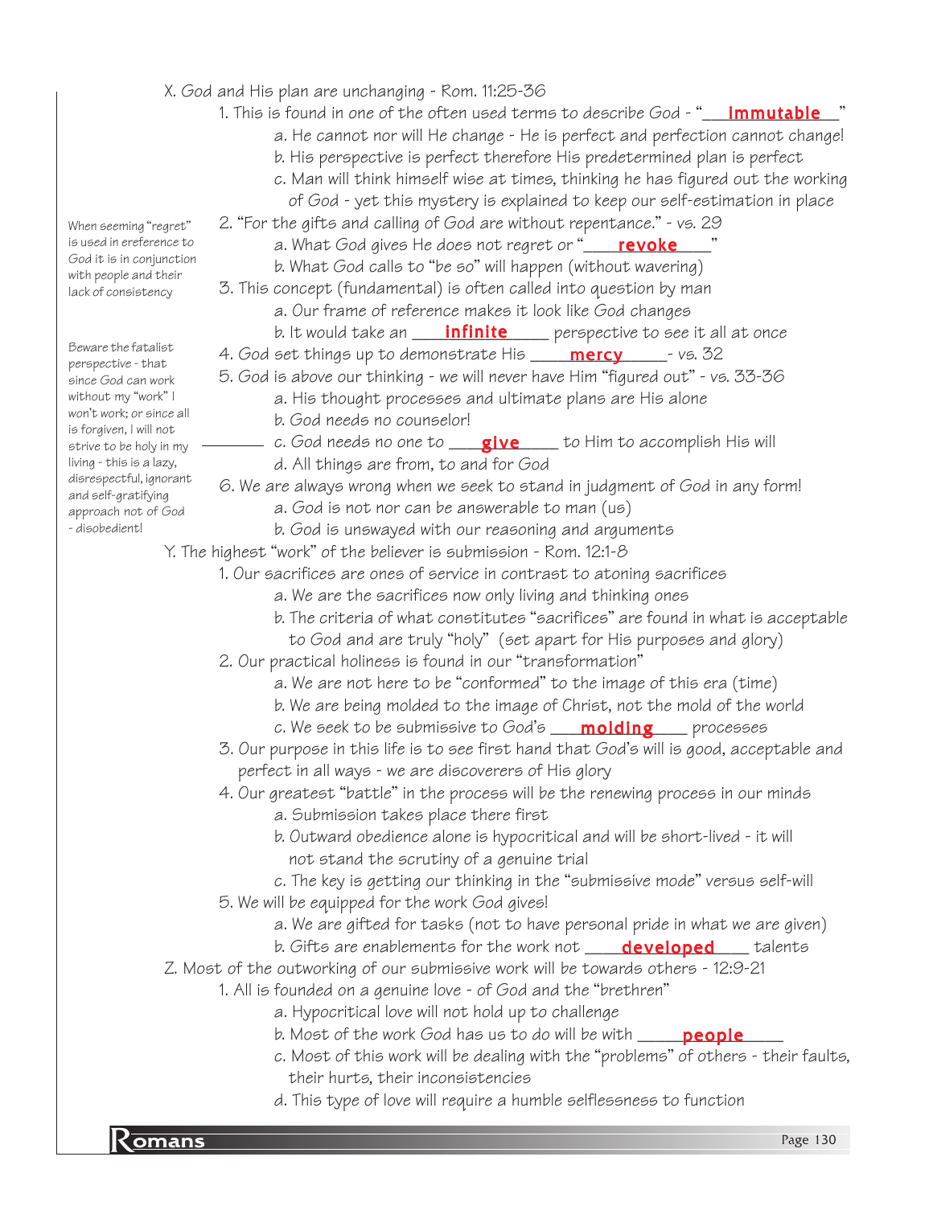X. God and His plan are unchanging - Rom. 11:25-36

1. This is found in one of the often used terms to describe God - "___**immutable**___"
    - a. He cannot nor will He change - He is perfect and perfection cannot change!
    - b. His perspective is perfect therefore His predetermined plan is perfect
    - c. Man will think himself wise at times, thinking he has figured out the working of God - yet this mystery is explained to keep our self-estimation in place
2. "For the gifts and calling of God are without repentance." - vs. 29
    - a. What God gives He does not regret or "___**revoke**___"
    - b. What God calls to "be so" will happen (without wavering)
3. This concept (fundamental) is often called into question by man
    - a. Our frame of reference makes it look like God changes
    - b. It would take an ___**infinite**___ perspective to see it all at once
4. God set things up to demonstrate His ___**mercy**___- vs. 32
5. God is above our thinking - we will never have Him "figured out" - vs. 33-36
    - a. His thought processes and ultimate plans are His alone
    - b. God needs no counselor!
    - c. God needs no one to ___**give**___ to Him to accomplish His will
    - d. All things are from, to and for God
6. We are always wrong when we seek to stand in judgment of God in any form!
    - a. God is not nor can be answerable to man (us)
    - b. God is unswayed with our reasoning and arguments

> When seeming "regret" is used in ereference to God it is in conjunction with people and their lack of consistency

> Beware the fatalist perspective - that since God can work without my "work" I won't work; or since all is forgiven, I will not strive to be holy in my living - this is a lazy, disrespectful, ignorant and self-gratifying approach not of God - disobedient!

Y. The highest "work" of the believer is submission - Rom. 12:1-8

1. Our sacrifices are ones of service in contrast to atoning sacrifices
    - a. We are the sacrifices now only living and thinking ones
    - b. The criteria of what constitutes "sacrifices" are found in what is acceptable to God and are truly "holy" (set apart for His purposes and glory)
2. Our practical holiness is found in our "transformation"
    - a. We are not here to be "conformed" to the image of this era (time)
    - b. We are being molded to the image of Christ, not the mold of the world
    - c. We seek to be submissive to God's ___**molding**___ processes
3. Our purpose in this life is to see first hand that God's will is good, acceptable and perfect in all ways - we are discoverers of His glory
4. Our greatest "battle" in the process will be the renewing process in our minds
    - a. Submission takes place there first
    - b. Outward obedience alone is hypocritical and will be short-lived - it will not stand the scrutiny of a genuine trial
    - c. The key is getting our thinking in the "submissive mode" versus self-will
5. We will be equipped for the work God gives!
    - a. We are gifted for tasks (not to have personal pride in what we are given)
    - b. Gifts are enablements for the work not ___**developed**___ talents

Z. Most of the outworking of our submissive work will be towards others - 12:9-21

1. All is founded on a genuine love - of God and the "brethren"
    - a. Hypocritical love will not hold up to challenge
    - b. Most of the work God has us to do will be with ___**people**___
    - c. Most of this work will be dealing with the "problems" of others - their faults, their hurts, their inconsistencies
    - d. This type of love will require a humble selflessness to function